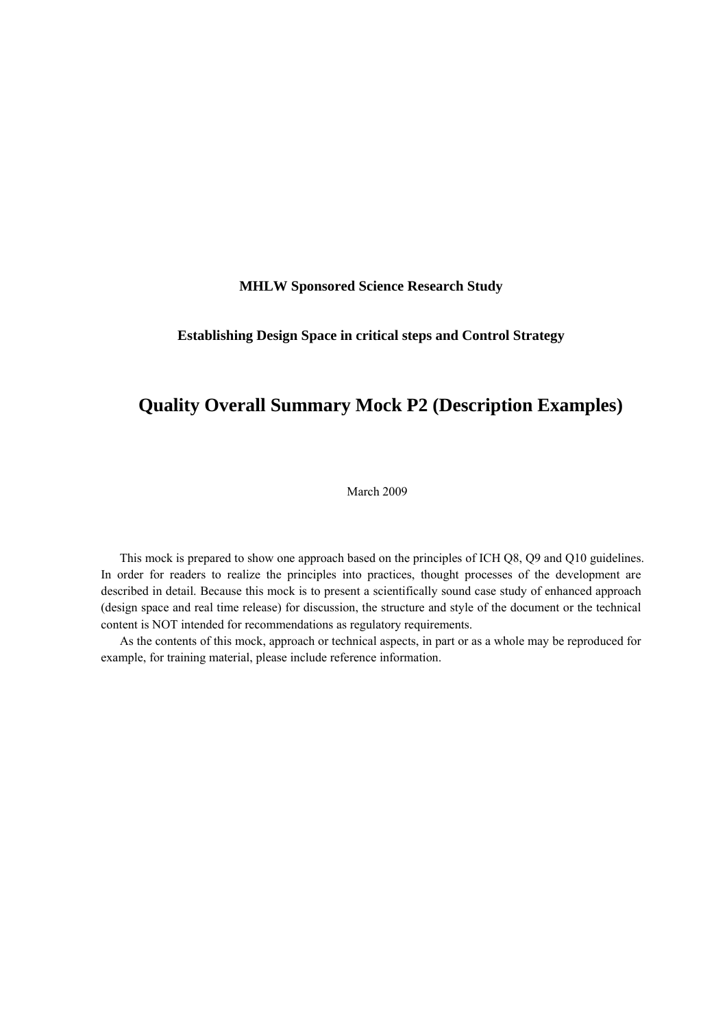**MHLW Sponsored Science Research Study**

**Establishing Design Space in critical steps and Control Strategy**

# Quality Overall Summary Mock P2 (Description Examples)

March 2009

This mock is prepared to show one approach based on the principles of ICH Q8, Q9 and Q10 guidelines. In order for readers to realize the principles into practices, thought processes of the development are described in detail. Because this mock is to present a scientifically sound case study of enhanced approach (design space and real time release) for discussion, the structure and style of the document or the technical content is NOT intended for recommendations as regulatory requirements.

As the contents of this mock, approach or technical aspects, in part or as a whole may be reproduced for example, for training material, please include reference information.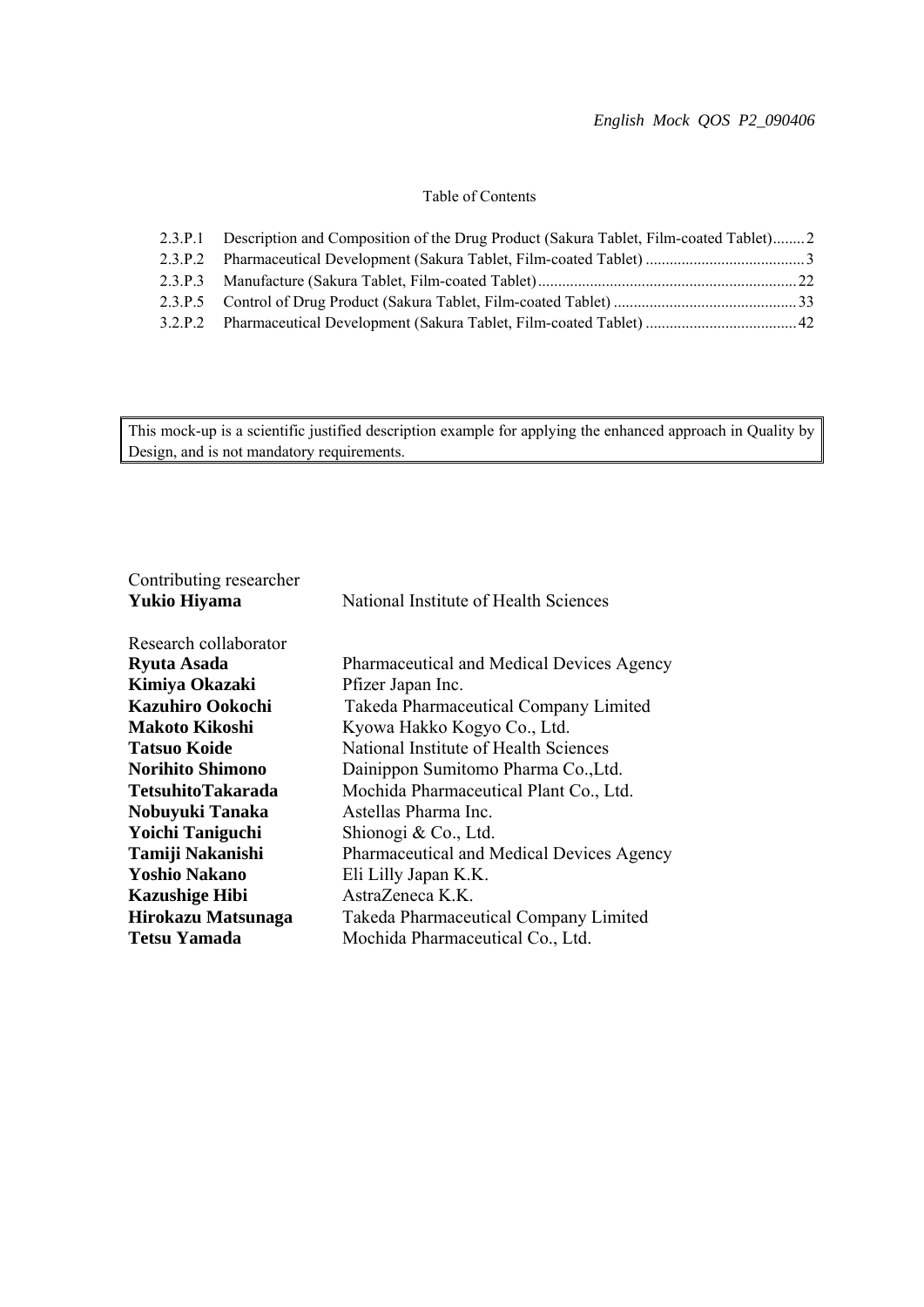*English Mock QOS P2_090406*

Table of Contents

| | | |
|---|---|---|
| 2.3.P.1 | Description and Composition of the Drug Product (Sakura Tablet, Film-coated Tablet) | 2 |
| 2.3.P.2 | Pharmaceutical Development (Sakura Tablet, Film-coated Tablet) | 3 |
| 2.3.P.3 | Manufacture (Sakura Tablet, Film-coated Tablet) | 22 |
| 2.3.P.5 | Control of Drug Product (Sakura Tablet, Film-coated Tablet) | 33 |
| 3.2.P.2 | Pharmaceutical Development (Sakura Tablet, Film-coated Tablet) | 42 |

This mock-up is a scientific justified description example for applying the enhanced approach in Quality by Design, and is not mandatory requirements.

Contributing researcher

| | |
|---|---|
| **Yukio Hiyama** | National Institute of Health Sciences |

Research collaborator

| | |
|---|---|
| **Ryuta Asada** | Pharmaceutical and Medical Devices Agency |
| **Kimiya Okazaki** | Pfizer Japan Inc. |
| **Kazuhiro Ookochi** | Takeda Pharmaceutical Company Limited |
| **Makoto Kikoshi** | Kyowa Hakko Kogyo Co., Ltd. |
| **Tatsuo Koide** | National Institute of Health Sciences |
| **Norihito Shimono** | Dainippon Sumitomo Pharma Co.,Ltd. |
| **TetsuhitoTakarada** | Mochida Pharmaceutical Plant Co., Ltd. |
| **Nobuyuki Tanaka** | Astellas Pharma Inc. |
| **Yoichi Taniguchi** | Shionogi & Co., Ltd. |
| **Tamiji Nakanishi** | Pharmaceutical and Medical Devices Agency |
| **Yoshio Nakano** | Eli Lilly Japan K.K. |
| **Kazushige Hibi** | AstraZeneca K.K. |
| **Hirokazu Matsunaga** | Takeda Pharmaceutical Company Limited |
| **Tetsu Yamada** | Mochida Pharmaceutical Co., Ltd. |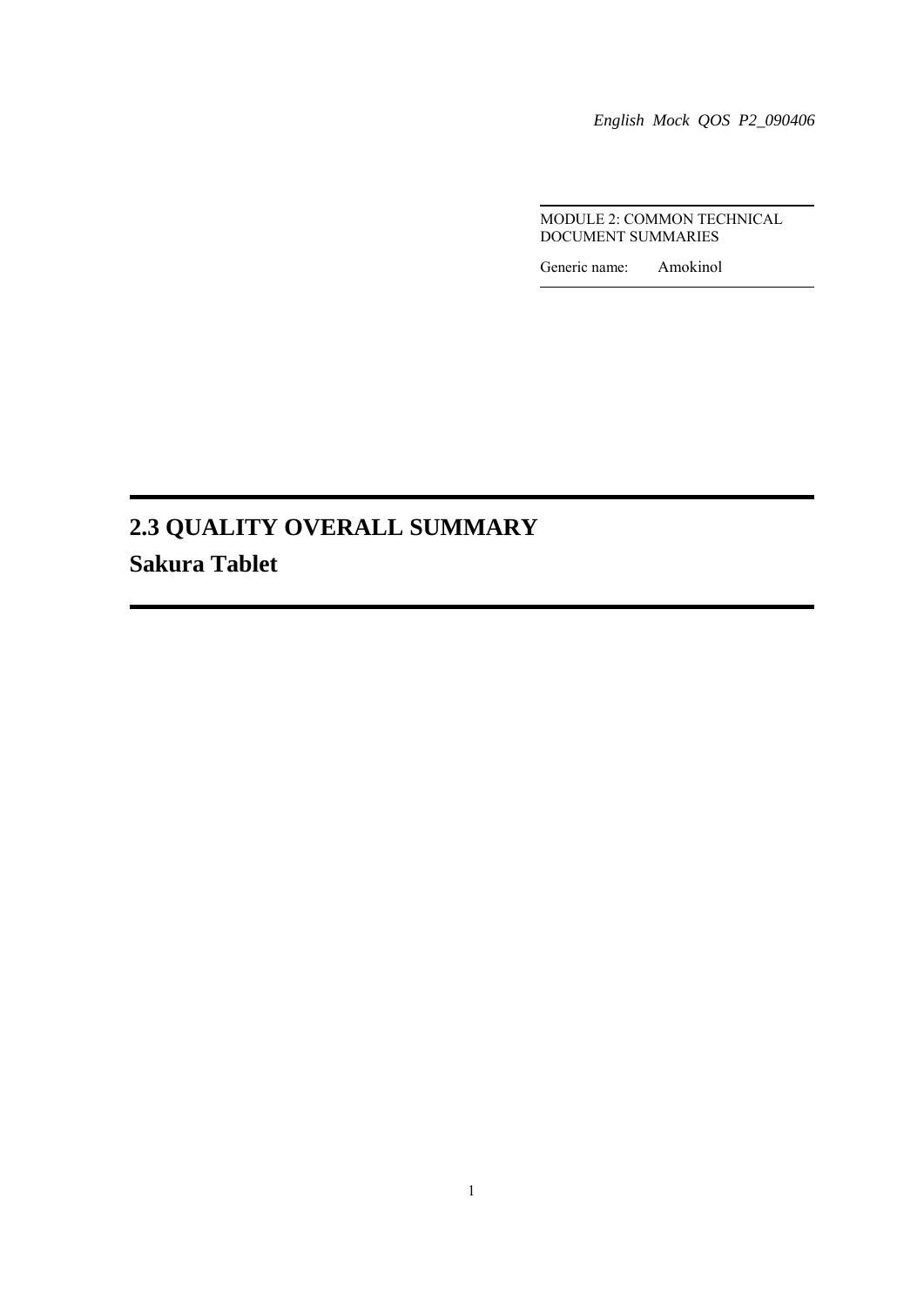*English Mock QOS P2_090406*

MODULE 2: COMMON TECHNICAL DOCUMENT SUMMARIES

Generic name: Amokinol

# 2.3 QUALITY OVERALL SUMMARY

## Sakura Tablet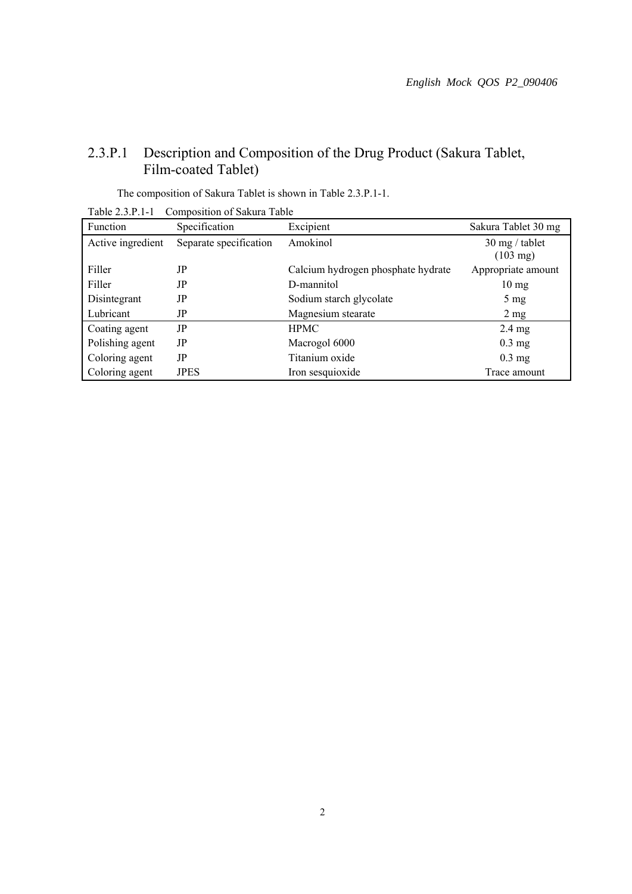## 2.3.P.1 Description and Composition of the Drug Product (Sakura Tablet, Film-coated Tablet)

The composition of Sakura Tablet is shown in Table 2.3.P.1-1.

Table 2.3.P.1-1 Composition of Sakura Table

| Function | Specification | Excipient | Sakura Tablet 30 mg |
|---|---|---|---|
| Active ingredient | Separate specification | Amokinol | 30 mg / tablet (103 mg) |
| Filler | JP | Calcium hydrogen phosphate hydrate | Appropriate amount |
| Filler | JP | D-mannitol | 10 mg |
| Disintegrant | JP | Sodium starch glycolate | 5 mg |
| Lubricant | JP | Magnesium stearate | 2 mg |
| Coating agent | JP | HPMC | 2.4 mg |
| Polishing agent | JP | Macrogol 6000 | 0.3 mg |
| Coloring agent | JP | Titanium oxide | 0.3 mg |
| Coloring agent | JPES | Iron sesquioxide | Trace amount |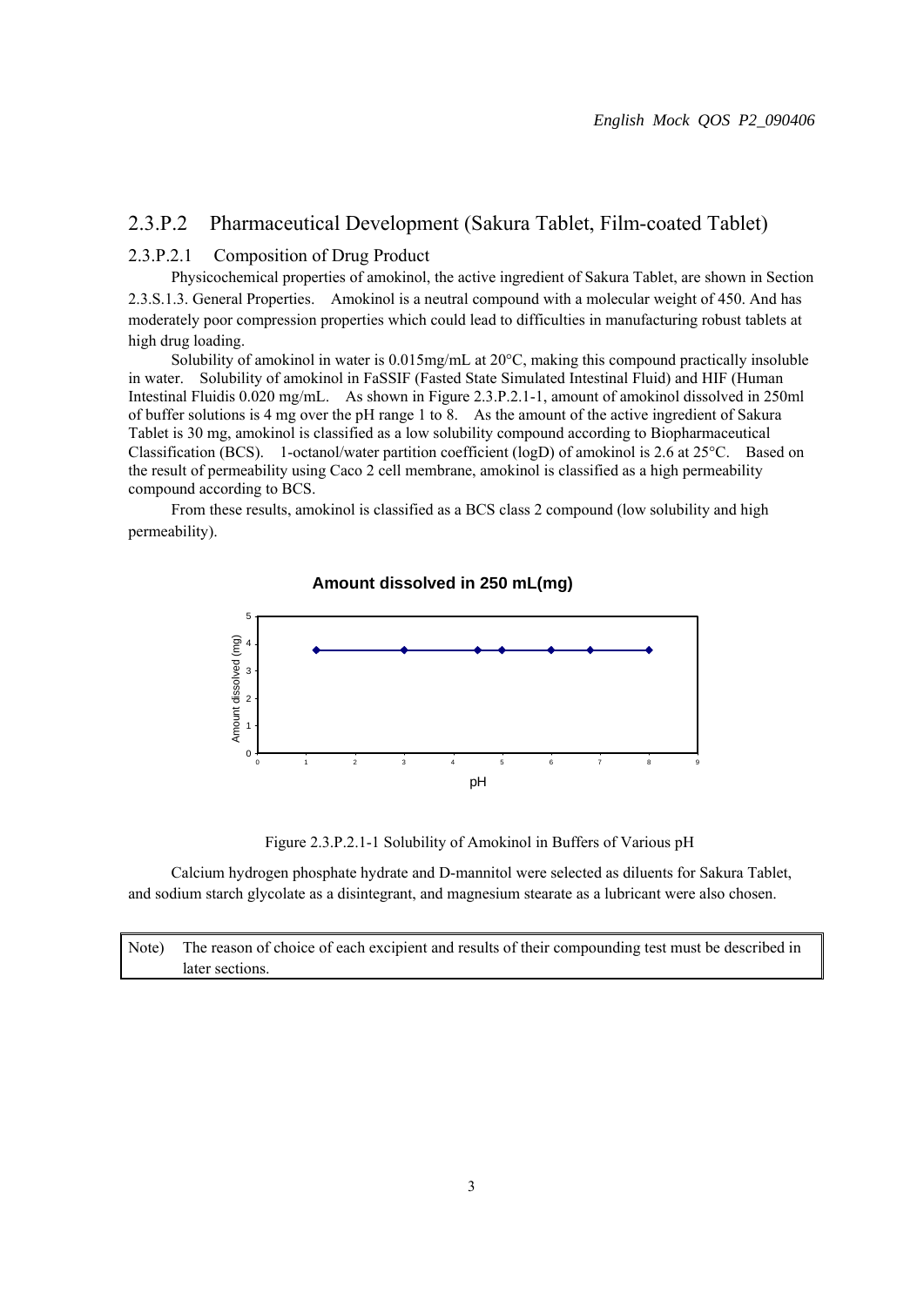## 2.3.P.2 Pharmaceutical Development (Sakura Tablet, Film-coated Tablet)

### 2.3.P.2.1 Composition of Drug Product

Physicochemical properties of amokinol, the active ingredient of Sakura Tablet, are shown in Section 2.3.S.1.3. General Properties. Amokinol is a neutral compound with a molecular weight of 450. And has moderately poor compression properties which could lead to difficulties in manufacturing robust tablets at high drug loading.

Solubility of amokinol in water is 0.015mg/mL at 20°C, making this compound practically insoluble in water. Solubility of amokinol in FaSSIF (Fasted State Simulated Intestinal Fluid) and HIF (Human Intestinal Fluidis 0.020 mg/mL. As shown in Figure 2.3.P.2.1-1, amount of amokinol dissolved in 250ml of buffer solutions is 4 mg over the pH range 1 to 8. As the amount of the active ingredient of Sakura Tablet is 30 mg, amokinol is classified as a low solubility compound according to Biopharmaceutical Classification (BCS). 1-octanol/water partition coefficient (logD) of amokinol is 2.6 at 25°C. Based on the result of permeability using Caco 2 cell membrane, amokinol is classified as a high permeability compound according to BCS.

From these results, amokinol is classified as a BCS class 2 compound (low solubility and high permeability).

Figure 2.3.P.2.1-1 Solubility of Amokinol in Buffers of Various pH

Calcium hydrogen phosphate hydrate and D-mannitol were selected as diluents for Sakura Tablet, and sodium starch glycolate as a disintegrant, and magnesium stearate as a lubricant were also chosen.

| Note) | The reason of choice of each excipient and results of their compounding test must be described in later sections. |
|---|---|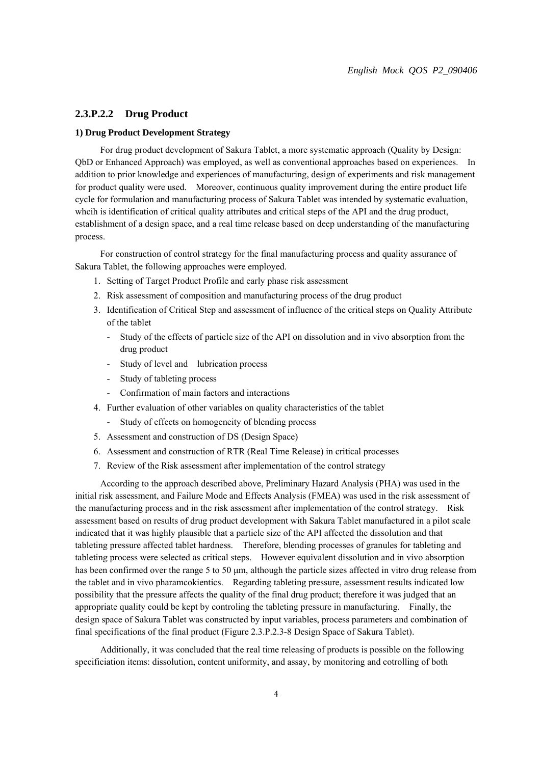## 2.3.P.2.2 Drug Product

### 1) Drug Product Development Strategy

For drug product development of Sakura Tablet, a more systematic approach (Quality by Design: QbD or Enhanced Approach) was employed, as well as conventional approaches based on experiences. In addition to prior knowledge and experiences of manufacturing, design of experiments and risk management for product quality were used. Moreover, continuous quality improvement during the entire product life cycle for formulation and manufacturing process of Sakura Tablet was intended by systematic evaluation, whcih is identification of critical quality attributes and critical steps of the API and the drug product, establishment of a design space, and a real time release based on deep understanding of the manufacturing process.

For construction of control strategy for the final manufacturing process and quality assurance of Sakura Tablet, the following approaches were employed.

1. Setting of Target Product Profile and early phase risk assessment
2. Risk assessment of composition and manufacturing process of the drug product
3. Identification of Critical Step and assessment of influence of the critical steps on Quality Attribute of the tablet
    - Study of the effects of particle size of the API on dissolution and in vivo absorption from the drug product
    - Study of level and lubrication process
    - Study of tableting process
    - Confirmation of main factors and interactions
4. Further evaluation of other variables on quality characteristics of the tablet
    - Study of effects on homogeneity of blending process
5. Assessment and construction of DS (Design Space)
6. Assessment and construction of RTR (Real Time Release) in critical processes
7. Review of the Risk assessment after implementation of the control strategy

According to the approach described above, Preliminary Hazard Analysis (PHA) was used in the initial risk assessment, and Failure Mode and Effects Analysis (FMEA) was used in the risk assessment of the manufacturing process and in the risk assessment after implementation of the control strategy. Risk assessment based on results of drug product development with Sakura Tablet manufactured in a pilot scale indicated that it was highly plausible that a particle size of the API affected the dissolution and that tableting pressure affected tablet hardness. Therefore, blending processes of granules for tableting and tableting process were selected as critical steps. However equivalent dissolution and in vivo absorption has been confirmed over the range 5 to 50 μm, although the particle sizes affected in vitro drug release from the tablet and in vivo pharamcokientics. Regarding tableting pressure, assessment results indicated low possibility that the pressure affects the quality of the final drug product; therefore it was judged that an appropriate quality could be kept by controling the tableting pressure in manufacturing. Finally, the design space of Sakura Tablet was constructed by input variables, process parameters and combination of final specifications of the final product (Figure 2.3.P.2.3-8 Design Space of Sakura Tablet).

Additionally, it was concluded that the real time releasing of products is possible on the following specificiation items: dissolution, content uniformity, and assay, by monitoring and cotrolling of both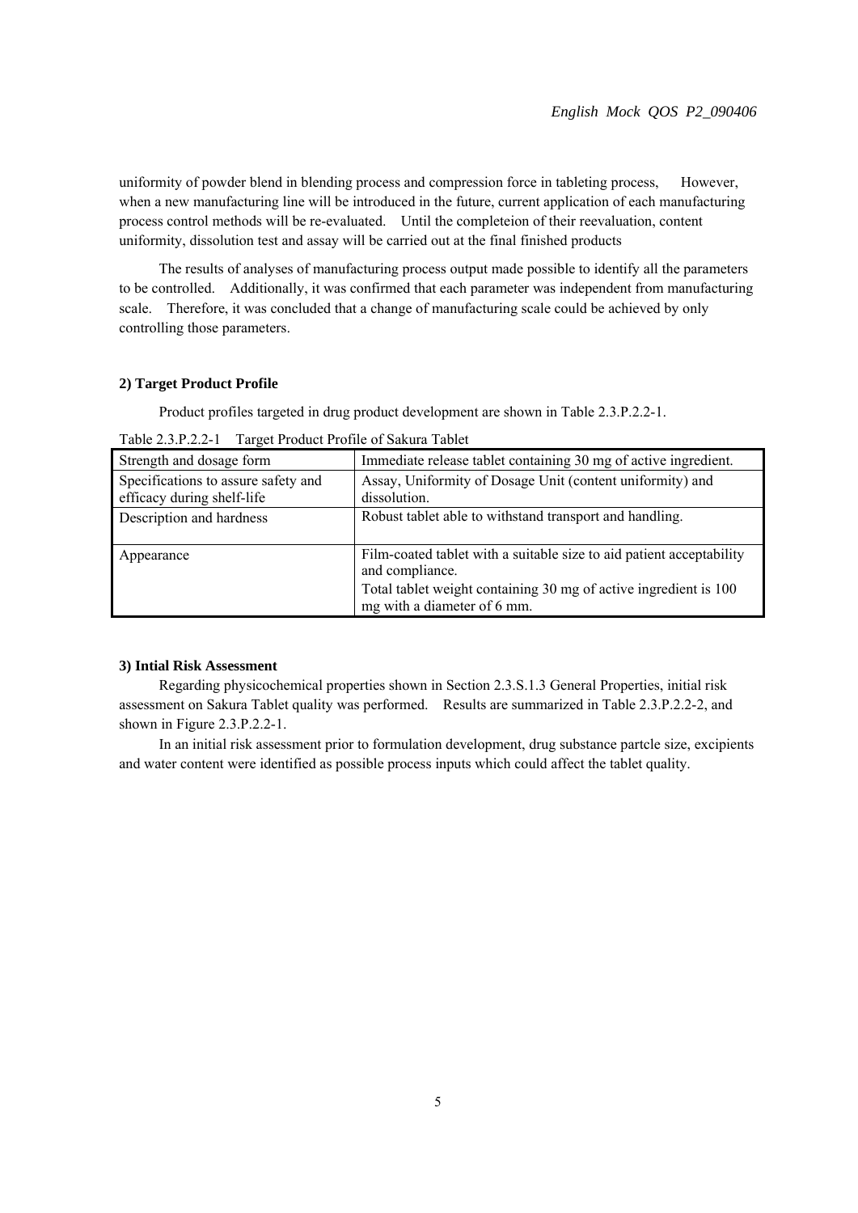uniformity of powder blend in blending process and compression force in tableting process, However, when a new manufacturing line will be introduced in the future, current application of each manufacturing process control methods will be re-evaluated. Until the completeion of their reevaluation, content uniformity, dissolution test and assay will be carried out at the final finished products

The results of analyses of manufacturing process output made possible to identify all the parameters to be controlled. Additionally, it was confirmed that each parameter was independent from manufacturing scale. Therefore, it was concluded that a change of manufacturing scale could be achieved by only controlling those parameters.

### 2) Target Product Profile

Product profiles targeted in drug product development are shown in Table 2.3.P.2.2-1.

Table 2.3.P.2.2-1 Target Product Profile of Sakura Tablet

| Strength and dosage form | Immediate release tablet containing 30 mg of active ingredient. |
|---|---|
| Specifications to assure safety and efficacy during shelf-life | Assay, Uniformity of Dosage Unit (content uniformity) and dissolution. |
| Description and hardness | Robust tablet able to withstand transport and handling. |
| Appearance | Film-coated tablet with a suitable size to aid patient acceptability and compliance.<br>Total tablet weight containing 30 mg of active ingredient is 100 mg with a diameter of 6 mm. |

### 3) Intial Risk Assessment

Regarding physicochemical properties shown in Section 2.3.S.1.3 General Properties, initial risk assessment on Sakura Tablet quality was performed. Results are summarized in Table 2.3.P.2.2-2, and shown in Figure 2.3.P.2.2-1.

In an initial risk assessment prior to formulation development, drug substance partcle size, excipients and water content were identified as possible process inputs which could affect the tablet quality.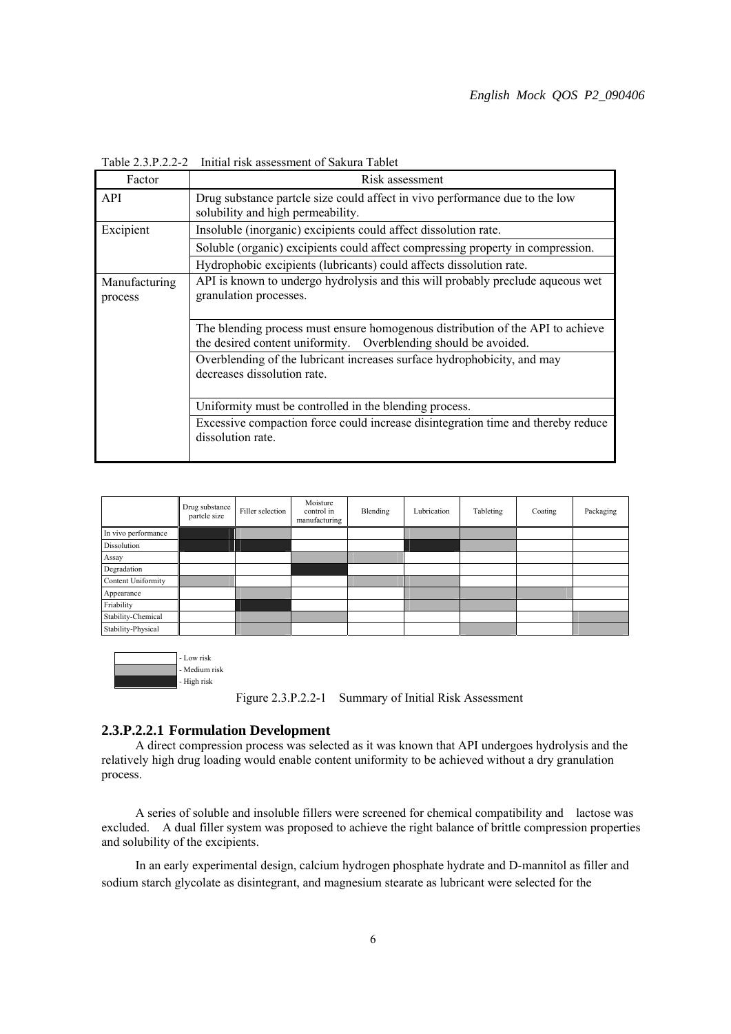Table 2.3.P.2.2-2 Initial risk assessment of Sakura Tablet

| Factor | Risk assessment |
|---|---|
| API | Drug substance partcle size could affect in vivo performance due to the low solubility and high permeability. |
| Excipient | Insoluble (inorganic) excipients could affect dissolution rate. |
| | Soluble (organic) excipients could affect compressing property in compression. |
| | Hydrophobic excipients (lubricants) could affects dissolution rate. |
| Manufacturing process | API is known to undergo hydrolysis and this will probably preclude aqueous wet granulation processes. |
| | The blending process must ensure homogenous distribution of the API to achieve the desired content uniformity. Overblending should be avoided. |
| | Overblending of the lubricant increases surface hydrophobicity, and may decreases dissolution rate. |
| | Uniformity must be controlled in the blending process. |
| | Excessive compaction force could increase disintegration time and thereby reduce dissolution rate. |

| | Drug substance partcle size | Filler selection | Moisture control in manufacturing | Blending | Lubrication | Tableting | Coating | Packaging |
|---|---|---|---|---|---|---|---|---|
| In vivo performance | High risk | Medium risk | Low risk | Low risk | Medium risk | Medium risk | Low risk | Low risk |
| Dissolution | High risk | High risk | Low risk | Low risk | High risk | Medium risk | Low risk | Low risk |
| Assay | Low risk | Low risk | Medium risk | Medium risk | Low risk | Low risk | Low risk | Low risk |
| Degradation | Low risk | Low risk | High risk | Low risk | Low risk | Low risk | Low risk | Low risk |
| Content Uniformity | Medium risk | Low risk | Low risk | Medium risk | Medium risk | Low risk | Low risk | Low risk |
| Appearance | Low risk | Medium risk | Low risk | Low risk | Medium risk | Medium risk | Medium risk | Low risk |
| Friability | Low risk | High risk | Low risk | Low risk | Medium risk | Medium risk | Low risk | Low risk |
| Stability-Chemical | Low risk | Medium risk | Medium risk | Low risk | Low risk | Low risk | Low risk | Medium risk |
| Stability-Physical | Low risk | Medium risk | Low risk | Low risk | Low risk | Medium risk | Low risk | Medium risk |

- Low risk
- Medium risk
- High risk

Figure 2.3.P.2.2-1 Summary of Initial Risk Assessment

### 2.3.P.2.2.1 Formulation Development

A direct compression process was selected as it was known that API undergoes hydrolysis and the relatively high drug loading would enable content uniformity to be achieved without a dry granulation process.

A series of soluble and insoluble fillers were screened for chemical compatibility and lactose was excluded. A dual filler system was proposed to achieve the right balance of brittle compression properties and solubility of the excipients.

In an early experimental design, calcium hydrogen phosphate hydrate and D-mannitol as filler and sodium starch glycolate as disintegrant, and magnesium stearate as lubricant were selected for the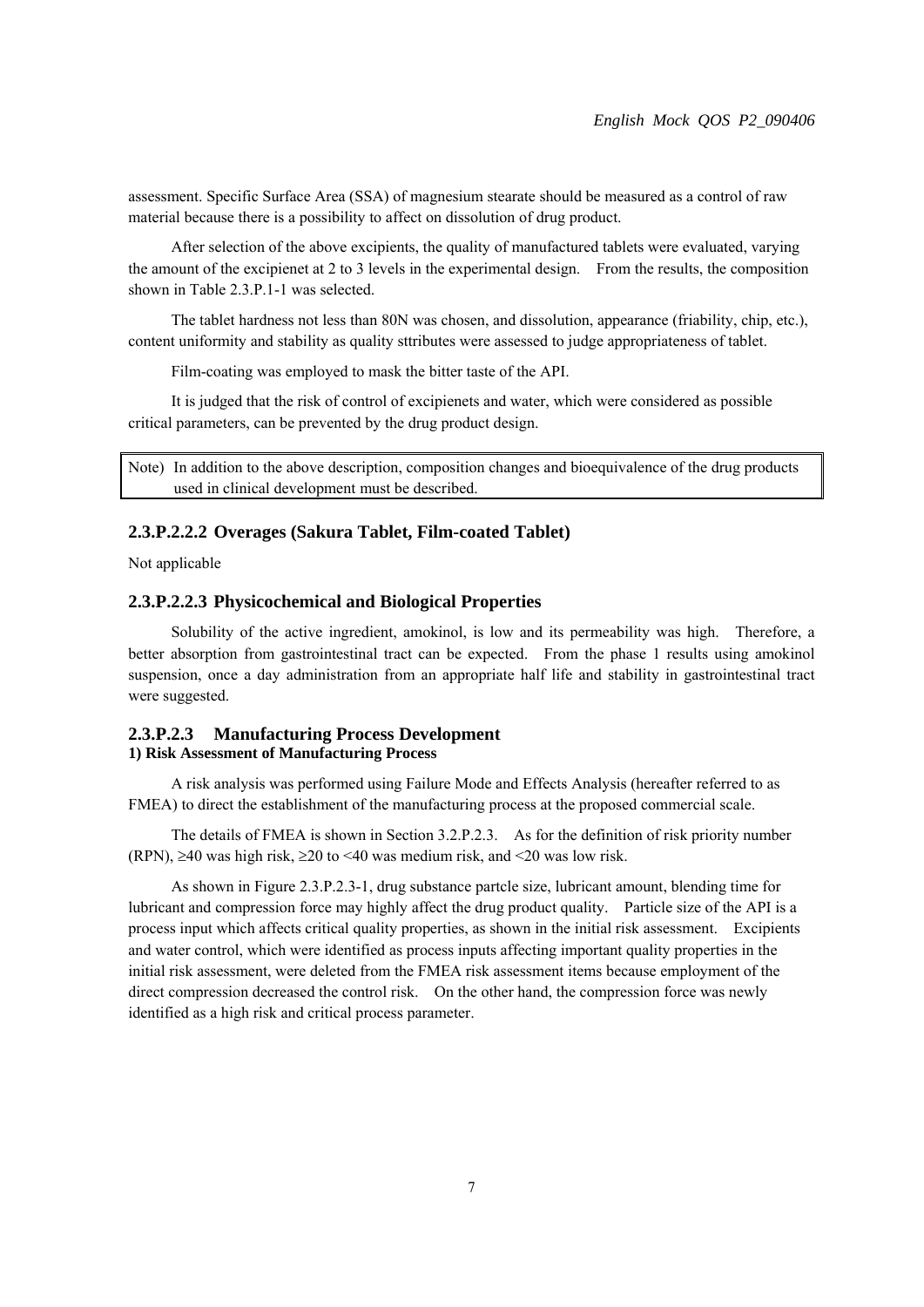assessment. Specific Surface Area (SSA) of magnesium stearate should be measured as a control of raw material because there is a possibility to affect on dissolution of drug product.

After selection of the above excipients, the quality of manufactured tablets were evaluated, varying the amount of the excipienet at 2 to 3 levels in the experimental design. From the results, the composition shown in Table 2.3.P.1-1 was selected.

The tablet hardness not less than 80N was chosen, and dissolution, appearance (friability, chip, etc.), content uniformity and stability as quality sttributes were assessed to judge appropriateness of tablet.

Film-coating was employed to mask the bitter taste of the API.

It is judged that the risk of control of excipienets and water, which were considered as possible critical parameters, can be prevented by the drug product design.

| Note) In addition to the above description, composition changes and bioequivalence of the drug products used in clinical development must be described. |
|---|

### 2.3.P.2.2.2 Overages (Sakura Tablet, Film-coated Tablet)

Not applicable

### 2.3.P.2.2.3 Physicochemical and Biological Properties

Solubility of the active ingredient, amokinol, is low and its permeability was high. Therefore, a better absorption from gastrointestinal tract can be expected. From the phase 1 results using amokinol suspension, once a day administration from an appropriate half life and stability in gastrointestinal tract were suggested.

### 2.3.P.2.3 Manufacturing Process Development

**1) Risk Assessment of Manufacturing Process**

A risk analysis was performed using Failure Mode and Effects Analysis (hereafter referred to as FMEA) to direct the establishment of the manufacturing process at the proposed commercial scale.

The details of FMEA is shown in Section 3.2.P.2.3. As for the definition of risk priority number (RPN), ≥40 was high risk, ≥20 to <40 was medium risk, and <20 was low risk.

As shown in Figure 2.3.P.2.3-1, drug substance partcle size, lubricant amount, blending time for lubricant and compression force may highly affect the drug product quality. Particle size of the API is a process input which affects critical quality properties, as shown in the initial risk assessment. Excipients and water control, which were identified as process inputs affecting important quality properties in the initial risk assessment, were deleted from the FMEA risk assessment items because employment of the direct compression decreased the control risk. On the other hand, the compression force was newly identified as a high risk and critical process parameter.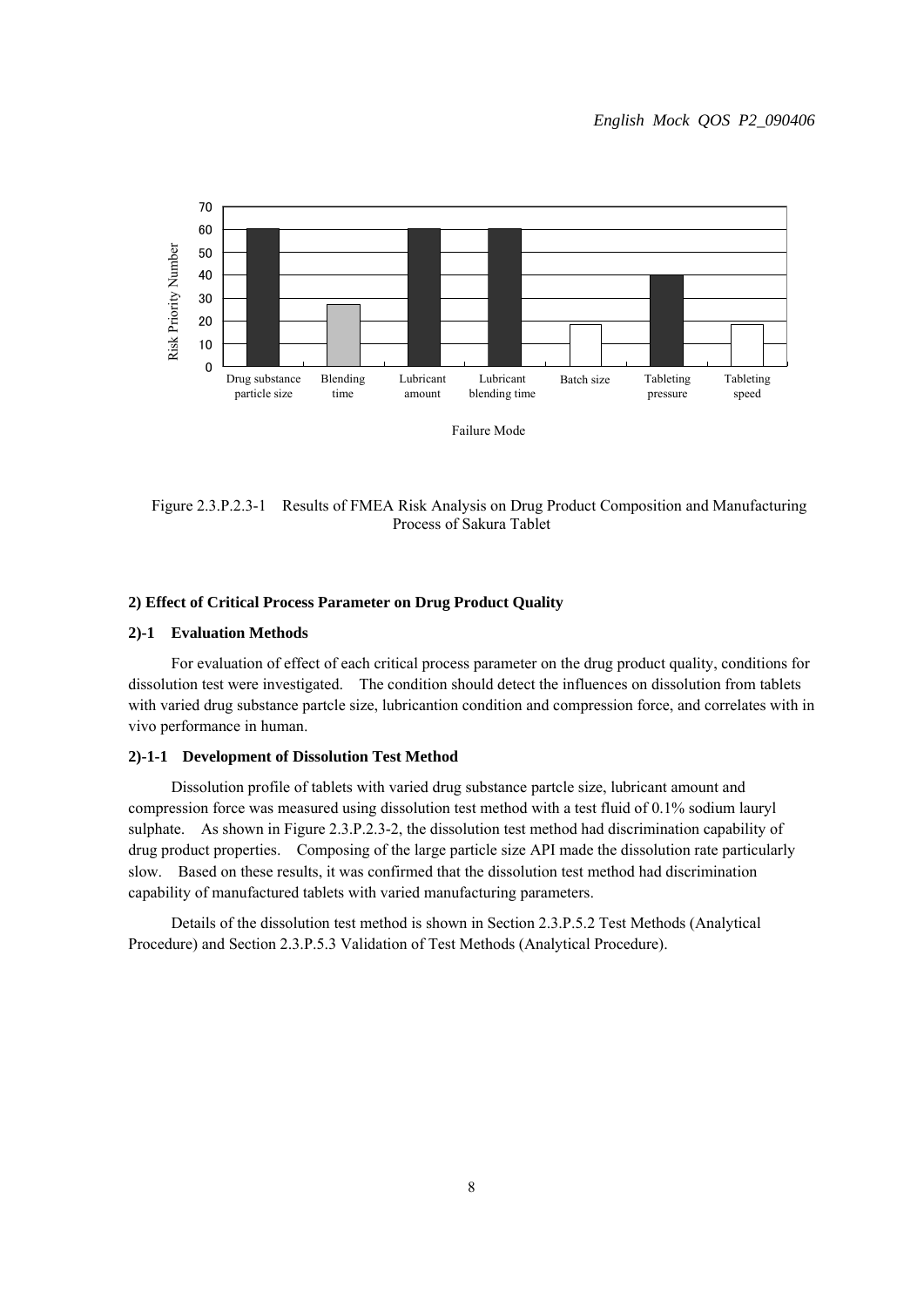Figure 2.3.P.2.3-1 Results of FMEA Risk Analysis on Drug Product Composition and Manufacturing Process of Sakura Tablet

**2) Effect of Critical Process Parameter on Drug Product Quality**

**2)-1 Evaluation Methods**

For evaluation of effect of each critical process parameter on the drug product quality, conditions for dissolution test were investigated. The condition should detect the influences on dissolution from tablets with varied drug substance partcle size, lubricantion condition and compression force, and correlates with in vivo performance in human.

**2)-1-1 Development of Dissolution Test Method**

Dissolution profile of tablets with varied drug substance partcle size, lubricant amount and compression force was measured using dissolution test method with a test fluid of 0.1% sodium lauryl sulphate. As shown in Figure 2.3.P.2.3-2, the dissolution test method had discrimination capability of drug product properties. Composing of the large particle size API made the dissolution rate particularly slow. Based on these results, it was confirmed that the dissolution test method had discrimination capability of manufactured tablets with varied manufacturing parameters.

Details of the dissolution test method is shown in Section 2.3.P.5.2 Test Methods (Analytical Procedure) and Section 2.3.P.5.3 Validation of Test Methods (Analytical Procedure).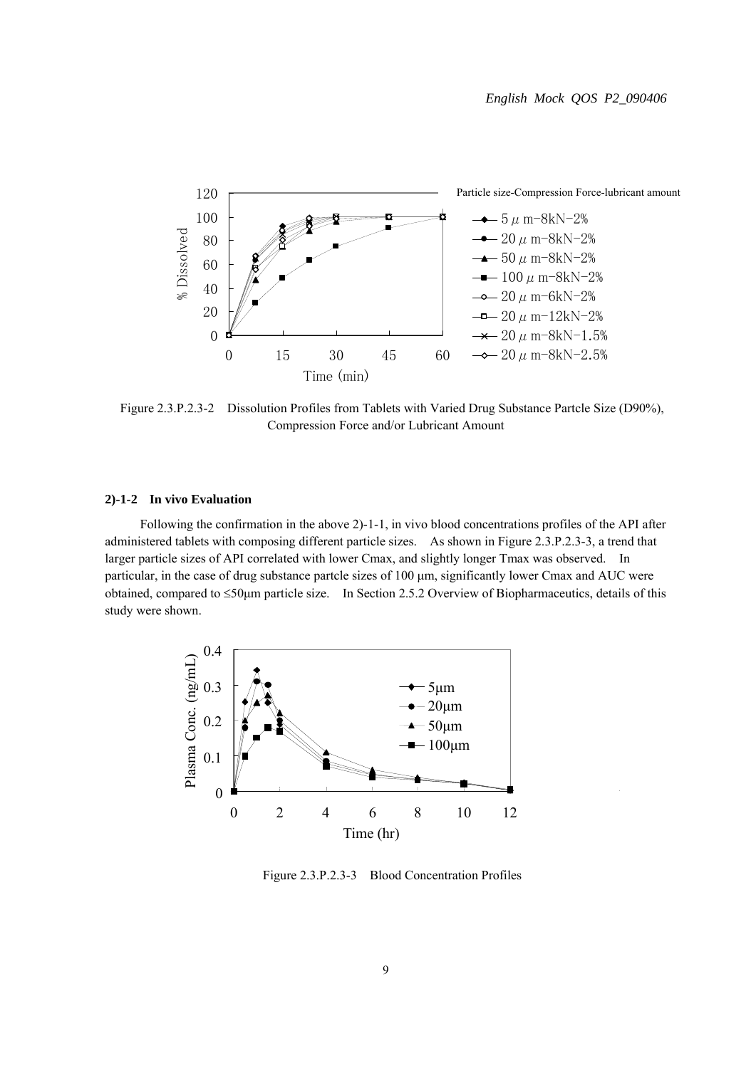Figure 2.3.P.2.3-2 Dissolution Profiles from Tablets with Varied Drug Substance Partcle Size (D90%), Compression Force and/or Lubricant Amount

#### 2)-1-2 In vivo Evaluation

Following the confirmation in the above 2)-1-1, in vivo blood concentrations profiles of the API after administered tablets with composing different particle sizes. As shown in Figure 2.3.P.2.3-3, a trend that larger particle sizes of API correlated with lower Cmax, and slightly longer Tmax was observed. In particular, in the case of drug substance partcle sizes of 100 µm, significantly lower Cmax and AUC were obtained, compared to ≤50µm particle size. In Section 2.5.2 Overview of Biopharmaceutics, details of this study were shown.

Figure 2.3.P.2.3-3 Blood Concentration Profiles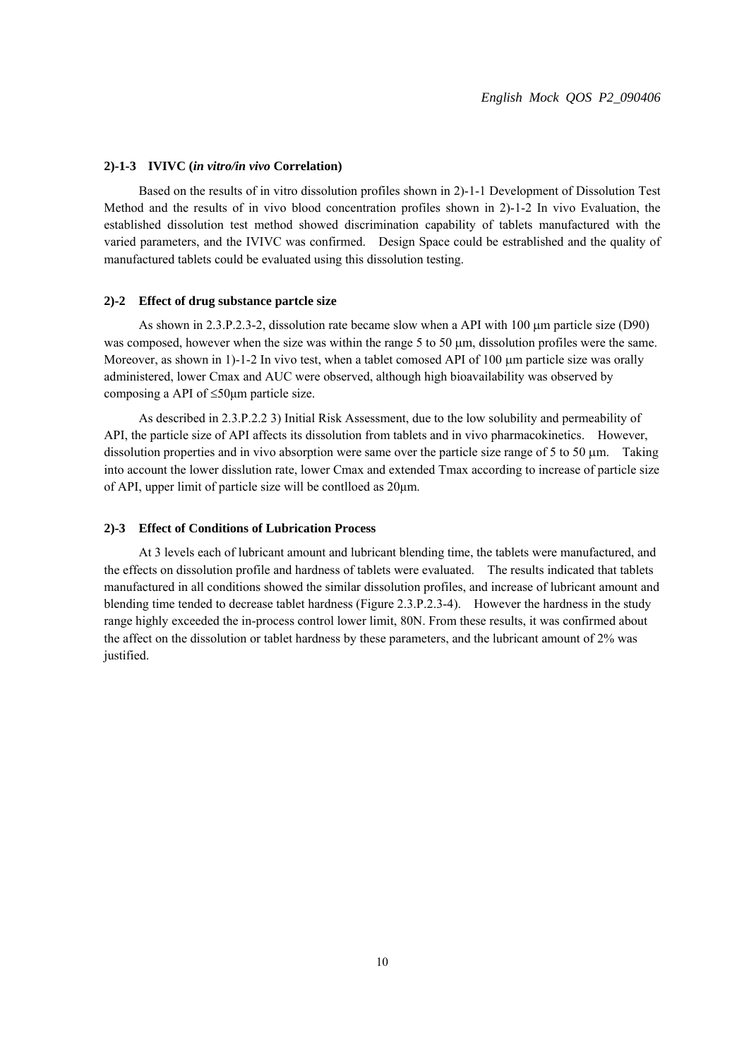#### 2)-1-3 IVIVC (*in vitro/in vivo* Correlation)

Based on the results of in vitro dissolution profiles shown in 2)-1-1 Development of Dissolution Test Method and the results of in vivo blood concentration profiles shown in 2)-1-2 In vivo Evaluation, the established dissolution test method showed discrimination capability of tablets manufactured with the varied parameters, and the IVIVC was confirmed. Design Space could be estrablished and the quality of manufactured tablets could be evaluated using this dissolution testing.

#### 2)-2 Effect of drug substance partcle size

As shown in 2.3.P.2.3-2, dissolution rate became slow when a API with 100 μm particle size (D90) was composed, however when the size was within the range 5 to 50 μm, dissolution profiles were the same. Moreover, as shown in 1)-1-2 In vivo test, when a tablet comosed API of 100 μm particle size was orally administered, lower Cmax and AUC were observed, although high bioavailability was observed by composing a API of ≤50μm particle size.

As described in 2.3.P.2.2 3) Initial Risk Assessment, due to the low solubility and permeability of API, the particle size of API affects its dissolution from tablets and in vivo pharmacokinetics. However, dissolution properties and in vivo absorption were same over the particle size range of 5 to 50 μm. Taking into account the lower disslution rate, lower Cmax and extended Tmax according to increase of particle size of API, upper limit of particle size will be contllоed as 20μm.

#### 2)-3 Effect of Conditions of Lubrication Process

At 3 levels each of lubricant amount and lubricant blending time, the tablets were manufactured, and the effects on dissolution profile and hardness of tablets were evaluated. The results indicated that tablets manufactured in all conditions showed the similar dissolution profiles, and increase of lubricant amount and blending time tended to decrease tablet hardness (Figure 2.3.P.2.3-4). However the hardness in the study range highly exceeded the in-process control lower limit, 80N. From these results, it was confirmed about the affect on the dissolution or tablet hardness by these parameters, and the lubricant amount of 2% was justified.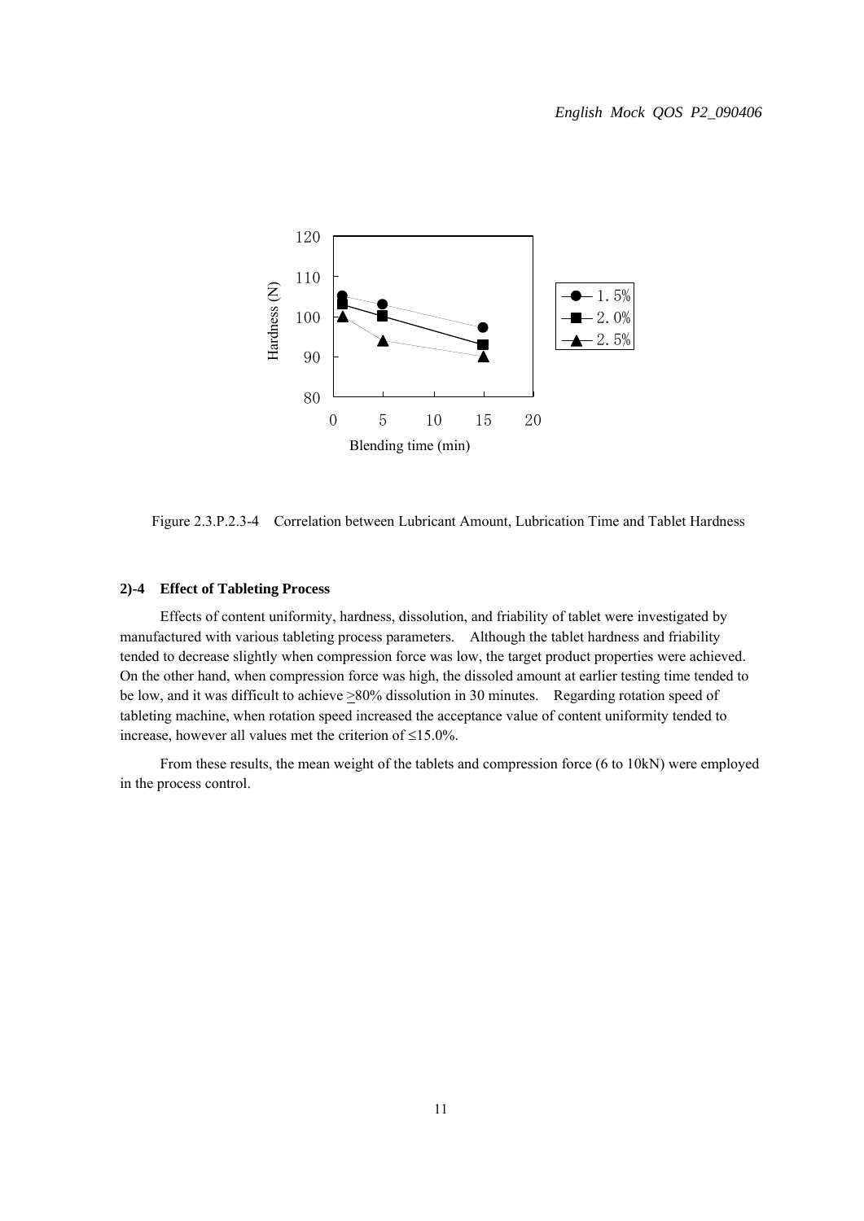Figure 2.3.P.2.3-4 Correlation between Lubricant Amount, Lubrication Time and Tablet Hardness

**2)-4 Effect of Tableting Process**

Effects of content uniformity, hardness, dissolution, and friability of tablet were investigated by manufactured with various tableting process parameters. Although the tablet hardness and friability tended to decrease slightly when compression force was low, the target product properties were achieved. On the other hand, when compression force was high, the dissoled amount at earlier testing time tended to be low, and it was difficult to achieve ≥80% dissolution in 30 minutes. Regarding rotation speed of tableting machine, when rotation speed increased the acceptance value of content uniformity tended to increase, however all values met the criterion of ≤15.0%.

From these results, the mean weight of the tablets and compression force (6 to 10kN) were employed in the process control.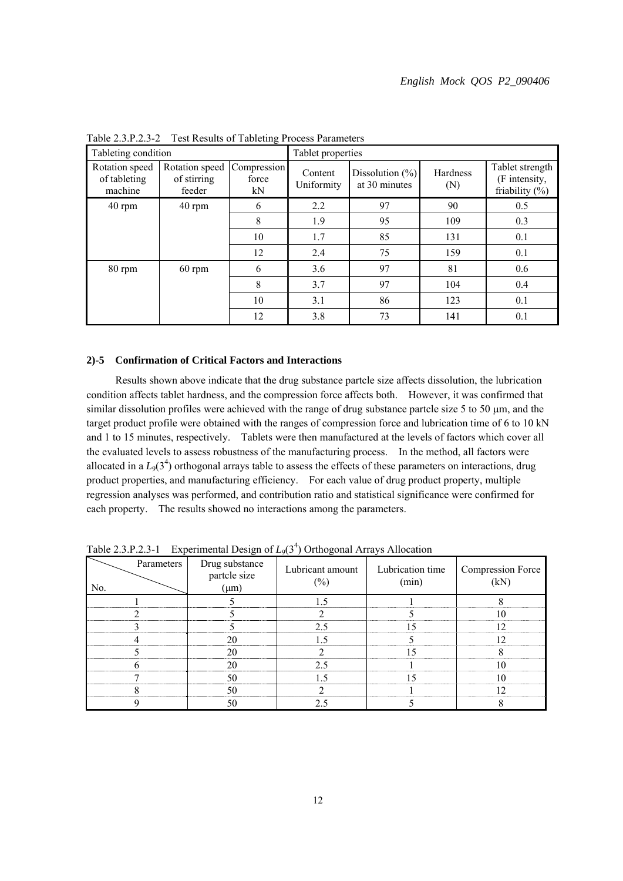Table 2.3.P.2.3-2 Test Results of Tableting Process Parameters

| Tableting condition | | | Tablet properties | | | |
|---|---|---|---|---|---|---|
| Rotation speed of tableting machine | Rotation speed of stirring feeder | Compression force kN | Content Uniformity | Dissolution (%) at 30 minutes | Hardness (N) | Tablet strength (F intensity, friability (%) |
| 40 rpm | 40 rpm | 6 | 2.2 | 97 | 90 | 0.5 |
| | | 8 | 1.9 | 95 | 109 | 0.3 |
| | | 10 | 1.7 | 85 | 131 | 0.1 |
| | | 12 | 2.4 | 75 | 159 | 0.1 |
| 80 rpm | 60 rpm | 6 | 3.6 | 97 | 81 | 0.6 |
| | | 8 | 3.7 | 97 | 104 | 0.4 |
| | | 10 | 3.1 | 86 | 123 | 0.1 |
| | | 12 | 3.8 | 73 | 141 | 0.1 |

### 2)-5 Confirmation of Critical Factors and Interactions

Results shown above indicate that the drug substance partcle size affects dissolution, the lubrication condition affects tablet hardness, and the compression force affects both. However, it was confirmed that similar dissolution profiles were achieved with the range of drug substance partcle size 5 to 50 μm, and the target product profile were obtained with the ranges of compression force and lubrication time of 6 to 10 kN and 1 to 15 minutes, respectively. Tablets were then manufactured at the levels of factors which cover all the evaluated levels to assess robustness of the manufacturing process. In the method, all factors were allocated in a $L_9(3^4)$ orthogonal arrays table to assess the effects of these parameters on interactions, drug product properties, and manufacturing efficiency. For each value of drug product property, multiple regression analyses was performed, and contribution ratio and statistical significance were confirmed for each property. The results showed no interactions among the parameters.

Table 2.3.P.2.3-1 Experimental Design of $L_9(3^4)$ Orthogonal Arrays Allocation

| No. \ Parameters | Drug substance partcle size (μm) | Lubricant amount (%) | Lubrication time (min) | Compression Force (kN) |
|---|---|---|---|---|
| 1 | 5 | 1.5 | 1 | 8 |
| 2 | 5 | 2 | 5 | 10 |
| 3 | 5 | 2.5 | 15 | 12 |
| 4 | 20 | 1.5 | 5 | 12 |
| 5 | 20 | 2 | 15 | 8 |
| 6 | 20 | 2.5 | 1 | 10 |
| 7 | 50 | 1.5 | 15 | 10 |
| 8 | 50 | 2 | 1 | 12 |
| 9 | 50 | 2.5 | 5 | 8 |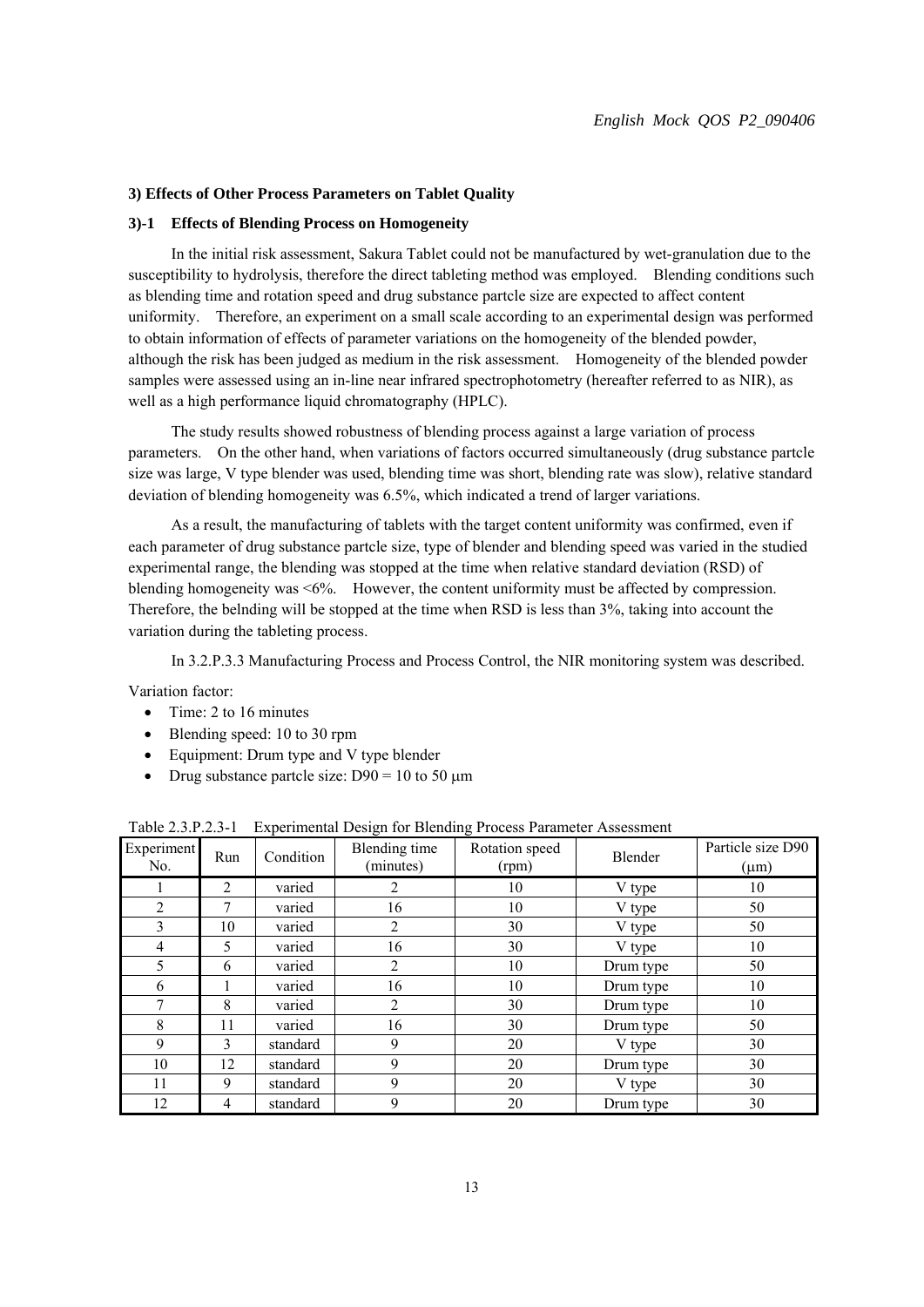### 3) Effects of Other Process Parameters on Tablet Quality

#### 3)-1 Effects of Blending Process on Homogeneity

In the initial risk assessment, Sakura Tablet could not be manufactured by wet-granulation due to the susceptibility to hydrolysis, therefore the direct tableting method was employed. Blending conditions such as blending time and rotation speed and drug substance partcle size are expected to affect content uniformity. Therefore, an experiment on a small scale according to an experimental design was performed to obtain information of effects of parameter variations on the homogeneity of the blended powder, although the risk has been judged as medium in the risk assessment. Homogeneity of the blended powder samples were assessed using an in-line near infrared spectrophotometry (hereafter referred to as NIR), as well as a high performance liquid chromatography (HPLC).

The study results showed robustness of blending process against a large variation of process parameters. On the other hand, when variations of factors occurred simultaneously (drug substance partcle size was large, V type blender was used, blending time was short, blending rate was slow), relative standard deviation of blending homogeneity was 6.5%, which indicated a trend of larger variations.

As a result, the manufacturing of tablets with the target content uniformity was confirmed, even if each parameter of drug substance partcle size, type of blender and blending speed was varied in the studied experimental range, the blending was stopped at the time when relative standard deviation (RSD) of blending homogeneity was <6%. However, the content uniformity must be affected by compression. Therefore, the belnding will be stopped at the time when RSD is less than 3%, taking into account the variation during the tableting process.

In 3.2.P.3.3 Manufacturing Process and Process Control, the NIR monitoring system was described.

Variation factor:

- Time: 2 to 16 minutes
- Blending speed: 10 to 30 rpm
- Equipment: Drum type and V type blender
- Drug substance partcle size: D90 = 10 to 50 μm

Table 2.3.P.2.3-1 Experimental Design for Blending Process Parameter Assessment

| Experiment No. | Run | Condition | Blending time (minutes) | Rotation speed (rpm) | Blender | Particle size D90 (μm) |
|---|---|---|---|---|---|---|
| 1 | 2 | varied | 2 | 10 | V type | 10 |
| 2 | 7 | varied | 16 | 10 | V type | 50 |
| 3 | 10 | varied | 2 | 30 | V type | 50 |
| 4 | 5 | varied | 16 | 30 | V type | 10 |
| 5 | 6 | varied | 2 | 10 | Drum type | 50 |
| 6 | 1 | varied | 16 | 10 | Drum type | 10 |
| 7 | 8 | varied | 2 | 30 | Drum type | 10 |
| 8 | 11 | varied | 16 | 30 | Drum type | 50 |
| 9 | 3 | standard | 9 | 20 | V type | 30 |
| 10 | 12 | standard | 9 | 20 | Drum type | 30 |
| 11 | 9 | standard | 9 | 20 | V type | 30 |
| 12 | 4 | standard | 9 | 20 | Drum type | 30 |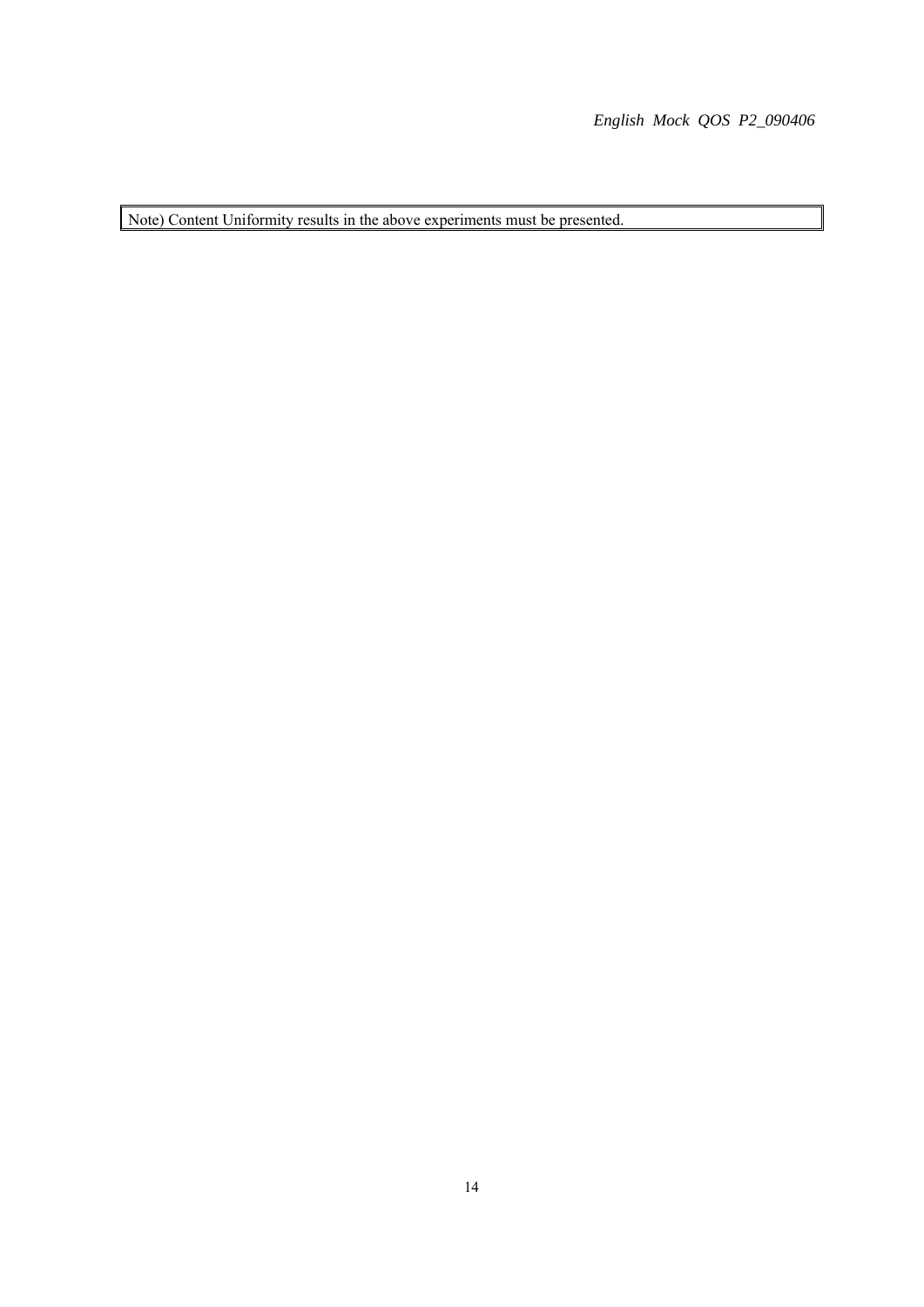| Note) Content Uniformity results in the above experiments must be presented. |
|---|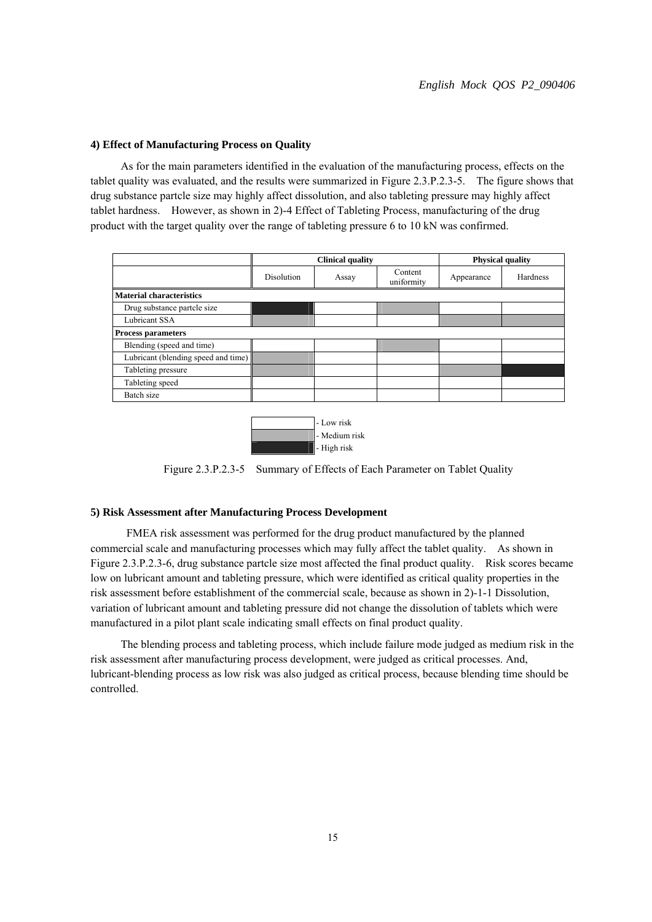#### 4) Effect of Manufacturing Process on Quality

As for the main parameters identified in the evaluation of the manufacturing process, effects on the tablet quality was evaluated, and the results were summarized in Figure 2.3.P.2.3-5. The figure shows that drug substance partcle size may highly affect dissolution, and also tableting pressure may highly affect tablet hardness. However, as shown in 2)-4 Effect of Tableting Process, manufacturing of the drug product with the target quality over the range of tableting pressure 6 to 10 kN was confirmed.

| | Clinical quality | | | Physical quality | |
|---|---|---|---|---|---|
| | Dissolution | Assay | Content uniformity | Appearance | Hardness |
| **Material characteristics** | | | | | |
| Drug substance partcle size | High risk | Low risk | Medium risk | Low risk | Low risk |
| Lubricant SSA | Medium risk | Low risk | Low risk | Medium risk | Medium risk |
| **Process parameters** | | | | | |
| Blending (speed and time) | Low risk | Low risk | Medium risk | Low risk | Low risk |
| Lubricant (blending speed and time) | Medium risk | Low risk | Low risk | Low risk | Low risk |
| Tableting pressure | Medium risk | Low risk | Low risk | Medium risk | High risk |
| Tableting speed | Low risk | Low risk | Low risk | Low risk | Low risk |
| Batch size | Low risk | Low risk | Low risk | Low risk | Low risk |

Legend: white - Low risk; gray - Medium risk; black - High risk

Figure 2.3.P.2.3-5 Summary of Effects of Each Parameter on Tablet Quality

#### 5) Risk Assessment after Manufacturing Process Development

FMEA risk assessment was performed for the drug product manufactured by the planned commercial scale and manufacturing processes which may fully affect the tablet quality. As shown in Figure 2.3.P.2.3-6, drug substance partcle size most affected the final product quality. Risk scores became low on lubricant amount and tableting pressure, which were identified as critical quality properties in the risk assessment before establishment of the commercial scale, because as shown in 2)-1-1 Dissolution, variation of lubricant amount and tableting pressure did not change the dissolution of tablets which were manufactured in a pilot plant scale indicating small effects on final product quality.

The blending process and tableting process, which include failure mode judged as medium risk in the risk assessment after manufacturing process development, were judged as critical processes. And, lubricant-blending process as low risk was also judged as critical process, because blending time should be controlled.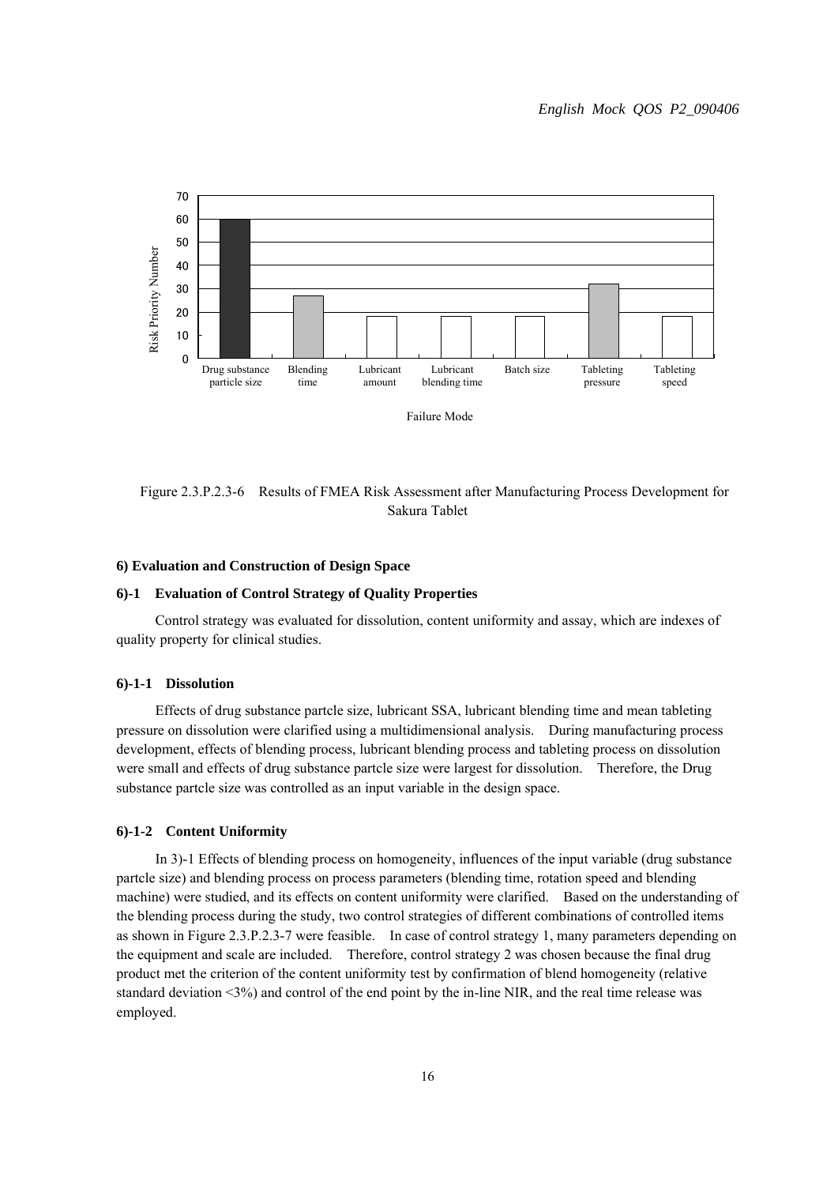Figure 2.3.P.2.3-6 Results of FMEA Risk Assessment after Manufacturing Process Development for Sakura Tablet

#### 6) Evaluation and Construction of Design Space

#### 6)-1 Evaluation of Control Strategy of Quality Properties

Control strategy was evaluated for dissolution, content uniformity and assay, which are indexes of quality property for clinical studies.

#### 6)-1-1 Dissolution

Effects of drug substance partcle size, lubricant SSA, lubricant blending time and mean tableting pressure on dissolution were clarified using a multidimensional analysis. During manufacturing process development, effects of blending process, lubricant blending process and tableting process on dissolution were small and effects of drug substance partcle size were largest for dissolution. Therefore, the Drug substance partcle size was controlled as an input variable in the design space.

#### 6)-1-2 Content Uniformity

In 3)-1 Effects of blending process on homogeneity, influences of the input variable (drug substance partcle size) and blending process on process parameters (blending time, rotation speed and blending machine) were studied, and its effects on content uniformity were clarified. Based on the understanding of the blending process during the study, two control strategies of different combinations of controlled items as shown in Figure 2.3.P.2.3-7 were feasible. In case of control strategy 1, many parameters depending on the equipment and scale are included. Therefore, control strategy 2 was chosen because the final drug product met the criterion of the content uniformity test by confirmation of blend homogeneity (relative standard deviation <3%) and control of the end point by the in-line NIR, and the real time release was employed.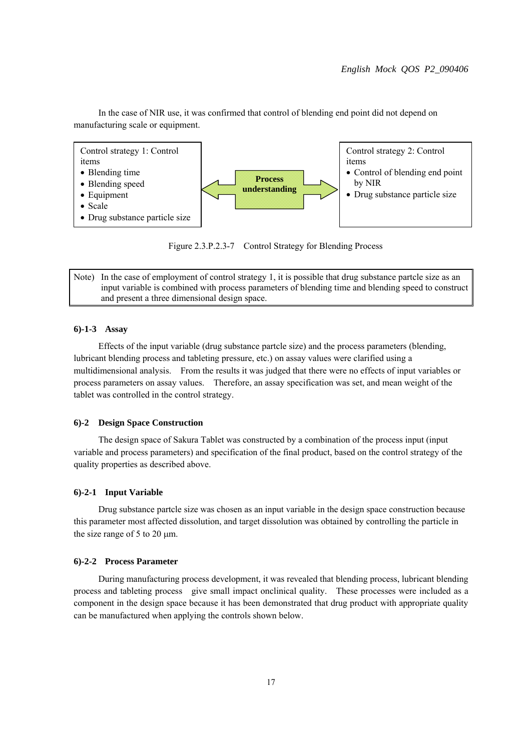In the case of NIR use, it was confirmed that control of blending end point did not depend on manufacturing scale or equipment.

| Control strategy 1: Control items | | Control strategy 2: Control items |
|---|---|---|
| • Blending time<br>• Blending speed<br>• Equipment<br>• Scale<br>• Drug substance particle size | ⟵ **Process understanding** ⟶ | • Control of blending end point by NIR<br>• Drug substance particle size |

Figure 2.3.P.2.3-7　Control Strategy for Blending Process

> Note)　In the case of employment of control strategy 1, it is possible that drug substance partcle size as an input variable is combined with process parameters of blending time and blending speed to construct and present a three dimensional design space.

**6)-1-3　Assay**

Effects of the input variable (drug substance partcle size) and the process parameters (blending, lubricant blending process and tableting pressure, etc.) on assay values were clarified using a multidimensional analysis.　From the results it was judged that there were no effects of input variables or process parameters on assay values.　Therefore, an assay specification was set, and mean weight of the tablet was controlled in the control strategy.

**6)-2　Design Space Construction**

The design space of Sakura Tablet was constructed by a combination of the process input (input variable and process parameters) and specification of the final product, based on the control strategy of the quality properties as described above.

**6)-2-1　Input Variable**

Drug substance partcle size was chosen as an input variable in the design space construction because this parameter most affected dissolution, and target dissolution was obtained by controlling the particle in the size range of 5 to 20 µm.

**6)-2-2　Process Parameter**

During manufacturing process development, it was revealed that blending process, lubricant blending process and tableting process　give small impact onclinical quality.　These processes were included as a component in the design space because it has been demonstrated that drug product with appropriate quality can be manufactured when applying the controls shown below.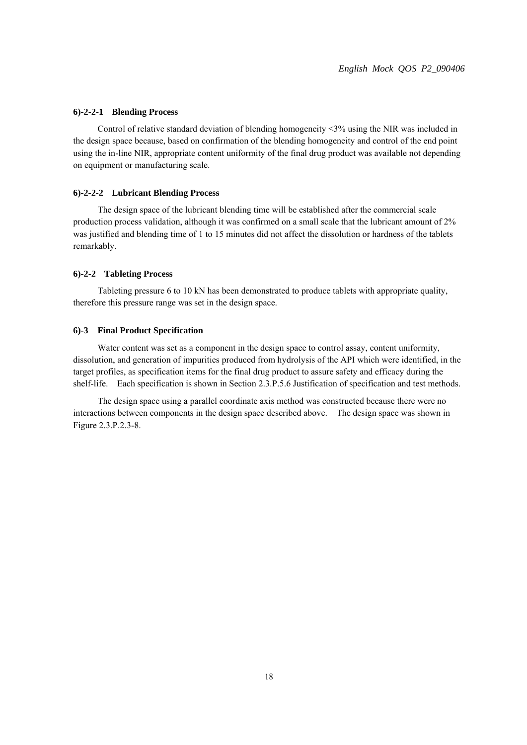#### 6)-2-2-1 Blending Process

Control of relative standard deviation of blending homogeneity <3% using the NIR was included in the design space because, based on confirmation of the blending homogeneity and control of the end point using the in-line NIR, appropriate content uniformity of the final drug product was available not depending on equipment or manufacturing scale.

#### 6)-2-2-2 Lubricant Blending Process

The design space of the lubricant blending time will be established after the commercial scale production process validation, although it was confirmed on a small scale that the lubricant amount of 2% was justified and blending time of 1 to 15 minutes did not affect the dissolution or hardness of the tablets remarkably.

#### 6)-2-2 Tableting Process

Tableting pressure 6 to 10 kN has been demonstrated to produce tablets with appropriate quality, therefore this pressure range was set in the design space.

#### 6)-3 Final Product Specification

Water content was set as a component in the design space to control assay, content uniformity, dissolution, and generation of impurities produced from hydrolysis of the API which were identified, in the target profiles, as specification items for the final drug product to assure safety and efficacy during the shelf-life. Each specification is shown in Section 2.3.P.5.6 Justification of specification and test methods.

The design space using a parallel coordinate axis method was constructed because there were no interactions between components in the design space described above. The design space was shown in Figure 2.3.P.2.3-8.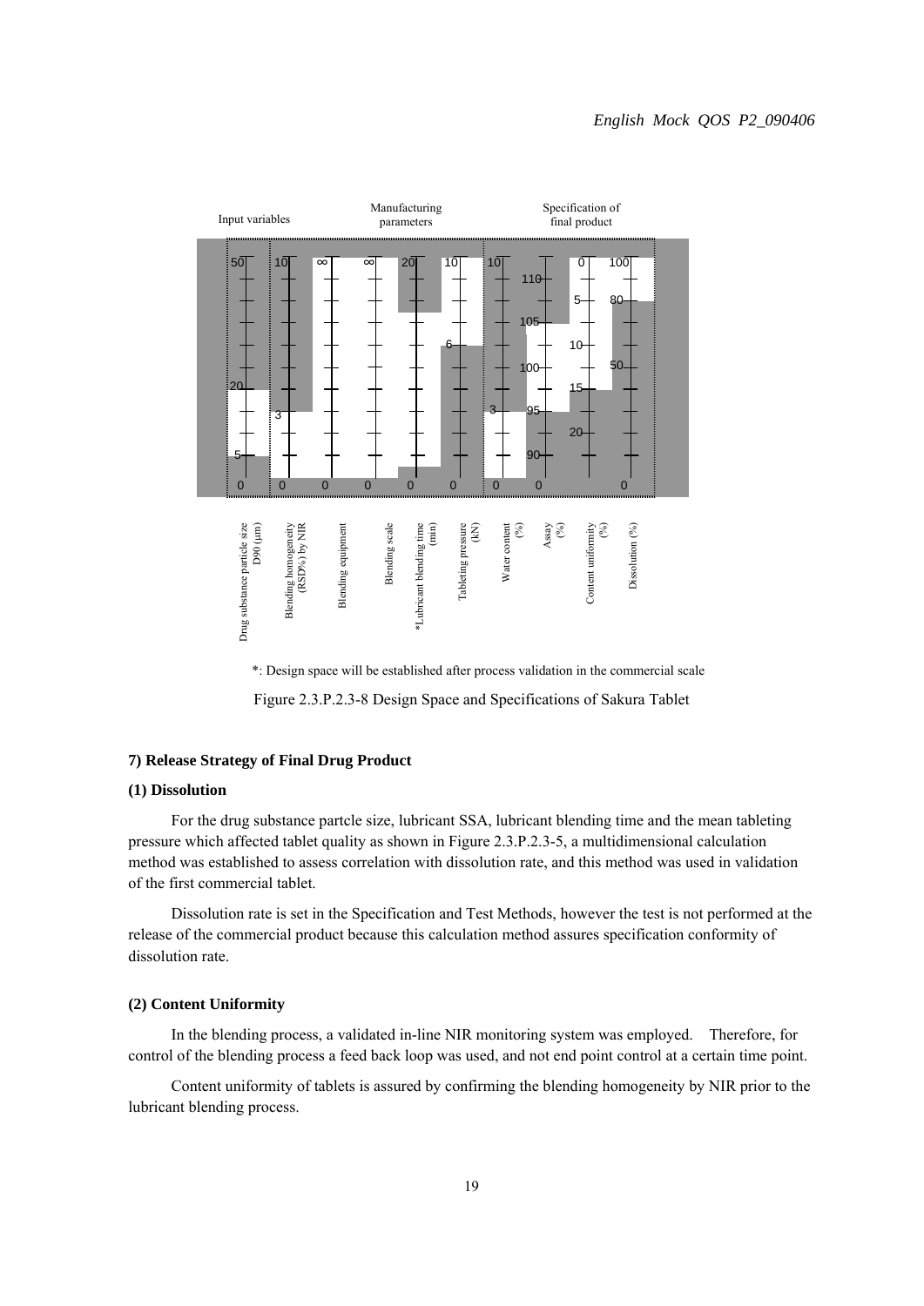Input variables

Manufacturing parameters

Specification of final product

| Drug substance particle size D90 (µm) | Blending homogeneity (RSD%) by NIR | Blending equipment | Blending scale | *Lubricant blending time (min) | Tableting pressure (kN) | Water content (%) | Assay (%) | Content uniformity (%) | Dissolution (%) |
|---|---|---|---|---|---|---|---|---|---|
| 50 | 10 | ∞ | ∞ | 20 | 10 | 10 | 110 | 0 | 100 |
| 20 | 3 | | | | 6 | 3 | 105 | 5 | 80 |
| 5 | | | | | | | 100 | 10 | 50 |
| 0 | 0 | 0 | 0 | 0 | 0 | 0 | 95 | 15 | 0 |
| | | | | | | | 90 | 20 | |
| | | | | | | | 0 | | |

*: Design space will be established after process validation in the commercial scale

Figure 2.3.P.2.3-8 Design Space and Specifications of Sakura Tablet

**7) Release Strategy of Final Drug Product**

**(1) Dissolution**

For the drug substance partcle size, lubricant SSA, lubricant blending time and the mean tableting pressure which affected tablet quality as shown in Figure 2.3.P.2.3-5, a multidimensional calculation method was established to assess correlation with dissolution rate, and this method was used in validation of the first commercial tablet.

Dissolution rate is set in the Specification and Test Methods, however the test is not performed at the release of the commercial product because this calculation method assures specification conformity of dissolution rate.

**(2) Content Uniformity**

In the blending process, a validated in-line NIR monitoring system was employed. Therefore, for control of the blending process a feed back loop was used, and not end point control at a certain time point.

Content uniformity of tablets is assured by confirming the blending homogeneity by NIR prior to the lubricant blending process.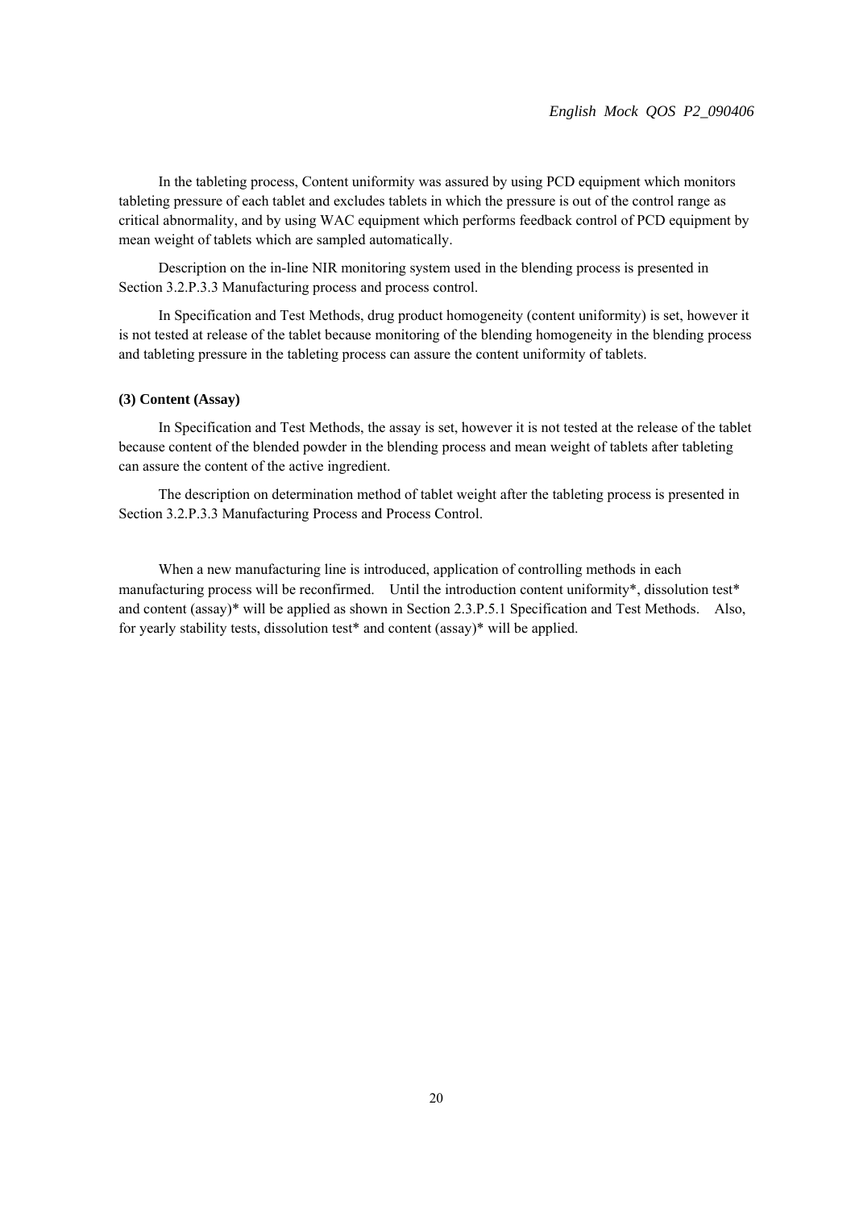In the tableting process, Content uniformity was assured by using PCD equipment which monitors tableting pressure of each tablet and excludes tablets in which the pressure is out of the control range as critical abnormality, and by using WAC equipment which performs feedback control of PCD equipment by mean weight of tablets which are sampled automatically.

Description on the in-line NIR monitoring system used in the blending process is presented in Section 3.2.P.3.3 Manufacturing process and process control.

In Specification and Test Methods, drug product homogeneity (content uniformity) is set, however it is not tested at release of the tablet because monitoring of the blending homogeneity in the blending process and tableting pressure in the tableting process can assure the content uniformity of tablets.

**(3) Content (Assay)**

In Specification and Test Methods, the assay is set, however it is not tested at the release of the tablet because content of the blended powder in the blending process and mean weight of tablets after tableting can assure the content of the active ingredient.

The description on determination method of tablet weight after the tableting process is presented in Section 3.2.P.3.3 Manufacturing Process and Process Control.

When a new manufacturing line is introduced, application of controlling methods in each manufacturing process will be reconfirmed. Until the introduction content uniformity*, dissolution test* and content (assay)* will be applied as shown in Section 2.3.P.5.1 Specification and Test Methods. Also, for yearly stability tests, dissolution test* and content (assay)* will be applied.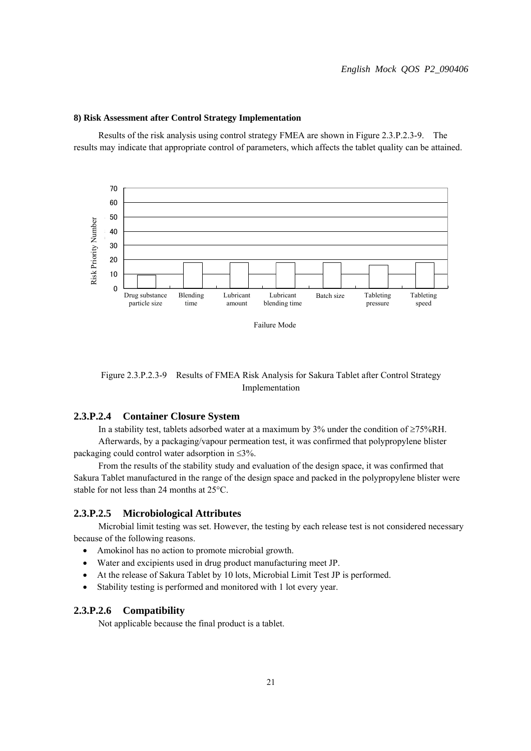#### 8) Risk Assessment after Control Strategy Implementation

Results of the risk analysis using control strategy FMEA are shown in Figure 2.3.P.2.3-9. The results may indicate that appropriate control of parameters, which affects the tablet quality can be attained.

Figure 2.3.P.2.3-9 Results of FMEA Risk Analysis for Sakura Tablet after Control Strategy Implementation

### 2.3.P.2.4 Container Closure System

In a stability test, tablets adsorbed water at a maximum by 3% under the condition of ≥75%RH.

Afterwards, by a packaging/vapour permeation test, it was confirmed that polypropylene blister packaging could control water adsorption in ≤3%.

From the results of the stability study and evaluation of the design space, it was confirmed that Sakura Tablet manufactured in the range of the design space and packed in the polypropylene blister were stable for not less than 24 months at 25°C.

### 2.3.P.2.5 Microbiological Attributes

Microbial limit testing was set. However, the testing by each release test is not considered necessary because of the following reasons.

- Amokinol has no action to promote microbial growth.
- Water and excipients used in drug product manufacturing meet JP.
- At the release of Sakura Tablet by 10 lots, Microbial Limit Test JP is performed.
- Stability testing is performed and monitored with 1 lot every year.

### 2.3.P.2.6 Compatibility

Not applicable because the final product is a tablet.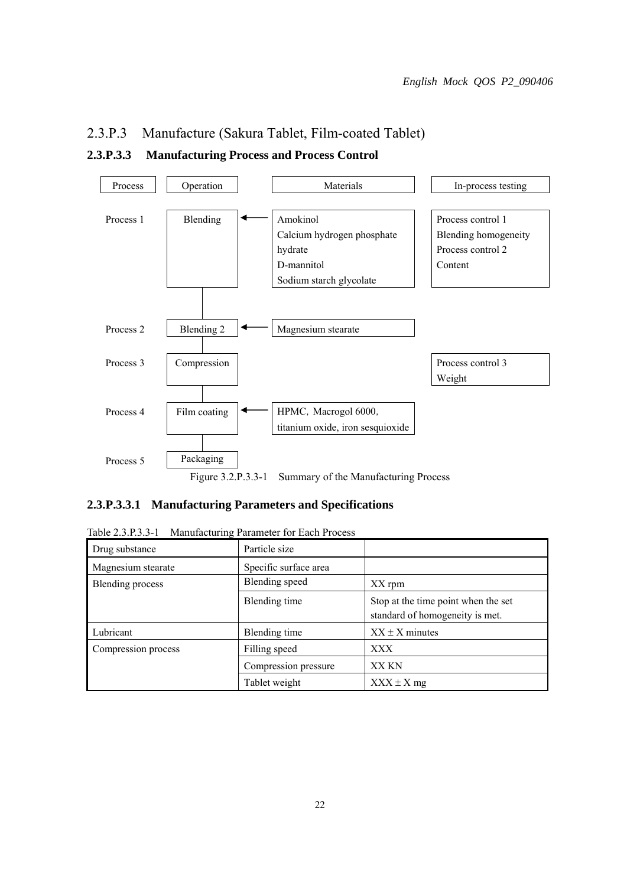## 2.3.P.3 Manufacture (Sakura Tablet, Film-coated Tablet)

### 2.3.P.3.3 Manufacturing Process and Process Control

| Process | Operation | | Materials | In-process testing |
|---|---|---|---|---|
| Process 1 | Blending | ← | Amokinol<br>Calcium hydrogen phosphate hydrate<br>D-mannitol<br>Sodium starch glycolate | Process control 1<br>Blending homogeneity<br>Process control 2<br>Content |
| Process 2 | Blending 2 | ← | Magnesium stearate | |
| Process 3 | Compression | | | Process control 3<br>Weight |
| Process 4 | Film coating | ← | HPMC, Macrogol 6000, titanium oxide, iron sesquioxide | |
| Process 5 | Packaging | | | |

Figure 3.2.P.3.3-1 Summary of the Manufacturing Process

#### 2.3.P.3.3.1 Manufacturing Parameters and Specifications

Table 2.3.P.3.3-1 Manufacturing Parameter for Each Process

| Drug substance | Particle size | |
|---|---|---|
| Magnesium stearate | Specific surface area | |
| Blending process | Blending speed | XX rpm |
| | Blending time | Stop at the time point when the set standard of homogeneity is met. |
| Lubricant | Blending time | XX ± X minutes |
| Compression process | Filling speed | XXX |
| | Compression pressure | XX KN |
| | Tablet weight | XXX ± X mg |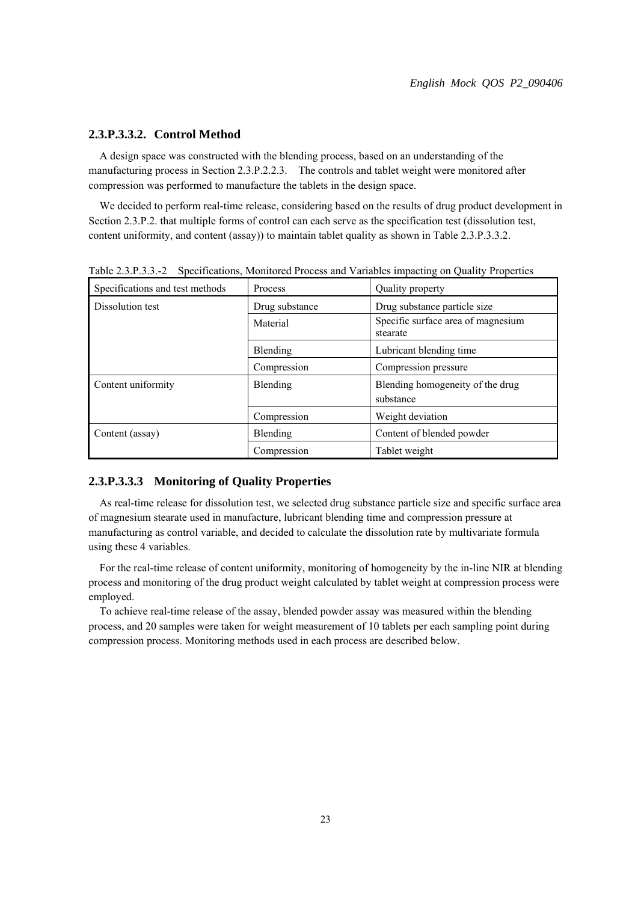### 2.3.P.3.3.2. Control Method

A design space was constructed with the blending process, based on an understanding of the manufacturing process in Section 2.3.P.2.2.3. The controls and tablet weight were monitored after compression was performed to manufacture the tablets in the design space.

We decided to perform real-time release, considering based on the results of drug product development in Section 2.3.P.2. that multiple forms of control can each serve as the specification test (dissolution test, content uniformity, and content (assay)) to maintain tablet quality as shown in Table 2.3.P.3.3.2.

Table 2.3.P.3.3.-2 Specifications, Monitored Process and Variables impacting on Quality Properties

| Specifications and test methods | Process | Quality property |
|---|---|---|
| Dissolution test | Drug substance | Drug substance particle size |
| | Material | Specific surface area of magnesium stearate |
| | Blending | Lubricant blending time |
| | Compression | Compression pressure |
| Content uniformity | Blending | Blending homogeneity of the drug substance |
| | Compression | Weight deviation |
| Content (assay) | Blending | Content of blended powder |
| | Compression | Tablet weight |

### 2.3.P.3.3.3 Monitoring of Quality Properties

As real-time release for dissolution test, we selected drug substance particle size and specific surface area of magnesium stearate used in manufacture, lubricant blending time and compression pressure at manufacturing as control variable, and decided to calculate the dissolution rate by multivariate formula using these 4 variables.

For the real-time release of content uniformity, monitoring of homogeneity by the in-line NIR at blending process and monitoring of the drug product weight calculated by tablet weight at compression process were employed.

To achieve real-time release of the assay, blended powder assay was measured within the blending process, and 20 samples were taken for weight measurement of 10 tablets per each sampling point during compression process. Monitoring methods used in each process are described below.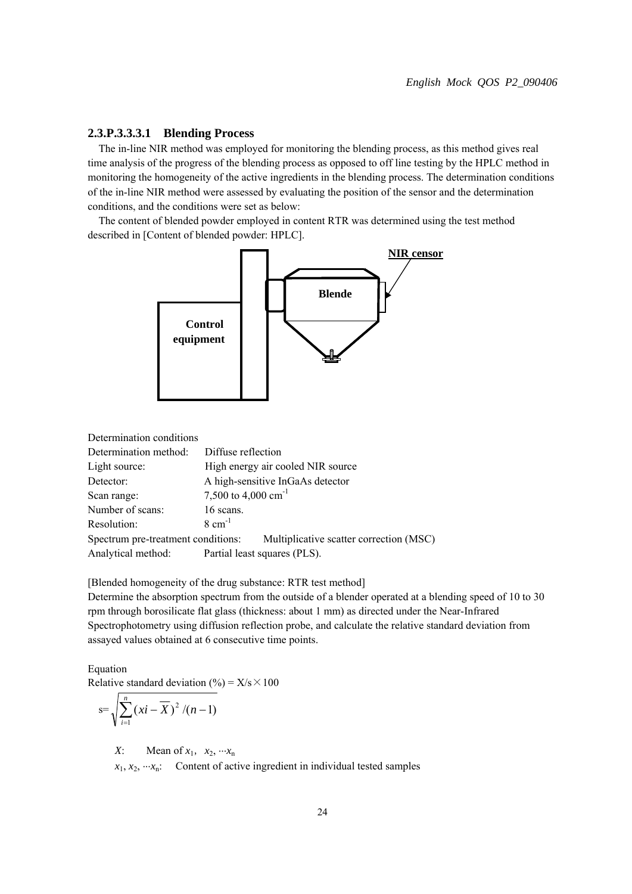### 2.3.P.3.3.3.1 Blending Process

The in-line NIR method was employed for monitoring the blending process, as this method gives real time analysis of the progress of the blending process as opposed to off line testing by the HPLC method in monitoring the homogeneity of the active ingredients in the blending process. The determination conditions of the in-line NIR method were assessed by evaluating the position of the sensor and the determination conditions, and the conditions were set as below:

The content of blended powder employed in content RTR was determined using the test method described in [Content of blended powder: HPLC].

**NIR censor**

**Blende**

**Control equipment**

Determination conditions

Determination method: Diffuse reflection

Light source: High energy air cooled NIR source

Detector: A high-sensitive InGaAs detector

Scan range: 7,500 to 4,000 $cm^{-1}$

Number of scans: 16 scans.

Resolution: 8 $cm^{-1}$

Spectrum pre-treatment conditions: Multiplicative scatter correction (MSC)

Analytical method: Partial least squares (PLS).

[Blended homogeneity of the drug substance: RTR test method]

Determine the absorption spectrum from the outside of a blender operated at a blending speed of 10 to 30 rpm through borosilicate flat glass (thickness: about 1 mm) as directed under the Near-Infrared Spectrophotometry using diffusion reflection probe, and calculate the relative standard deviation from assayed values obtained at 6 consecutive time points.

Equation

Relative standard deviation (%) = X/s × 100

$$s=\sqrt{\sum_{i=1}^{n}(xi-\overline{X})^2/(n-1)}$$

$X$: Mean of $x_1$, $x_2$, $\cdots x_n$

$x_1$, $x_2$, $\cdots x_n$: Content of active ingredient in individual tested samples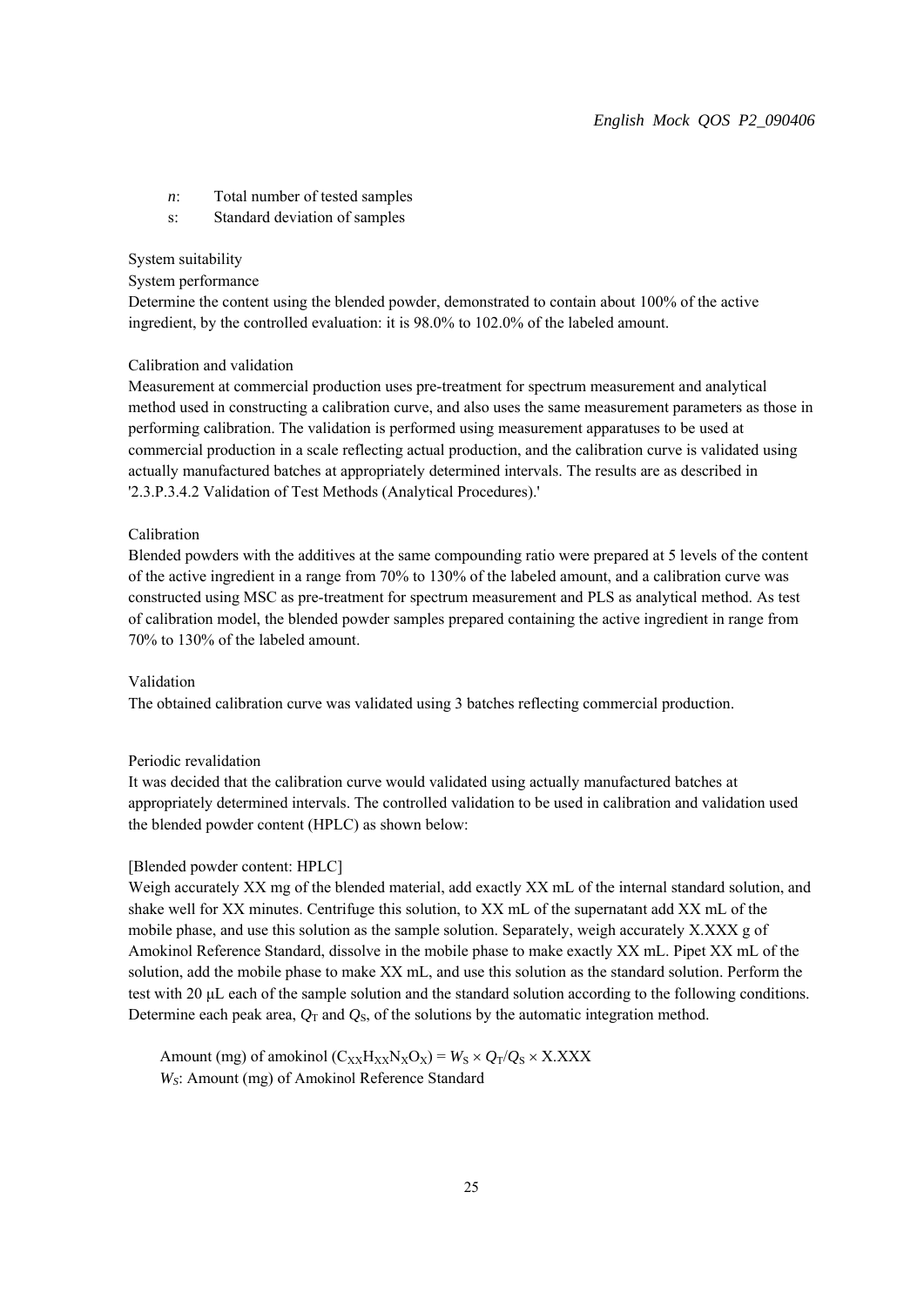*n*: Total number of tested samples

s: Standard deviation of samples

System suitability

System performance

Determine the content using the blended powder, demonstrated to contain about 100% of the active ingredient, by the controlled evaluation: it is 98.0% to 102.0% of the labeled amount.

Calibration and validation

Measurement at commercial production uses pre-treatment for spectrum measurement and analytical method used in constructing a calibration curve, and also uses the same measurement parameters as those in performing calibration. The validation is performed using measurement apparatuses to be used at commercial production in a scale reflecting actual production, and the calibration curve is validated using actually manufactured batches at appropriately determined intervals. The results are as described in '2.3.P.3.4.2 Validation of Test Methods (Analytical Procedures).'

Calibration

Blended powders with the additives at the same compounding ratio were prepared at 5 levels of the content of the active ingredient in a range from 70% to 130% of the labeled amount, and a calibration curve was constructed using MSC as pre-treatment for spectrum measurement and PLS as analytical method. As test of calibration model, the blended powder samples prepared containing the active ingredient in range from 70% to 130% of the labeled amount.

Validation

The obtained calibration curve was validated using 3 batches reflecting commercial production.

Periodic revalidation

It was decided that the calibration curve would validated using actually manufactured batches at appropriately determined intervals. The controlled validation to be used in calibration and validation used the blended powder content (HPLC) as shown below:

[Blended powder content: HPLC]

Weigh accurately XX mg of the blended material, add exactly XX mL of the internal standard solution, and shake well for XX minutes. Centrifuge this solution, to XX mL of the supernatant add XX mL of the mobile phase, and use this solution as the sample solution. Separately, weigh accurately X.XXX g of Amokinol Reference Standard, dissolve in the mobile phase to make exactly XX mL. Pipet XX mL of the solution, add the mobile phase to make XX mL, and use this solution as the standard solution. Perform the test with 20 μL each of the sample solution and the standard solution according to the following conditions. Determine each peak area, $Q_T$ and $Q_S$, of the solutions by the automatic integration method.

Amount (mg) of amokinol ($C_{XX}H_{XX}N_XO_X$) = $W_S \times Q_T/Q_S \times$ X.XXX

$W_S$: Amount (mg) of Amokinol Reference Standard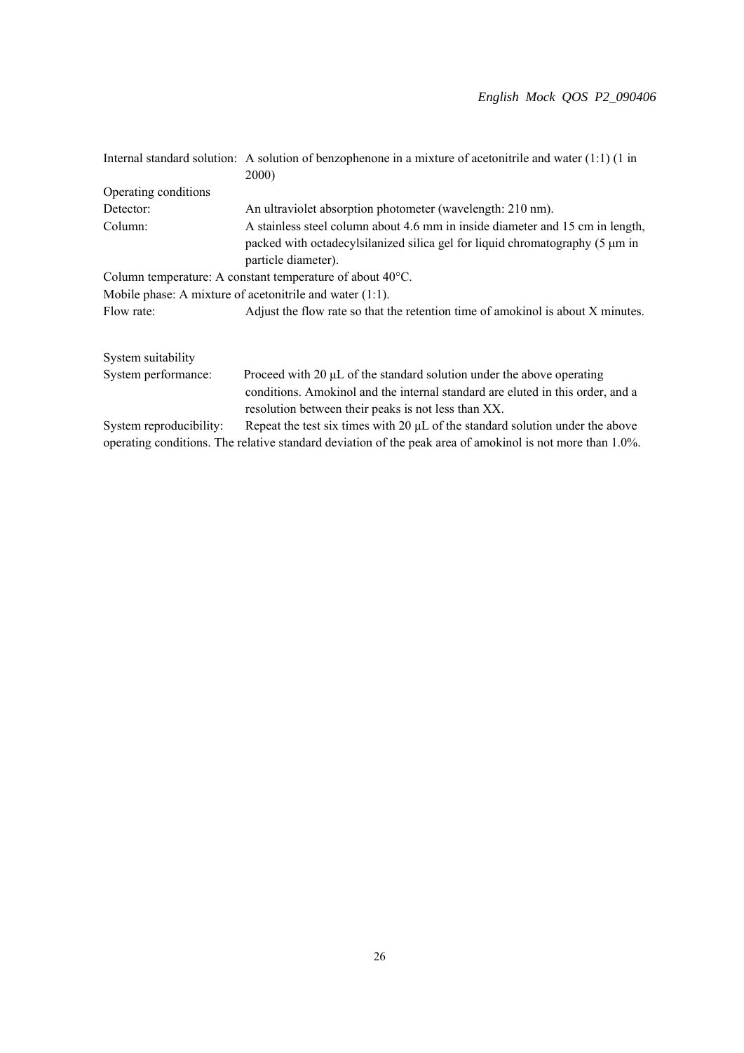Internal standard solution: A solution of benzophenone in a mixture of acetonitrile and water (1:1) (1 in 2000)

Operating conditions

Detector: An ultraviolet absorption photometer (wavelength: 210 nm).

Column: A stainless steel column about 4.6 mm in inside diameter and 15 cm in length, packed with octadecylsilanized silica gel for liquid chromatography (5 μm in particle diameter).

Column temperature: A constant temperature of about 40°C.

Mobile phase: A mixture of acetonitrile and water (1:1).

Flow rate: Adjust the flow rate so that the retention time of amokinol is about X minutes.

System suitability

System performance: Proceed with 20 μL of the standard solution under the above operating conditions. Amokinol and the internal standard are eluted in this order, and a resolution between their peaks is not less than XX.

System reproducibility: Repeat the test six times with 20 μL of the standard solution under the above operating conditions. The relative standard deviation of the peak area of amokinol is not more than 1.0%.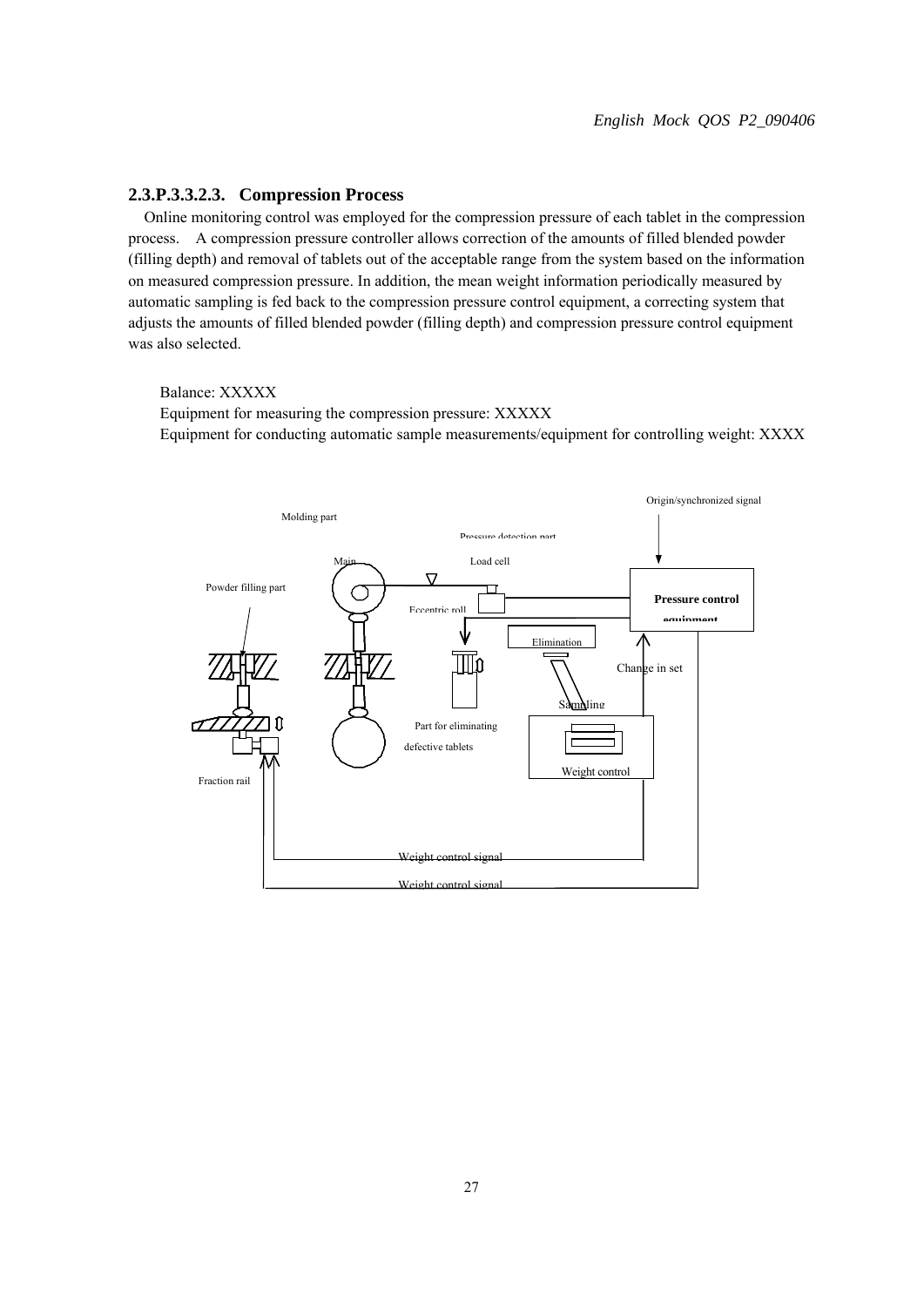### 2.3.P.3.3.2.3. Compression Process

Online monitoring control was employed for the compression pressure of each tablet in the compression process. A compression pressure controller allows correction of the amounts of filled blended powder (filling depth) and removal of tablets out of the acceptable range from the system based on the information on measured compression pressure. In addition, the mean weight information periodically measured by automatic sampling is fed back to the compression pressure control equipment, a correcting system that adjusts the amounts of filled blended powder (filling depth) and compression pressure control equipment was also selected.

Balance: XXXXX

Equipment for measuring the compression pressure: XXXXX

Equipment for conducting automatic sample measurements/equipment for controlling weight: XXXX

Origin/synchronized signal

Molding part

Pressure detection part

Main

Load cell

Powder filling part

Pressure control equipment

Eccentric roll

Elimination

Change in set

Sampling

Part for eliminating defective tablets

Weight control

Fraction rail

Weight control signal

Weight control signal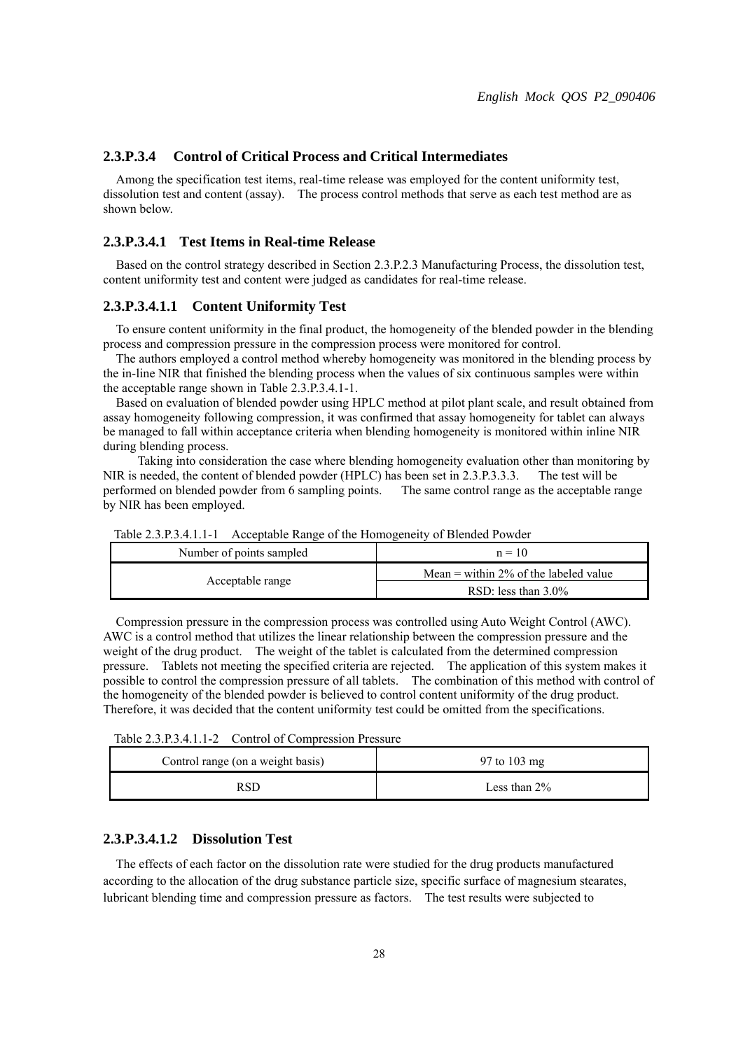## 2.3.P.3.4 Control of Critical Process and Critical Intermediates

Among the specification test items, real-time release was employed for the content uniformity test, dissolution test and content (assay). The process control methods that serve as each test method are as shown below.

### 2.3.P.3.4.1 Test Items in Real-time Release

Based on the control strategy described in Section 2.3.P.2.3 Manufacturing Process, the dissolution test, content uniformity test and content were judged as candidates for real-time release.

#### 2.3.P.3.4.1.1 Content Uniformity Test

To ensure content uniformity in the final product, the homogeneity of the blended powder in the blending process and compression pressure in the compression process were monitored for control.

The authors employed a control method whereby homogeneity was monitored in the blending process by the in-line NIR that finished the blending process when the values of six continuous samples were within the acceptable range shown in Table 2.3.P.3.4.1-1.

Based on evaluation of blended powder using HPLC method at pilot plant scale, and result obtained from assay homogeneity following compression, it was confirmed that assay homogeneity for tablet can always be managed to fall within acceptance criteria when blending homogeneity is monitored within inline NIR during blending process.

Taking into consideration the case where blending homogeneity evaluation other than monitoring by NIR is needed, the content of blended powder (HPLC) has been set in 2.3.P.3.3.3. The test will be performed on blended powder from 6 sampling points. The same control range as the acceptable range by NIR has been employed.

Table 2.3.P.3.4.1.1-1 Acceptable Range of the Homogeneity of Blended Powder

| Number of points sampled | n = 10 |
|---|---|
| Acceptable range | Mean = within 2% of the labeled value |
| | RSD: less than 3.0% |

Compression pressure in the compression process was controlled using Auto Weight Control (AWC). AWC is a control method that utilizes the linear relationship between the compression pressure and the weight of the drug product. The weight of the tablet is calculated from the determined compression pressure. Tablets not meeting the specified criteria are rejected. The application of this system makes it possible to control the compression pressure of all tablets. The combination of this method with control of the homogeneity of the blended powder is believed to control content uniformity of the drug product. Therefore, it was decided that the content uniformity test could be omitted from the specifications.

Table 2.3.P.3.4.1.1-2 Control of Compression Pressure

| Control range (on a weight basis) | 97 to 103 mg |
|---|---|
| RSD | Less than 2% |

#### 2.3.P.3.4.1.2 Dissolution Test

The effects of each factor on the dissolution rate were studied for the drug products manufactured according to the allocation of the drug substance particle size, specific surface of magnesium stearates, lubricant blending time and compression pressure as factors. The test results were subjected to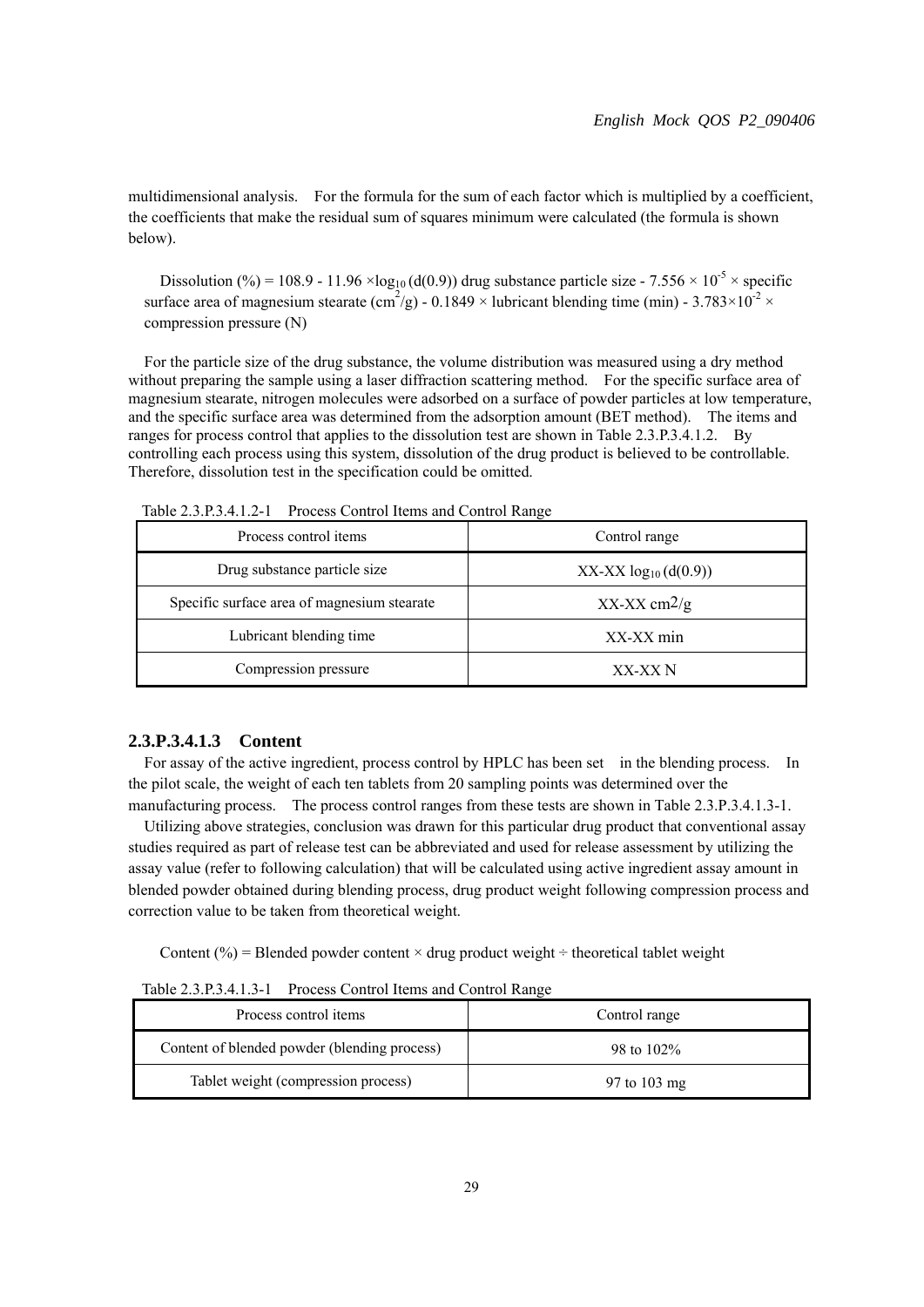multidimensional analysis. For the formula for the sum of each factor which is multiplied by a coefficient, the coefficients that make the residual sum of squares minimum were calculated (the formula is shown below).

Dissolution (%) = 108.9 - 11.96 × $\log_{10}$ (d(0.9)) drug substance particle size - 7.556 × $10^{-5}$ × specific surface area of magnesium stearate ($cm^2/g$) - 0.1849 × lubricant blending time (min) - 3.783×$10^{-2}$ × compression pressure (N)

For the particle size of the drug substance, the volume distribution was measured using a dry method without preparing the sample using a laser diffraction scattering method. For the specific surface area of magnesium stearate, nitrogen molecules were adsorbed on a surface of powder particles at low temperature, and the specific surface area was determined from the adsorption amount (BET method). The items and ranges for process control that applies to the dissolution test are shown in Table 2.3.P.3.4.1.2. By controlling each process using this system, dissolution of the drug product is believed to be controllable. Therefore, dissolution test in the specification could be omitted.

Table 2.3.P.3.4.1.2-1 Process Control Items and Control Range

| Process control items | Control range |
|---|---|
| Drug substance particle size | XX-XX $\log_{10}$ (d(0.9)) |
| Specific surface area of magnesium stearate | XX-XX $cm^2/g$ |
| Lubricant blending time | XX-XX min |
| Compression pressure | XX-XX N |

### 2.3.P.3.4.1.3 Content

For assay of the active ingredient, process control by HPLC has been set in the blending process. In the pilot scale, the weight of each ten tablets from 20 sampling points was determined over the manufacturing process. The process control ranges from these tests are shown in Table 2.3.P.3.4.1.3-1.

Utilizing above strategies, conclusion was drawn for this particular drug product that conventional assay studies required as part of release test can be abbreviated and used for release assessment by utilizing the assay value (refer to following calculation) that will be calculated using active ingredient assay amount in blended powder obtained during blending process, drug product weight following compression process and correction value to be taken from theoretical weight.

Content (%) = Blended powder content × drug product weight ÷ theoretical tablet weight

Table 2.3.P.3.4.1.3-1 Process Control Items and Control Range

| Process control items | Control range |
|---|---|
| Content of blended powder (blending process) | 98 to 102% |
| Tablet weight (compression process) | 97 to 103 mg |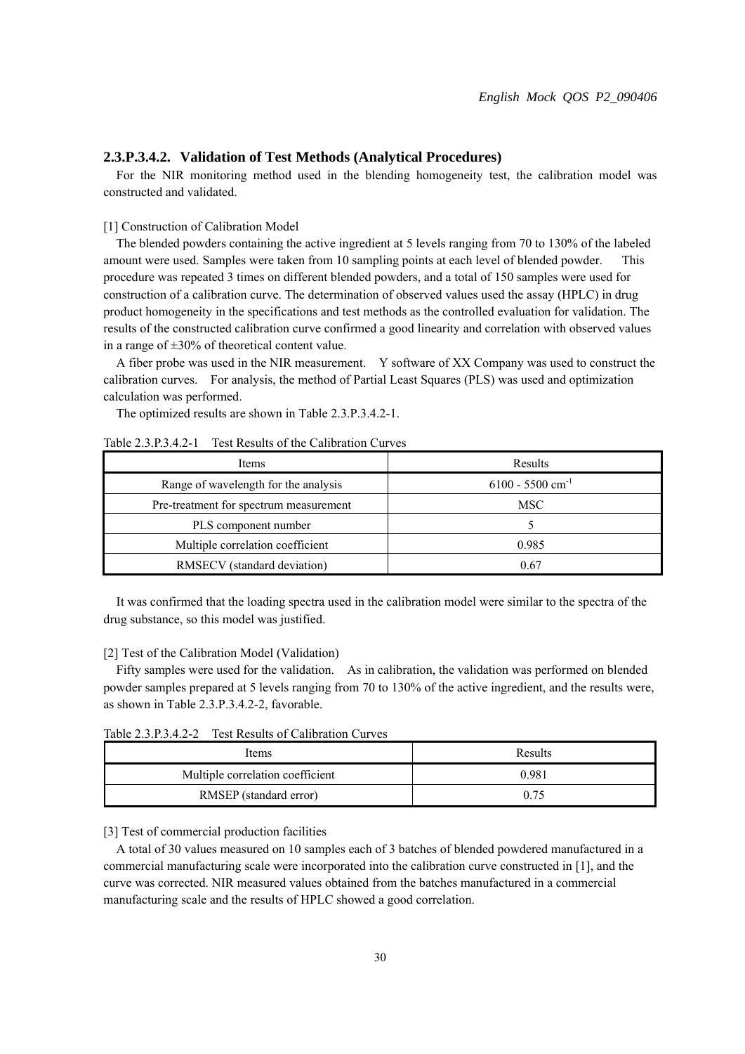### 2.3.P.3.4.2. Validation of Test Methods (Analytical Procedures)

For the NIR monitoring method used in the blending homogeneity test, the calibration model was constructed and validated.

[1] Construction of Calibration Model

The blended powders containing the active ingredient at 5 levels ranging from 70 to 130% of the labeled amount were used. Samples were taken from 10 sampling points at each level of blended powder. This procedure was repeated 3 times on different blended powders, and a total of 150 samples were used for construction of a calibration curve. The determination of observed values used the assay (HPLC) in drug product homogeneity in the specifications and test methods as the controlled evaluation for validation. The results of the constructed calibration curve confirmed a good linearity and correlation with observed values in a range of ±30% of theoretical content value.

A fiber probe was used in the NIR measurement. Y software of XX Company was used to construct the calibration curves. For analysis, the method of Partial Least Squares (PLS) was used and optimization calculation was performed.

The optimized results are shown in Table 2.3.P.3.4.2-1.

Table 2.3.P.3.4.2-1 Test Results of the Calibration Curves

| Items | Results |
|---|---|
| Range of wavelength for the analysis | 6100 - 5500 $cm^{-1}$ |
| Pre-treatment for spectrum measurement | MSC |
| PLS component number | 5 |
| Multiple correlation coefficient | 0.985 |
| RMSECV (standard deviation) | 0.67 |

It was confirmed that the loading spectra used in the calibration model were similar to the spectra of the drug substance, so this model was justified.

[2] Test of the Calibration Model (Validation)

Fifty samples were used for the validation. As in calibration, the validation was performed on blended powder samples prepared at 5 levels ranging from 70 to 130% of the active ingredient, and the results were, as shown in Table 2.3.P.3.4.2-2, favorable.

Table 2.3.P.3.4.2-2 Test Results of Calibration Curves

| Items | Results |
|---|---|
| Multiple correlation coefficient | 0.981 |
| RMSEP (standard error) | 0.75 |

[3] Test of commercial production facilities

A total of 30 values measured on 10 samples each of 3 batches of blended powdered manufactured in a commercial manufacturing scale were incorporated into the calibration curve constructed in [1], and the curve was corrected. NIR measured values obtained from the batches manufactured in a commercial manufacturing scale and the results of HPLC showed a good correlation.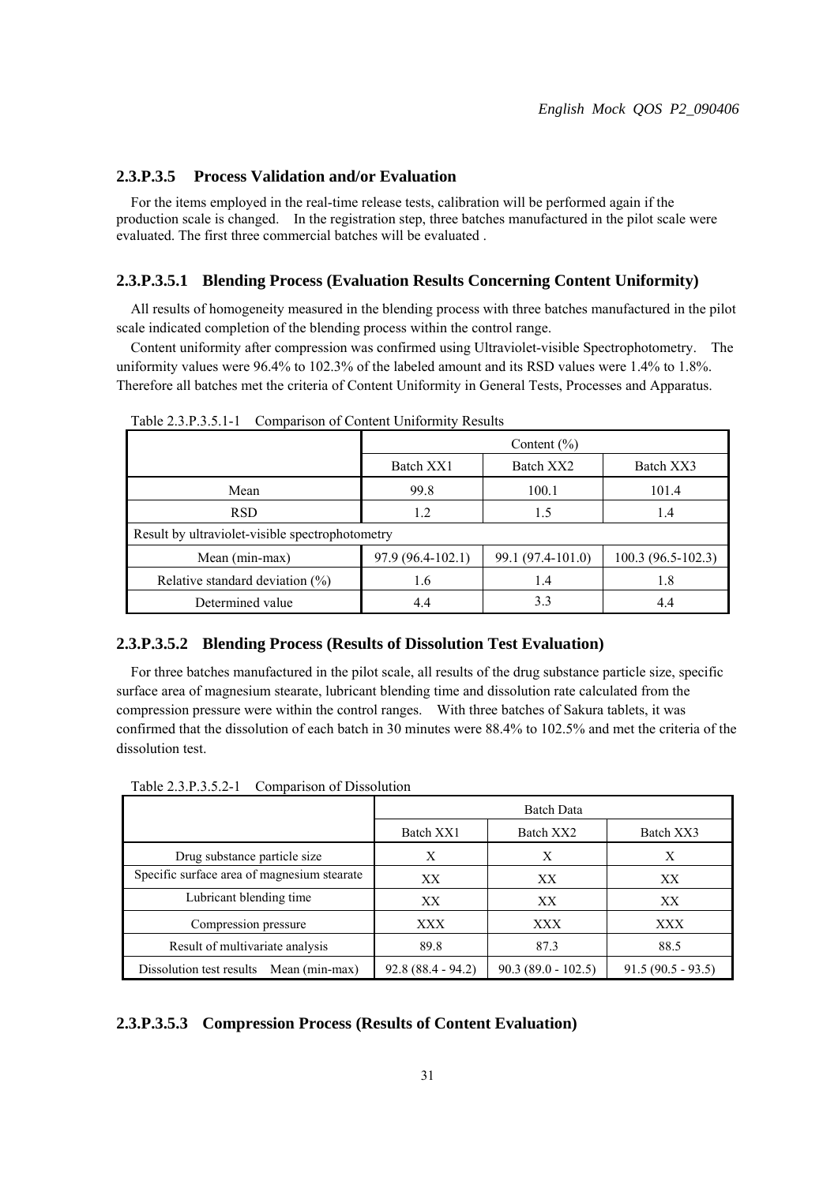### 2.3.P.3.5 Process Validation and/or Evaluation

For the items employed in the real-time release tests, calibration will be performed again if the production scale is changed. In the registration step, three batches manufactured in the pilot scale were evaluated. The first three commercial batches will be evaluated .

#### 2.3.P.3.5.1 Blending Process (Evaluation Results Concerning Content Uniformity)

All results of homogeneity measured in the blending process with three batches manufactured in the pilot scale indicated completion of the blending process within the control range.

Content uniformity after compression was confirmed using Ultraviolet-visible Spectrophotometry. The uniformity values were 96.4% to 102.3% of the labeled amount and its RSD values were 1.4% to 1.8%. Therefore all batches met the criteria of Content Uniformity in General Tests, Processes and Apparatus.

Table 2.3.P.3.5.1-1 Comparison of Content Uniformity Results

| | Content (%) | | |
|---|---|---|---|
| | Batch XX1 | Batch XX2 | Batch XX3 |
| Mean | 99.8 | 100.1 | 101.4 |
| RSD | 1.2 | 1.5 | 1.4 |
| Result by ultraviolet-visible spectrophotometry | | | |
| Mean (min-max) | 97.9 (96.4-102.1) | 99.1 (97.4-101.0) | 100.3 (96.5-102.3) |
| Relative standard deviation (%) | 1.6 | 1.4 | 1.8 |
| Determined value | 4.4 | 3.3 | 4.4 |

#### 2.3.P.3.5.2 Blending Process (Results of Dissolution Test Evaluation)

For three batches manufactured in the pilot scale, all results of the drug substance particle size, specific surface area of magnesium stearate, lubricant blending time and dissolution rate calculated from the compression pressure were within the control ranges. With three batches of Sakura tablets, it was confirmed that the dissolution of each batch in 30 minutes were 88.4% to 102.5% and met the criteria of the dissolution test.

Table 2.3.P.3.5.2-1 Comparison of Dissolution

| | Batch Data | | |
|---|---|---|---|
| | Batch XX1 | Batch XX2 | Batch XX3 |
| Drug substance particle size | X | X | X |
| Specific surface area of magnesium stearate | XX | XX | XX |
| Lubricant blending time | XX | XX | XX |
| Compression pressure | XXX | XXX | XXX |
| Result of multivariate analysis | 89.8 | 87.3 | 88.5 |
| Dissolution test results Mean (min-max) | 92.8 (88.4 - 94.2) | 90.3 (89.0 - 102.5) | 91.5 (90.5 - 93.5) |

#### 2.3.P.3.5.3 Compression Process (Results of Content Evaluation)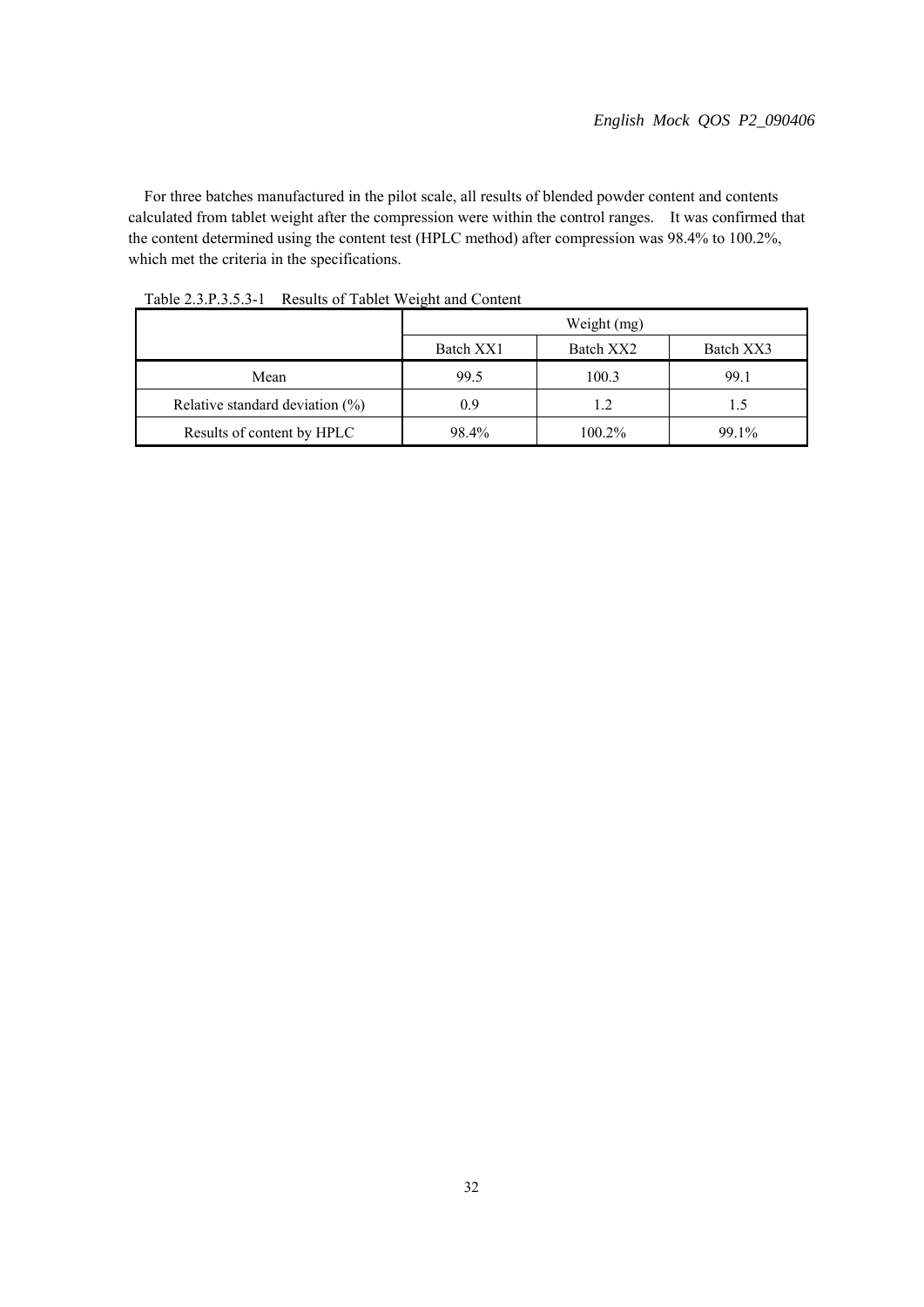For three batches manufactured in the pilot scale, all results of blended powder content and contents calculated from tablet weight after the compression were within the control ranges. It was confirmed that the content determined using the content test (HPLC method) after compression was 98.4% to 100.2%, which met the criteria in the specifications.

Table 2.3.P.3.5.3-1 Results of Tablet Weight and Content

| | Weight (mg) | | |
|---|---|---|---|
| | Batch XX1 | Batch XX2 | Batch XX3 |
| Mean | 99.5 | 100.3 | 99.1 |
| Relative standard deviation (%) | 0.9 | 1.2 | 1.5 |
| Results of content by HPLC | 98.4% | 100.2% | 99.1% |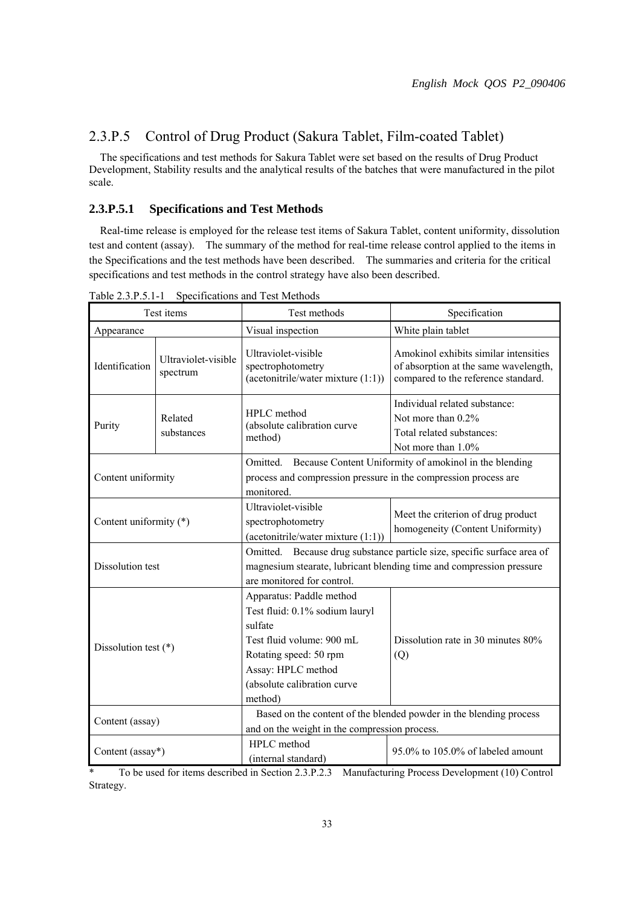## 2.3.P.5 Control of Drug Product (Sakura Tablet, Film-coated Tablet)

The specifications and test methods for Sakura Tablet were set based on the results of Drug Product Development, Stability results and the analytical results of the batches that were manufactured in the pilot scale.

### 2.3.P.5.1 Specifications and Test Methods

Real-time release is employed for the release test items of Sakura Tablet, content uniformity, dissolution test and content (assay). The summary of the method for real-time release control applied to the items in the Specifications and the test methods have been described. The summaries and criteria for the critical specifications and test methods in the control strategy have also been described.

Table 2.3.P.5.1-1 Specifications and Test Methods

| Test items | | Test methods | Specification |
|---|---|---|---|
| Appearance | | Visual inspection | White plain tablet |
| Identification | Ultraviolet-visible spectrum | Ultraviolet-visible spectrophotometry (acetonitrile/water mixture (1:1)) | Amokinol exhibits similar intensities of absorption at the same wavelength, compared to the reference standard. |
| Purity | Related substances | HPLC method (absolute calibration curve method) | Individual related substance: Not more than 0.2%<br>Total related substances: Not more than 1.0% |
| Content uniformity | | Omitted. Because Content Uniformity of amokinol in the blending process and compression pressure in the compression process are monitored. | |
| Content uniformity (*) | | Ultraviolet-visible spectrophotometry (acetonitrile/water mixture (1:1)) | Meet the criterion of drug product homogeneity (Content Uniformity) |
| Dissolution test | | Omitted. Because drug substance particle size, specific surface area of magnesium stearate, lubricant blending time and compression pressure are monitored for control. | |
| Dissolution test (*) | | Apparatus: Paddle method<br>Test fluid: 0.1% sodium lauryl sulfate<br>Test fluid volume: 900 mL<br>Rotating speed: 50 rpm<br>Assay: HPLC method (absolute calibration curve method) | Dissolution rate in 30 minutes 80% (Q) |
| Content (assay) | | Based on the content of the blended powder in the blending process and on the weight in the compression process. | |
| Content (assay*) | | HPLC method (internal standard) | 95.0% to 105.0% of labeled amount |

\* To be used for items described in Section 2.3.P.2.3 Manufacturing Process Development (10) Control Strategy.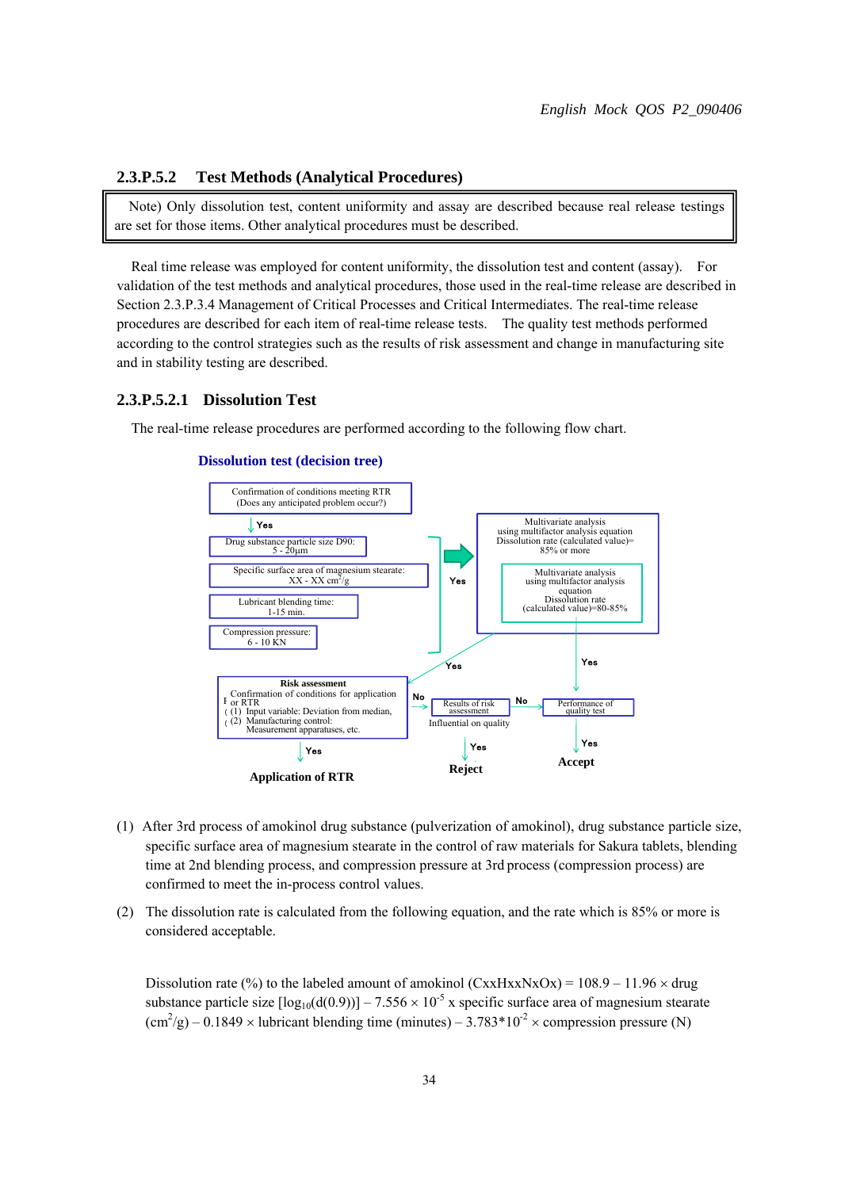## 2.3.P.5.2 Test Methods (Analytical Procedures)

> Note) Only dissolution test, content uniformity and assay are described because real release testings are set for those items. Other analytical procedures must be described.

Real time release was employed for content uniformity, the dissolution test and content (assay). For validation of the test methods and analytical procedures, those used in the real-time release are described in Section 2.3.P.3.4 Management of Critical Processes and Critical Intermediates. The real-time release procedures are described for each item of real-time release tests. The quality test methods performed according to the control strategies such as the results of risk assessment and change in manufacturing site and in stability testing are described.

### 2.3.P.5.2.1 Dissolution Test

The real-time release procedures are performed according to the following flow chart.

**Dissolution test (decision tree)**

Confirmation of conditions meeting RTR (Does any anticipated problem occur?)

Yes

Drug substance particle size D90: 5 - 20µm

Specific surface area of magnesium stearate: XX - XX cm$^2$/g

Lubricant blending time: 1-15 min.

Compression pressure: 6 - 10 KN

Yes

Multivariate analysis using multifactor analysis equation Dissolution rate (calculated value)= 85% or more

Multivariate analysis using multifactor analysis equation Dissolution rate (calculated value)=80-85%

Yes

Yes

**Risk assessment**
Confirmation of conditions for application or RTR
(1) Input variable: Deviation from median,
(2) Manufacturing control: Measurement apparatuses, etc.

No

Results of risk assessment

Influential on quality

No

Performance of quality test

Yes

Yes

Yes

**Application of RTR**

**Reject**

**Accept**

(1) After 3rd process of amokinol drug substance (pulverization of amokinol), drug substance particle size, specific surface area of magnesium stearate in the control of raw materials for Sakura tablets, blending time at 2nd blending process, and compression pressure at 3rd process (compression process) are confirmed to meet the in-process control values.

(2) The dissolution rate is calculated from the following equation, and the rate which is 85% or more is considered acceptable.

Dissolution rate (%) to the labeled amount of amokinol (CxxHxxNxOx) = 108.9 – 11.96 × drug substance particle size [$\log_{10}$(d(0.9))] – 7.556 × $10^{-5}$ x specific surface area of magnesium stearate (cm$^2$/g) – 0.1849 × lubricant blending time (minutes) – 3.783*$10^{-2}$ × compression pressure (N)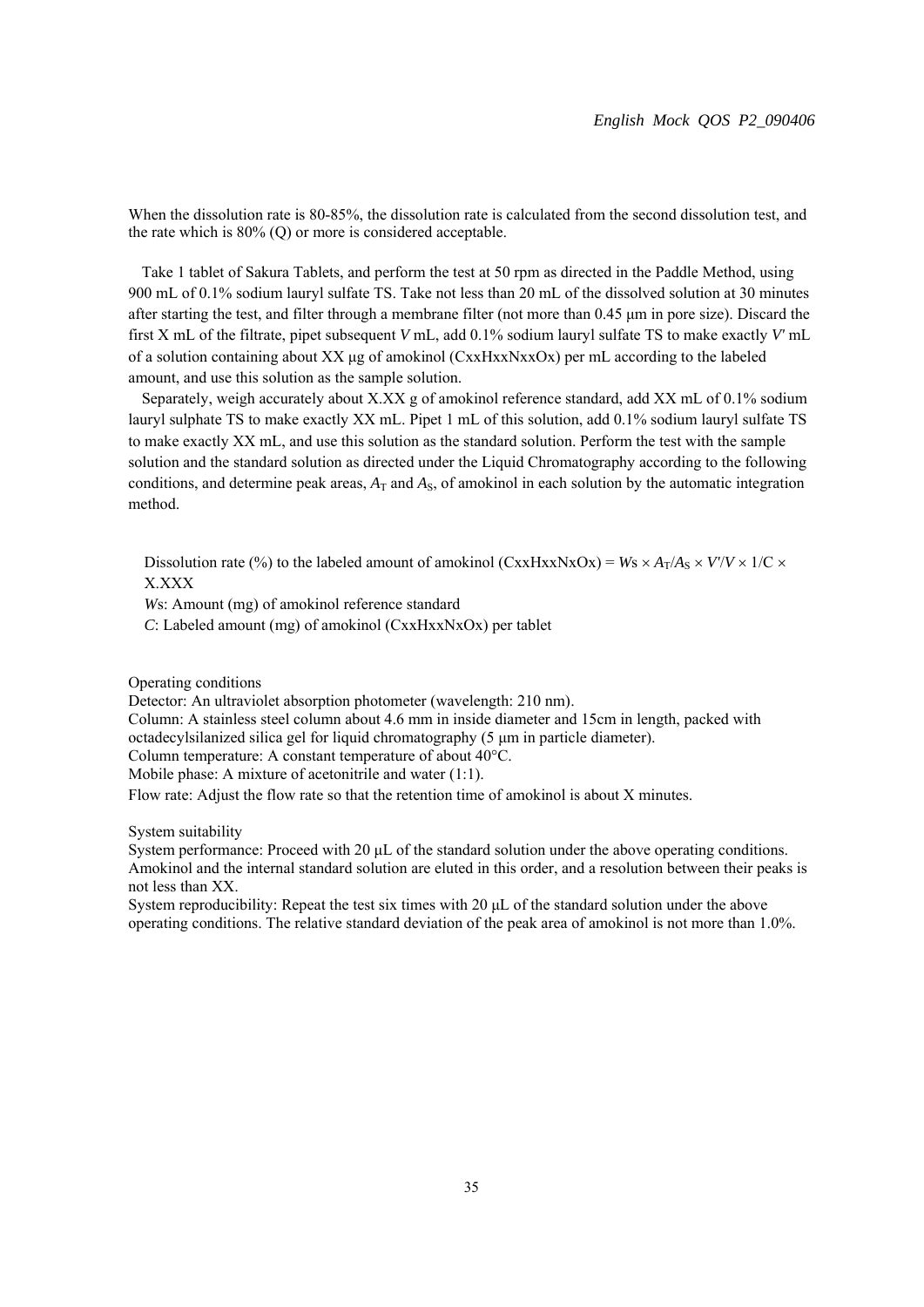When the dissolution rate is 80-85%, the dissolution rate is calculated from the second dissolution test, and the rate which is 80% (Q) or more is considered acceptable.

Take 1 tablet of Sakura Tablets, and perform the test at 50 rpm as directed in the Paddle Method, using 900 mL of 0.1% sodium lauryl sulfate TS. Take not less than 20 mL of the dissolved solution at 30 minutes after starting the test, and filter through a membrane filter (not more than 0.45 µm in pore size). Discard the first X mL of the filtrate, pipet subsequent *V* mL, add 0.1% sodium lauryl sulfate TS to make exactly *V′* mL of a solution containing about XX µg of amokinol (CxxHxxNxxOx) per mL according to the labeled amount, and use this solution as the sample solution.

Separately, weigh accurately about X.XX g of amokinol reference standard, add XX mL of 0.1% sodium lauryl sulphate TS to make exactly XX mL. Pipet 1 mL of this solution, add 0.1% sodium lauryl sulfate TS to make exactly XX mL, and use this solution as the standard solution. Perform the test with the sample solution and the standard solution as directed under the Liquid Chromatography according to the following conditions, and determine peak areas, $A_T$ and $A_S$, of amokinol in each solution by the automatic integration method.

Dissolution rate (%) to the labeled amount of amokinol (CxxHxxNxOx) = $W_S \times A_T/A_S \times V'/V \times 1/C \times$ X.XXX

*Ws*: Amount (mg) of amokinol reference standard

*C*: Labeled amount (mg) of amokinol (CxxHxxNxOx) per tablet

Operating conditions

Detector: An ultraviolet absorption photometer (wavelength: 210 nm).

Column: A stainless steel column about 4.6 mm in inside diameter and 15cm in length, packed with octadecylsilanized silica gel for liquid chromatography (5 µm in particle diameter).

Column temperature: A constant temperature of about 40°C.

Mobile phase: A mixture of acetonitrile and water (1:1).

Flow rate: Adjust the flow rate so that the retention time of amokinol is about X minutes.

System suitability

System performance: Proceed with 20 µL of the standard solution under the above operating conditions. Amokinol and the internal standard solution are eluted in this order, and a resolution between their peaks is not less than XX.

System reproducibility: Repeat the test six times with 20 µL of the standard solution under the above operating conditions. The relative standard deviation of the peak area of amokinol is not more than 1.0%.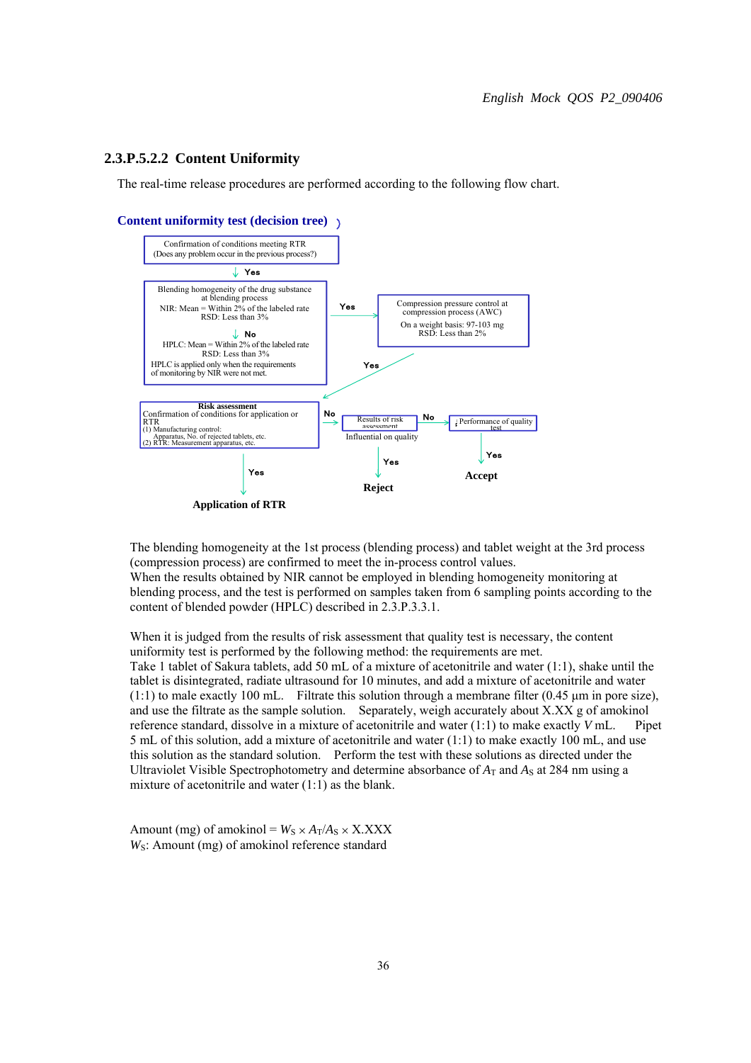### 2.3.P.5.2.2 Content Uniformity

The real-time release procedures are performed according to the following flow chart.

**Content uniformity test (decision tree)**

Confirmation of conditions meeting RTR
(Does any problem occur in the previous process?)

↓ Yes

Blending homogeneity of the drug substance at blending process
NIR: Mean = Within 2% of the labeled rate
RSD: Less than 3%

↓ No

HPLC: Mean = Within 2% of the labeled rate
RSD: Less than 3%
HPLC is applied only when the requirements of monitoring by NIR were not met.

→ Yes →

Compression pressure control at compression process (AWC)
On a weight basis: 97-103 mg
RSD: Less than 2%

→ Yes →

**Risk assessment**
Confirmation of conditions for application or RTR
(1) Manufacturing control:
Apparatus, No. of rejected tablets, etc.
(2) RTR: Measurement apparatus, etc.

↓ Yes → **Application of RTR**

→ No → Results of risk assessment: Influential on quality

↓ Yes → **Reject**

→ No → Performance of quality test

↓ Yes → **Accept**

The blending homogeneity at the 1st process (blending process) and tablet weight at the 3rd process (compression process) are confirmed to meet the in-process control values.
When the results obtained by NIR cannot be employed in blending homogeneity monitoring at blending process, and the test is performed on samples taken from 6 sampling points according to the content of blended powder (HPLC) described in 2.3.P.3.3.1.

When it is judged from the results of risk assessment that quality test is necessary, the content uniformity test is performed by the following method: the requirements are met.
Take 1 tablet of Sakura tablets, add 50 mL of a mixture of acetonitrile and water (1:1), shake until the tablet is disintegrated, radiate ultrasound for 10 minutes, and add a mixture of acetonitrile and water (1:1) to male exactly 100 mL. Filtrate this solution through a membrane filter (0.45 µm in pore size), and use the filtrate as the sample solution. Separately, weigh accurately about X.XX g of amokinol reference standard, dissolve in a mixture of acetonitrile and water (1:1) to make exactly *V* mL. Pipet 5 mL of this solution, add a mixture of acetonitrile and water (1:1) to make exactly 100 mL, and use this solution as the standard solution. Perform the test with these solutions as directed under the Ultraviolet Visible Spectrophotometry and determine absorbance of $A_T$ and $A_S$ at 284 nm using a mixture of acetonitrile and water (1:1) as the blank.

Amount (mg) of amokinol = $W_S \times A_T/A_S \times$ X.XXX
$W_S$: Amount (mg) of amokinol reference standard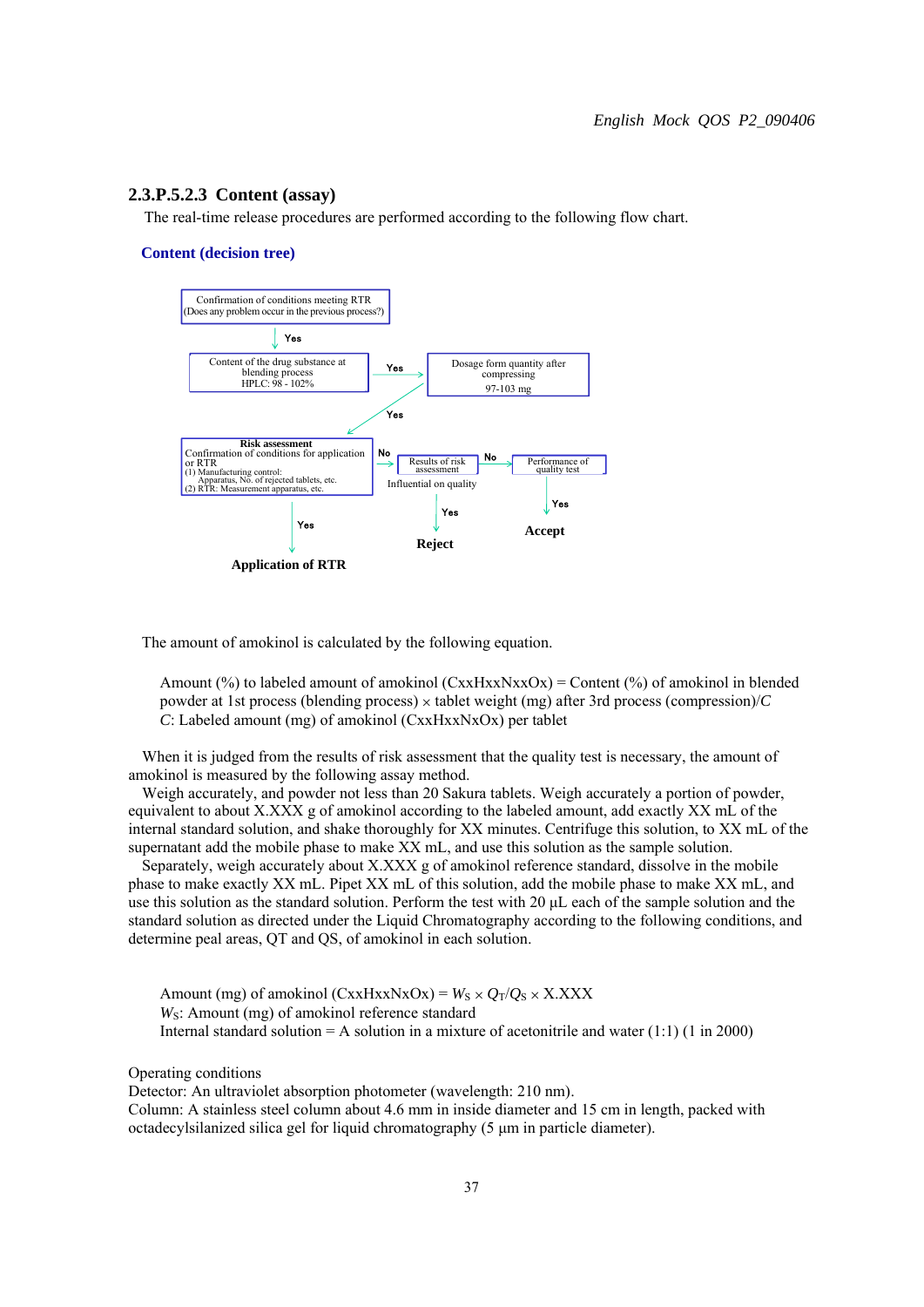### 2.3.P.5.2.3 Content (assay)

The real-time release procedures are performed according to the following flow chart.

**Content (decision tree)**

Confirmation of conditions meeting RTR (Does any problem occur in the previous process?)

Yes

Content of the drug substance at blending process HPLC: 98 - 102%

Yes

Dosage form quantity after compressing 97-103 mg

Yes

**Risk assessment**
Confirmation of conditions for application or RTR
(1) Manufacturing control: Apparatus, No. of rejected tablets, etc.
(2) RTR: Measurement apparatus, etc.

No

Results of risk assessment

Influential on quality

No

Performance of quality test

Yes

**Accept**

Yes

**Reject**

Yes

**Application of RTR**

The amount of amokinol is calculated by the following equation.

Amount (%) to labeled amount of amokinol (CxxHxxNxxOx) = Content (%) of amokinol in blended powder at 1st process (blending process) $\times$ tablet weight (mg) after 3rd process (compression)/$C$
$C$: Labeled amount (mg) of amokinol (CxxHxxNxOx) per tablet

When it is judged from the results of risk assessment that the quality test is necessary, the amount of amokinol is measured by the following assay method.

Weigh accurately, and powder not less than 20 Sakura tablets. Weigh accurately a portion of powder, equivalent to about X.XXX g of amokinol according to the labeled amount, add exactly XX mL of the internal standard solution, and shake thoroughly for XX minutes. Centrifuge this solution, to XX mL of the supernatant add the mobile phase to make XX mL, and use this solution as the sample solution.

Separately, weigh accurately about X.XXX g of amokinol reference standard, dissolve in the mobile phase to make exactly XX mL. Pipet XX mL of this solution, add the mobile phase to make XX mL, and use this solution as the standard solution. Perform the test with 20 µL each of the sample solution and the standard solution as directed under the Liquid Chromatography according to the following conditions, and determine peal areas, QT and QS, of amokinol in each solution.

Amount (mg) of amokinol (CxxHxxNxOx) = $W_S \times Q_T/Q_S \times$ X.XXX
$W_S$: Amount (mg) of amokinol reference standard
Internal standard solution = A solution in a mixture of acetonitrile and water (1:1) (1 in 2000)

Operating conditions
Detector: An ultraviolet absorption photometer (wavelength: 210 nm).
Column: A stainless steel column about 4.6 mm in inside diameter and 15 cm in length, packed with octadecylsilanized silica gel for liquid chromatography (5 µm in particle diameter).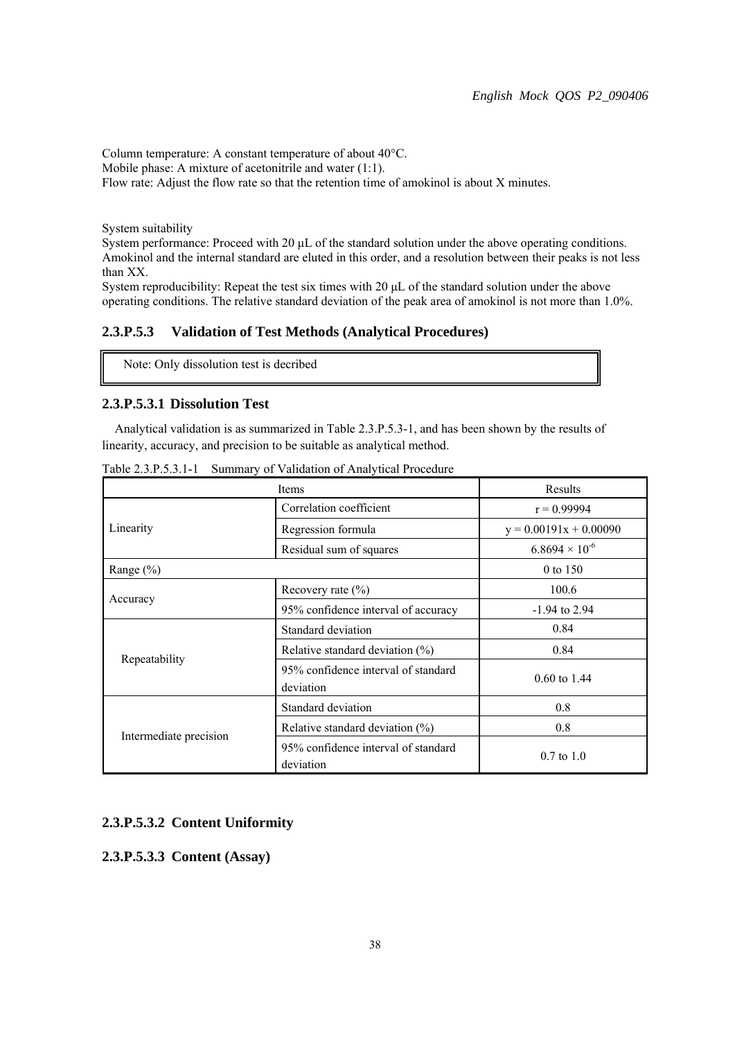Column temperature: A constant temperature of about 40°C.
Mobile phase: A mixture of acetonitrile and water (1:1).
Flow rate: Adjust the flow rate so that the retention time of amokinol is about X minutes.

System suitability
System performance: Proceed with 20 μL of the standard solution under the above operating conditions. Amokinol and the internal standard are eluted in this order, and a resolution between their peaks is not less than XX.
System reproducibility: Repeat the test six times with 20 μL of the standard solution under the above operating conditions. The relative standard deviation of the peak area of amokinol is not more than 1.0%.

### 2.3.P.5.3 Validation of Test Methods (Analytical Procedures)

> Note: Only dissolution test is decribed

#### 2.3.P.5.3.1 Dissolution Test

Analytical validation is as summarized in Table 2.3.P.5.3-1, and has been shown by the results of linearity, accuracy, and precision to be suitable as analytical method.

Table 2.3.P.5.3.1-1 Summary of Validation of Analytical Procedure

| Items | | Results |
|---|---|---|
| Linearity | Correlation coefficient | $r = 0.99994$ |
| | Regression formula | $y = 0.00191x + 0.00090$ |
| | Residual sum of squares | $6.8694 \times 10^{-6}$ |
| Range (%) | | 0 to 150 |
| Accuracy | Recovery rate (%) | 100.6 |
| | 95% confidence interval of accuracy | -1.94 to 2.94 |
| Repeatability | Standard deviation | 0.84 |
| | Relative standard deviation (%) | 0.84 |
| | 95% confidence interval of standard deviation | 0.60 to 1.44 |
| Intermediate precision | Standard deviation | 0.8 |
| | Relative standard deviation (%) | 0.8 |
| | 95% confidence interval of standard deviation | 0.7 to 1.0 |

#### 2.3.P.5.3.2 Content Uniformity

#### 2.3.P.5.3.3 Content (Assay)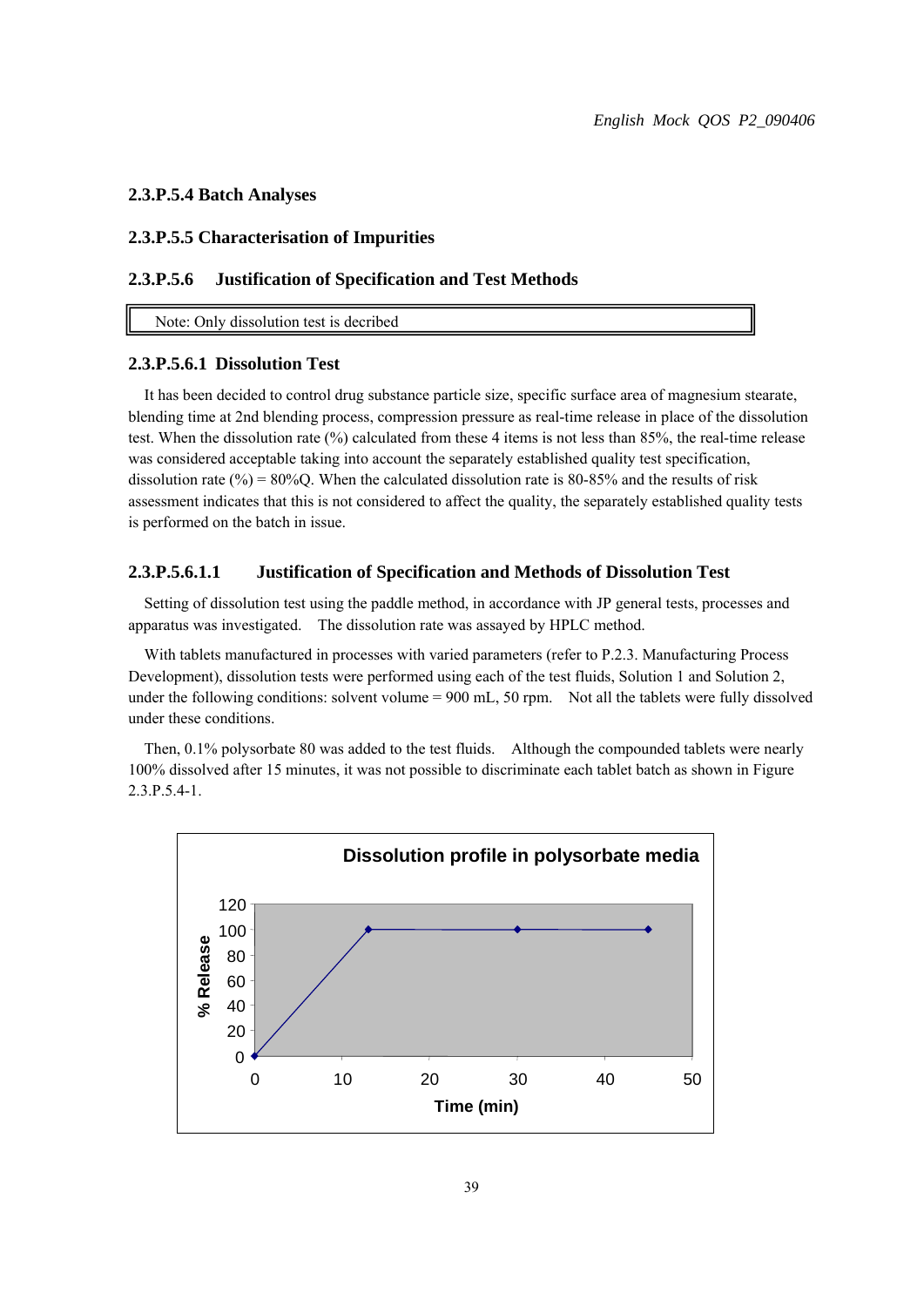### 2.3.P.5.4 Batch Analyses

### 2.3.P.5.5 Characterisation of Impurities

### 2.3.P.5.6 Justification of Specification and Test Methods

| Note: Only dissolution test is decribed |
|---|

#### 2.3.P.5.6.1 Dissolution Test

It has been decided to control drug substance particle size, specific surface area of magnesium stearate, blending time at 2nd blending process, compression pressure as real-time release in place of the dissolution test. When the dissolution rate (%) calculated from these 4 items is not less than 85%, the real-time release was considered acceptable taking into account the separately established quality test specification, dissolution rate (%) = 80%Q. When the calculated dissolution rate is 80-85% and the results of risk assessment indicates that this is not considered to affect the quality, the separately established quality tests is performed on the batch in issue.

#### 2.3.P.5.6.1.1 Justification of Specification and Methods of Dissolution Test

Setting of dissolution test using the paddle method, in accordance with JP general tests, processes and apparatus was investigated. The dissolution rate was assayed by HPLC method.

With tablets manufactured in processes with varied parameters (refer to P.2.3. Manufacturing Process Development), dissolution tests were performed using each of the test fluids, Solution 1 and Solution 2, under the following conditions: solvent volume = 900 mL, 50 rpm. Not all the tablets were fully dissolved under these conditions.

Then, 0.1% polysorbate 80 was added to the test fluids. Although the compounded tablets were nearly 100% dissolved after 15 minutes, it was not possible to discriminate each tablet batch as shown in Figure 2.3.P.5.4-1.

Dissolution profile in polysorbate media

| Time (min) | % Release |
|---|---|
| 0 | 0 |
| 13 | 100 |
| 30 | 100 |
| 45 | 100 |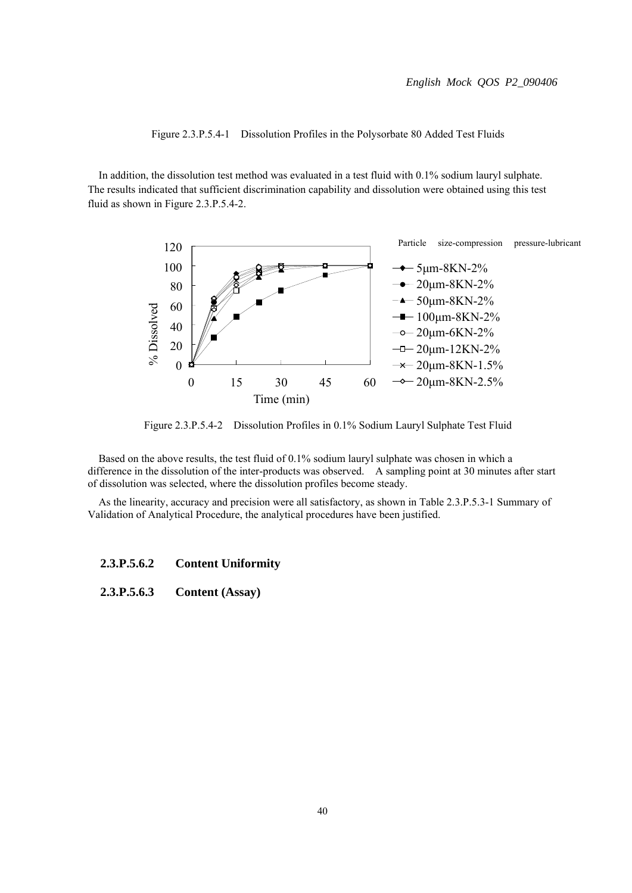Figure 2.3.P.5.4-1 Dissolution Profiles in the Polysorbate 80 Added Test Fluids

In addition, the dissolution test method was evaluated in a test fluid with 0.1% sodium lauryl sulphate. The results indicated that sufficient discrimination capability and dissolution were obtained using this test fluid as shown in Figure 2.3.P.5.4-2.

Figure 2.3.P.5.4-2 Dissolution Profiles in 0.1% Sodium Lauryl Sulphate Test Fluid

Based on the above results, the test fluid of 0.1% sodium lauryl sulphate was chosen in which a difference in the dissolution of the inter-products was observed. A sampling point at 30 minutes after start of dissolution was selected, where the dissolution profiles become steady.

As the linearity, accuracy and precision were all satisfactory, as shown in Table 2.3.P.5.3-1 Summary of Validation of Analytical Procedure, the analytical procedures have been justified.

### 2.3.P.5.6.2 Content Uniformity

### 2.3.P.5.6.3 Content (Assay)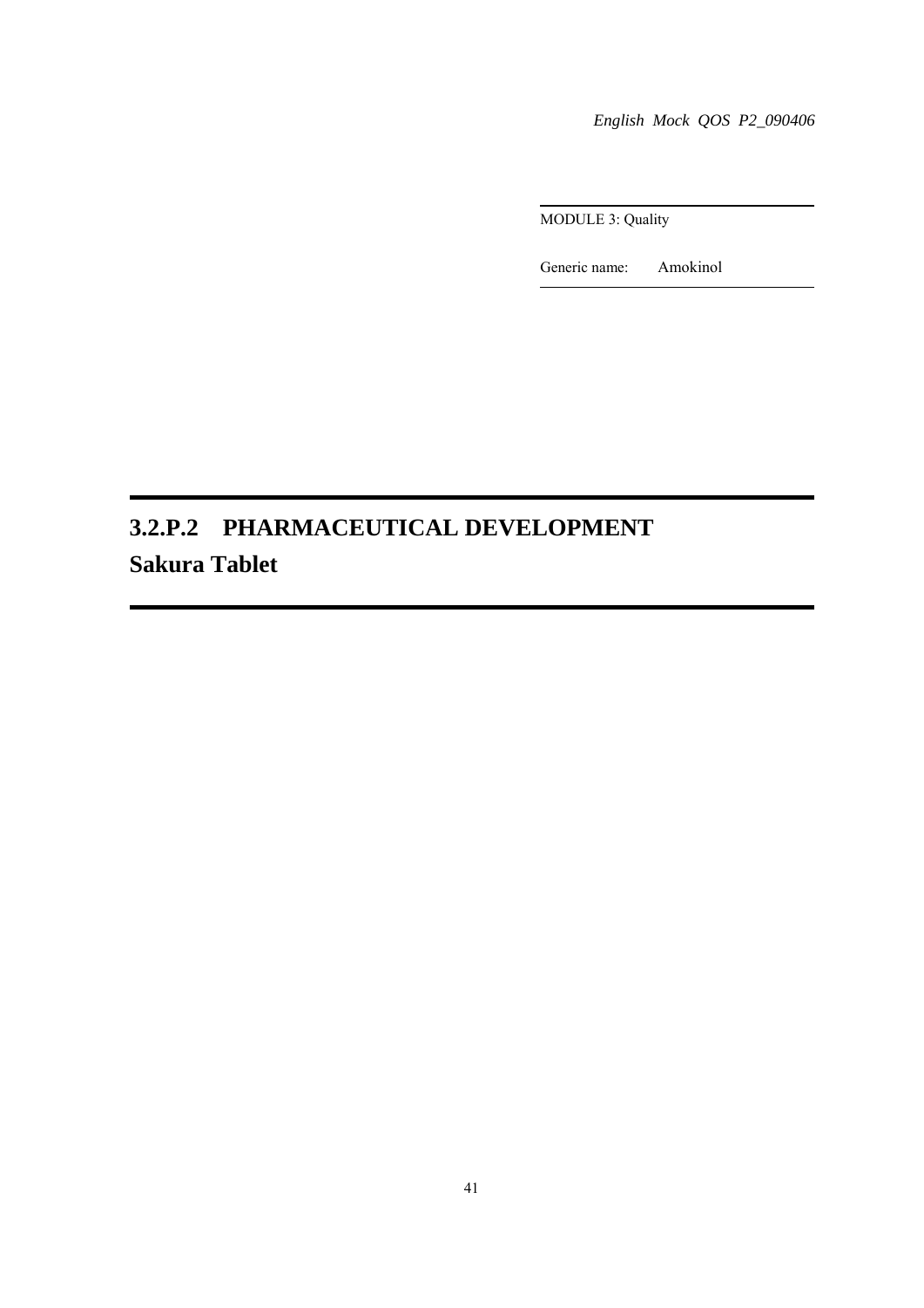MODULE 3: Quality

Generic name: Amokinol

# 3.2.P.2 PHARMACEUTICAL DEVELOPMENT

# Sakura Tablet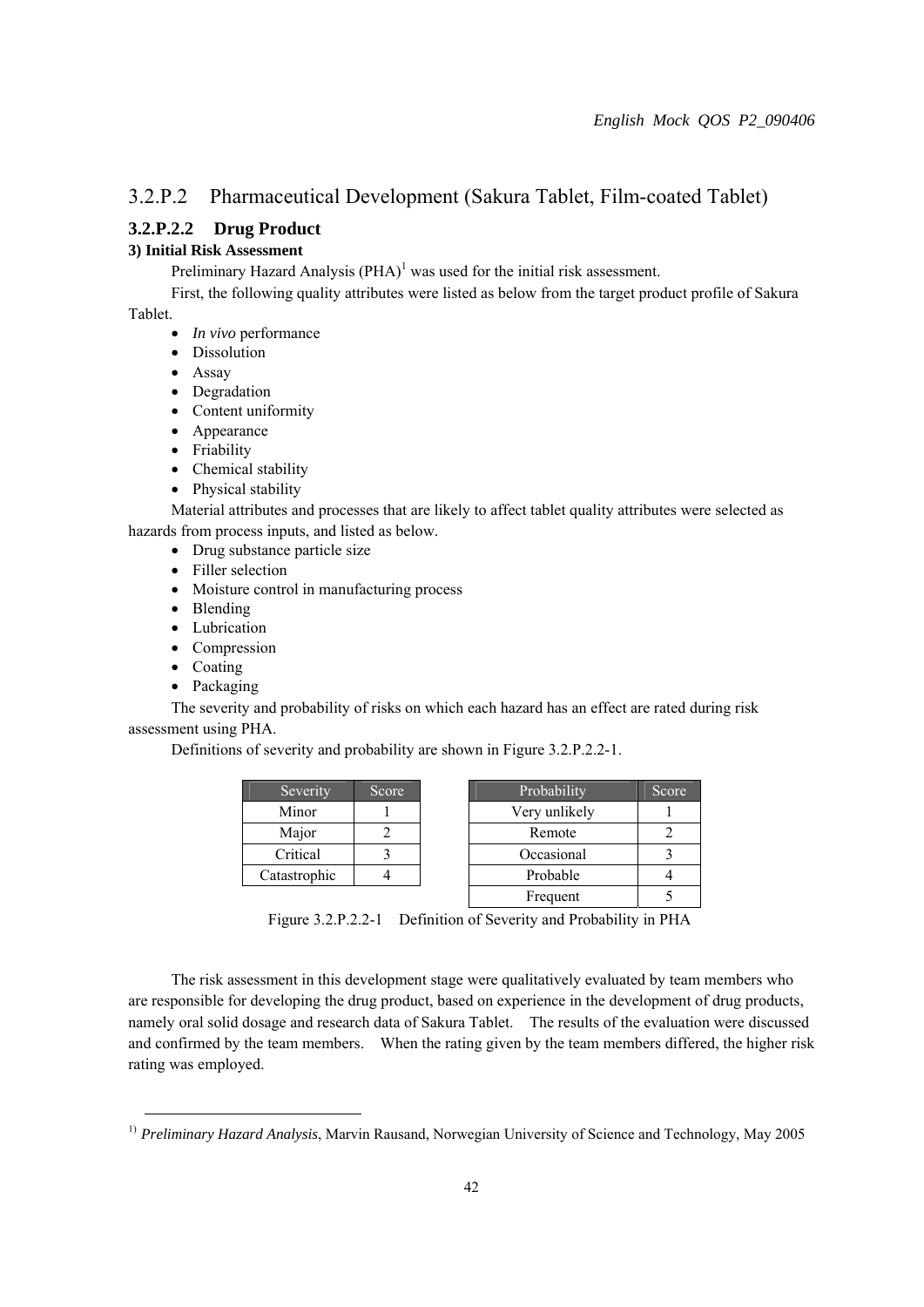## 3.2.P.2 Pharmaceutical Development (Sakura Tablet, Film-coated Tablet)

### 3.2.P.2.2 Drug Product

**3) Initial Risk Assessment**

Preliminary Hazard Analysis (PHA)[1] was used for the initial risk assessment.

First, the following quality attributes were listed as below from the target product profile of Sakura Tablet.

- *In vivo* performance
- Dissolution
- Assay
- Degradation
- Content uniformity
- Appearance
- Friability
- Chemical stability
- Physical stability

Material attributes and processes that are likely to affect tablet quality attributes were selected as hazards from process inputs, and listed as below.

- Drug substance particle size
- Filler selection
- Moisture control in manufacturing process
- Blending
- Lubrication
- Compression
- Coating
- Packaging

The severity and probability of risks on which each hazard has an effect are rated during risk assessment using PHA.

Definitions of severity and probability are shown in Figure 3.2.P.2.2-1.

| Severity | Score |
|---|---|
| Minor | 1 |
| Major | 2 |
| Critical | 3 |
| Catastrophic | 4 |

| Probability | Score |
|---|---|
| Very unlikely | 1 |
| Remote | 2 |
| Occasional | 3 |
| Probable | 4 |
| Frequent | 5 |

Figure 3.2.P.2.2-1 Definition of Severity and Probability in PHA

The risk assessment in this development stage were qualitatively evaluated by team members who are responsible for developing the drug product, based on experience in the development of drug products, namely oral solid dosage and research data of Sakura Tablet. The results of the evaluation were discussed and confirmed by the team members. When the rating given by the team members differed, the higher risk rating was employed.

---

[1] *Preliminary Hazard Analysis*, Marvin Rausand, Norwegian University of Science and Technology, May 2005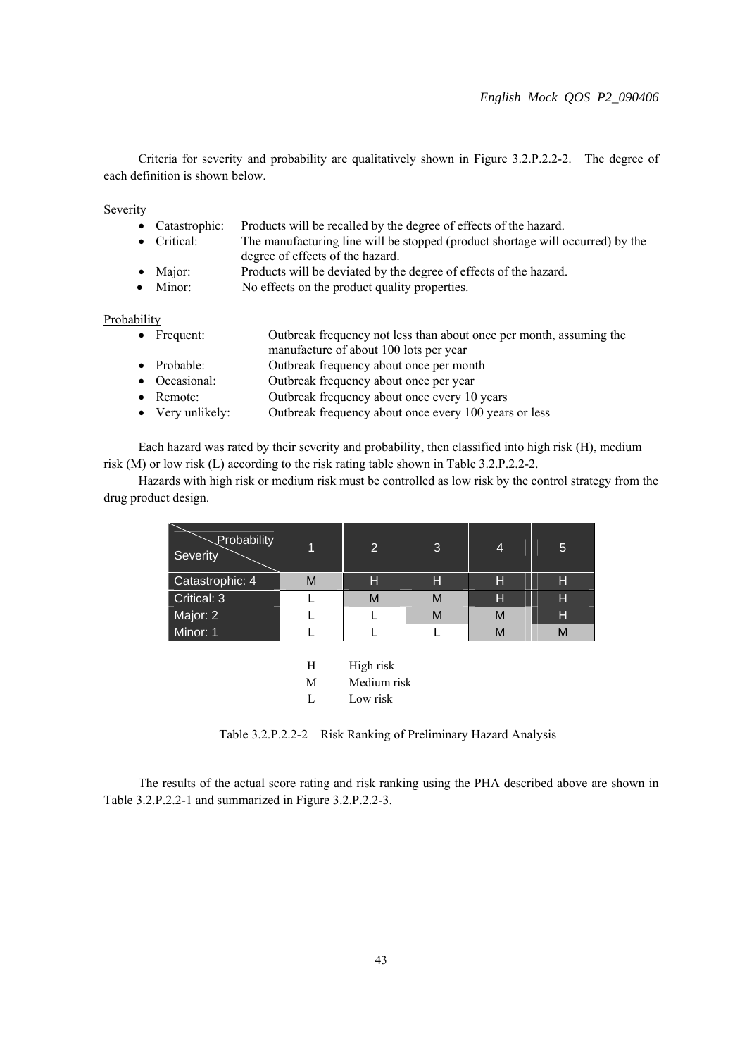Criteria for severity and probability are qualitatively shown in Figure 3.2.P.2.2-2. The degree of each definition is shown below.

Severity

- Catastrophic: Products will be recalled by the degree of effects of the hazard.
- Critical: The manufacturing line will be stopped (product shortage will occurred) by the degree of effects of the hazard.
- Major: Products will be deviated by the degree of effects of the hazard.
- Minor: No effects on the product quality properties.

Probability

- Frequent: Outbreak frequency not less than about once per month, assuming the manufacture of about 100 lots per year
- Probable: Outbreak frequency about once per month
- Occasional: Outbreak frequency about once per year
- Remote: Outbreak frequency about once every 10 years
- Very unlikely: Outbreak frequency about once every 100 years or less

Each hazard was rated by their severity and probability, then classified into high risk (H), medium risk (M) or low risk (L) according to the risk rating table shown in Table 3.2.P.2.2-2.

Hazards with high risk or medium risk must be controlled as low risk by the control strategy from the drug product design.

| Severity \ Probability | 1 | 2 | 3 | 4 | 5 |
|---|---|---|---|---|---|
| Catastrophic: 4 | M | H | H | H | H |
| Critical: 3 | L | M | M | H | H |
| Major: 2 | L | L | M | M | H |
| Minor: 1 | L | L | L | M | M |

H High risk
M Medium risk
L Low risk

Table 3.2.P.2.2-2 Risk Ranking of Preliminary Hazard Analysis

The results of the actual score rating and risk ranking using the PHA described above are shown in Table 3.2.P.2.2-1 and summarized in Figure 3.2.P.2.2-3.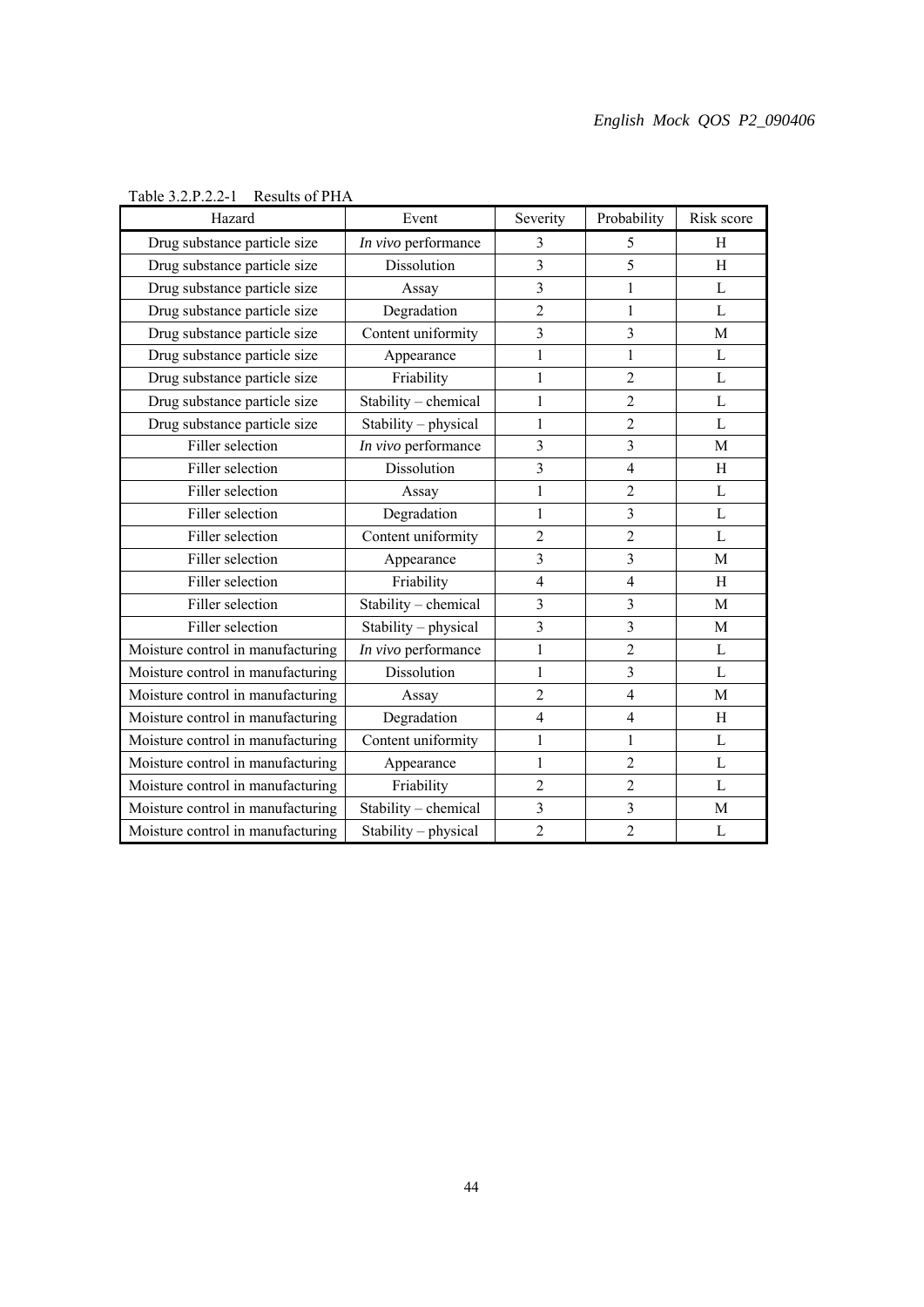Table 3.2.P.2.2-1 Results of PHA

| Hazard | Event | Severity | Probability | Risk score |
|---|---|---|---|---|
| Drug substance particle size | *In vivo* performance | 3 | 5 | H |
| Drug substance particle size | Dissolution | 3 | 5 | H |
| Drug substance particle size | Assay | 3 | 1 | L |
| Drug substance particle size | Degradation | 2 | 1 | L |
| Drug substance particle size | Content uniformity | 3 | 3 | M |
| Drug substance particle size | Appearance | 1 | 1 | L |
| Drug substance particle size | Friability | 1 | 2 | L |
| Drug substance particle size | Stability – chemical | 1 | 2 | L |
| Drug substance particle size | Stability – physical | 1 | 2 | L |
| Filler selection | *In vivo* performance | 3 | 3 | M |
| Filler selection | Dissolution | 3 | 4 | H |
| Filler selection | Assay | 1 | 2 | L |
| Filler selection | Degradation | 1 | 3 | L |
| Filler selection | Content uniformity | 2 | 2 | L |
| Filler selection | Appearance | 3 | 3 | M |
| Filler selection | Friability | 4 | 4 | H |
| Filler selection | Stability – chemical | 3 | 3 | M |
| Filler selection | Stability – physical | 3 | 3 | M |
| Moisture control in manufacturing | *In vivo* performance | 1 | 2 | L |
| Moisture control in manufacturing | Dissolution | 1 | 3 | L |
| Moisture control in manufacturing | Assay | 2 | 4 | M |
| Moisture control in manufacturing | Degradation | 4 | 4 | H |
| Moisture control in manufacturing | Content uniformity | 1 | 1 | L |
| Moisture control in manufacturing | Appearance | 1 | 2 | L |
| Moisture control in manufacturing | Friability | 2 | 2 | L |
| Moisture control in manufacturing | Stability – chemical | 3 | 3 | M |
| Moisture control in manufacturing | Stability – physical | 2 | 2 | L |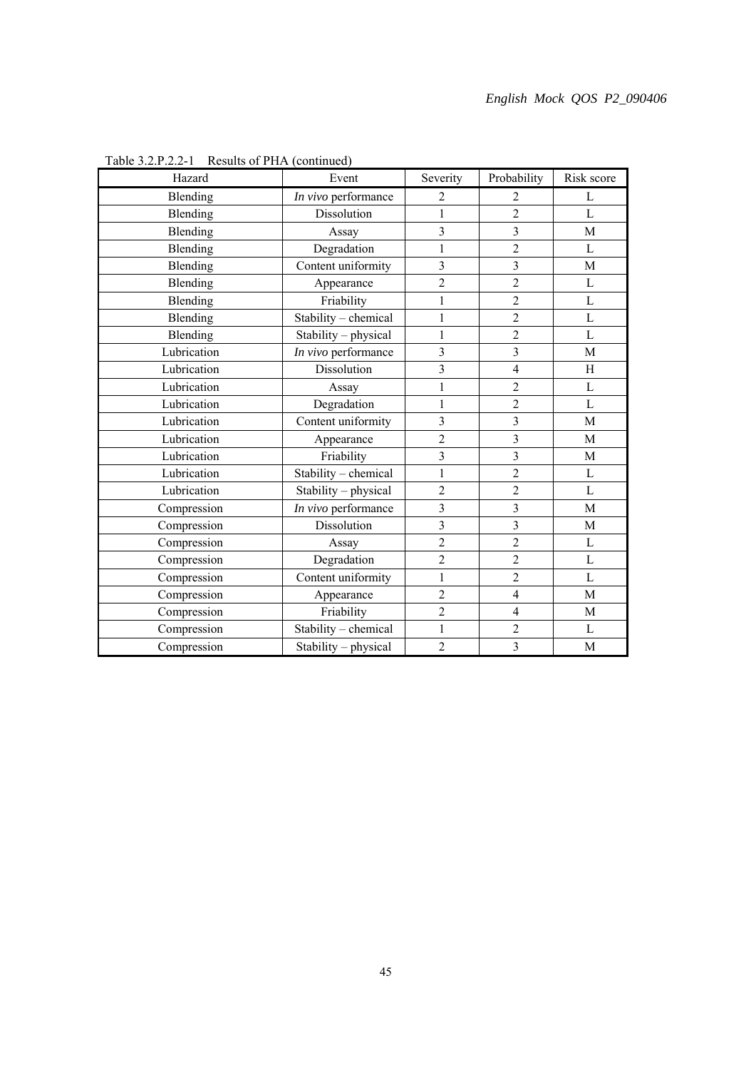Table 3.2.P.2.2-1 Results of PHA (continued)

| Hazard | Event | Severity | Probability | Risk score |
|---|---|---|---|---|
| Blending | *In vivo* performance | 2 | 2 | L |
| Blending | Dissolution | 1 | 2 | L |
| Blending | Assay | 3 | 3 | M |
| Blending | Degradation | 1 | 2 | L |
| Blending | Content uniformity | 3 | 3 | M |
| Blending | Appearance | 2 | 2 | L |
| Blending | Friability | 1 | 2 | L |
| Blending | Stability – chemical | 1 | 2 | L |
| Blending | Stability – physical | 1 | 2 | L |
| Lubrication | *In vivo* performance | 3 | 3 | M |
| Lubrication | Dissolution | 3 | 4 | H |
| Lubrication | Assay | 1 | 2 | L |
| Lubrication | Degradation | 1 | 2 | L |
| Lubrication | Content uniformity | 3 | 3 | M |
| Lubrication | Appearance | 2 | 3 | M |
| Lubrication | Friability | 3 | 3 | M |
| Lubrication | Stability – chemical | 1 | 2 | L |
| Lubrication | Stability – physical | 2 | 2 | L |
| Compression | *In vivo* performance | 3 | 3 | M |
| Compression | Dissolution | 3 | 3 | M |
| Compression | Assay | 2 | 2 | L |
| Compression | Degradation | 2 | 2 | L |
| Compression | Content uniformity | 1 | 2 | L |
| Compression | Appearance | 2 | 4 | M |
| Compression | Friability | 2 | 4 | M |
| Compression | Stability – chemical | 1 | 2 | L |
| Compression | Stability – physical | 2 | 3 | M |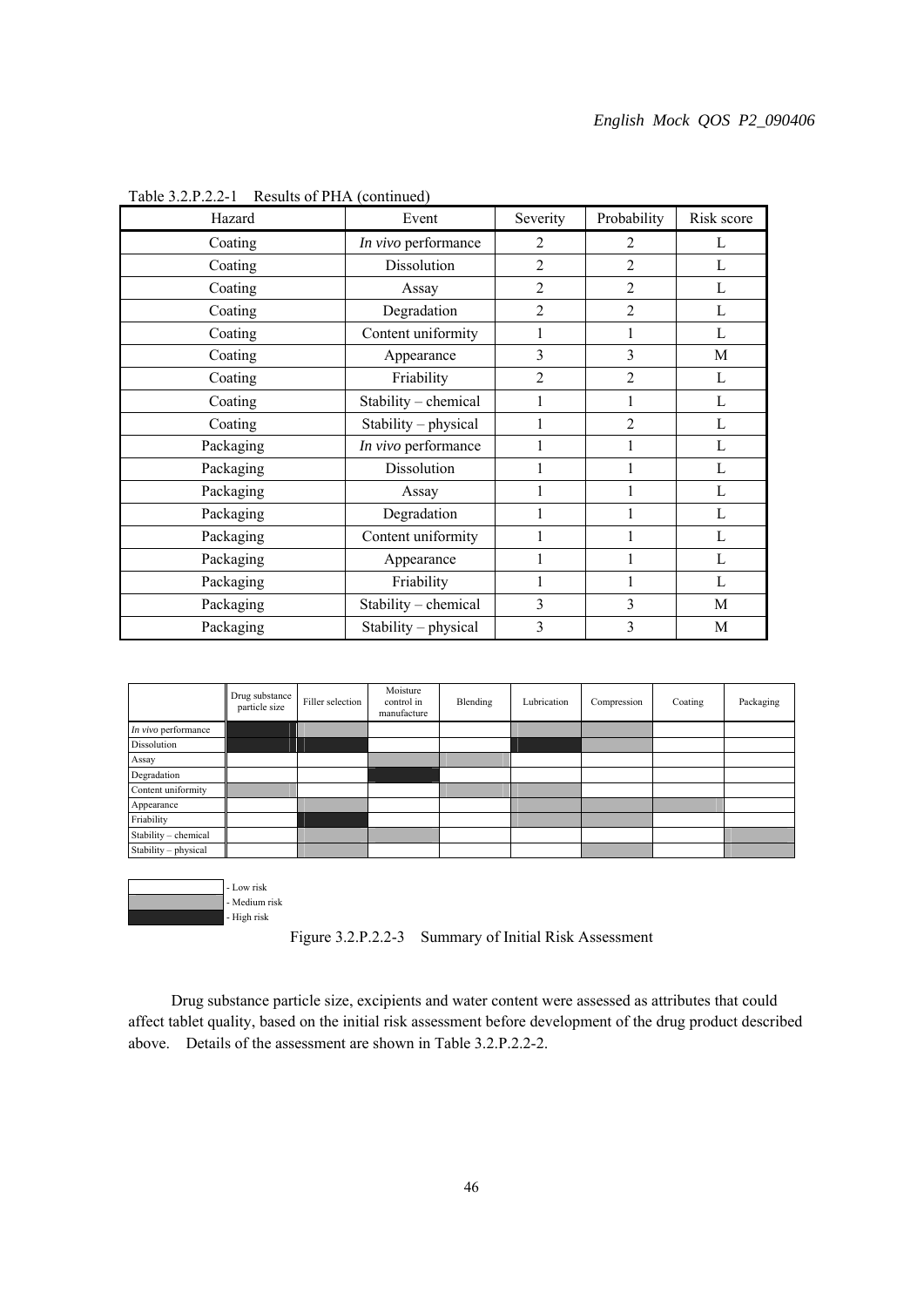Table 3.2.P.2.2-1　Results of PHA (continued)

| Hazard | Event | Severity | Probability | Risk score |
|---|---|---|---|---|
| Coating | *In vivo* performance | 2 | 2 | L |
| Coating | Dissolution | 2 | 2 | L |
| Coating | Assay | 2 | 2 | L |
| Coating | Degradation | 2 | 2 | L |
| Coating | Content uniformity | 1 | 1 | L |
| Coating | Appearance | 3 | 3 | M |
| Coating | Friability | 2 | 2 | L |
| Coating | Stability – chemical | 1 | 1 | L |
| Coating | Stability – physical | 1 | 2 | L |
| Packaging | *In vivo* performance | 1 | 1 | L |
| Packaging | Dissolution | 1 | 1 | L |
| Packaging | Assay | 1 | 1 | L |
| Packaging | Degradation | 1 | 1 | L |
| Packaging | Content uniformity | 1 | 1 | L |
| Packaging | Appearance | 1 | 1 | L |
| Packaging | Friability | 1 | 1 | L |
| Packaging | Stability – chemical | 3 | 3 | M |
| Packaging | Stability – physical | 3 | 3 | M |

| | Drug substance particle size | Filler selection | Moisture control in manufacture | Blending | Lubrication | Compression | Coating | Packaging |
|---|---|---|---|---|---|---|---|---|
| *In vivo* performance | High risk | Medium risk | Low risk | Low risk | Medium risk | Medium risk | Low risk | Low risk |
| Dissolution | High risk | High risk | Low risk | Low risk | High risk | Medium risk | Low risk | Low risk |
| Assay | Low risk | Low risk | Medium risk | Medium risk | Low risk | Low risk | Low risk | Low risk |
| Degradation | Low risk | Low risk | High risk | Low risk | Low risk | Low risk | Low risk | Low risk |
| Content uniformity | Medium risk | Low risk | Low risk | Medium risk | Medium risk | Low risk | Low risk | Low risk |
| Appearance | Low risk | Medium risk | Low risk | Low risk | Medium risk | Medium risk | Medium risk | Low risk |
| Friability | Low risk | High risk | Low risk | Low risk | Medium risk | Medium risk | Low risk | Low risk |
| Stability – chemical | Low risk | Medium risk | Medium risk | Low risk | Low risk | Low risk | Low risk | Medium risk |
| Stability – physical | Low risk | Medium risk | Low risk | Low risk | Low risk | Medium risk | Low risk | Medium risk |

- Low risk
- Medium risk
- High risk

Figure 3.2.P.2.2-3　Summary of Initial Risk Assessment

Drug substance particle size, excipients and water content were assessed as attributes that could affect tablet quality, based on the initial risk assessment before development of the drug product described above.　Details of the assessment are shown in Table 3.2.P.2.2-2.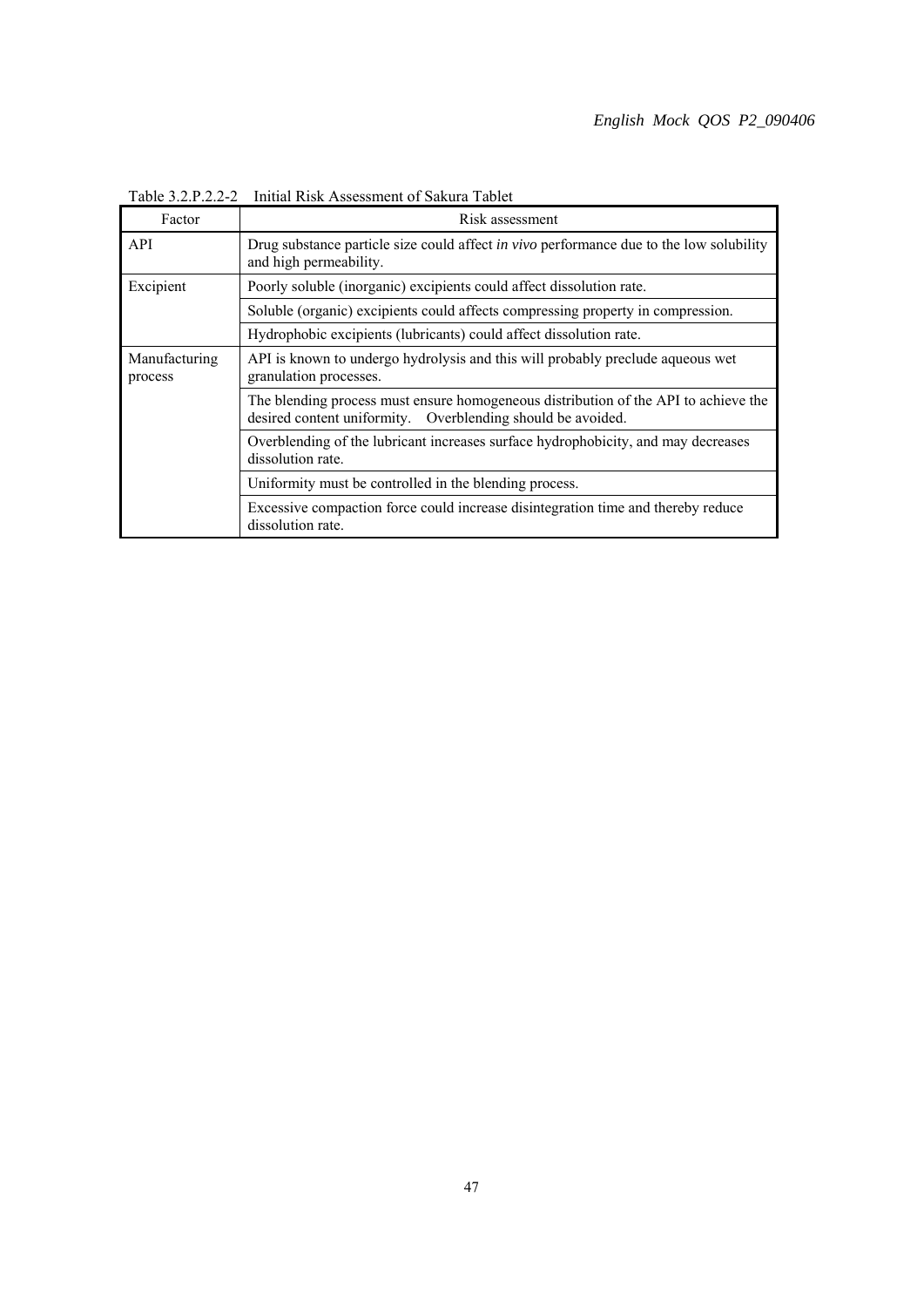Table 3.2.P.2.2-2 Initial Risk Assessment of Sakura Tablet

| Factor | Risk assessment |
|---|---|
| API | Drug substance particle size could affect *in vivo* performance due to the low solubility and high permeability. |
| Excipient | Poorly soluble (inorganic) excipients could affect dissolution rate. |
| | Soluble (organic) excipients could affects compressing property in compression. |
| | Hydrophobic excipients (lubricants) could affect dissolution rate. |
| Manufacturing process | API is known to undergo hydrolysis and this will probably preclude aqueous wet granulation processes. |
| | The blending process must ensure homogeneous distribution of the API to achieve the desired content uniformity. Overblending should be avoided. |
| | Overblending of the lubricant increases surface hydrophobicity, and may decreases dissolution rate. |
| | Uniformity must be controlled in the blending process. |
| | Excessive compaction force could increase disintegration time and thereby reduce dissolution rate. |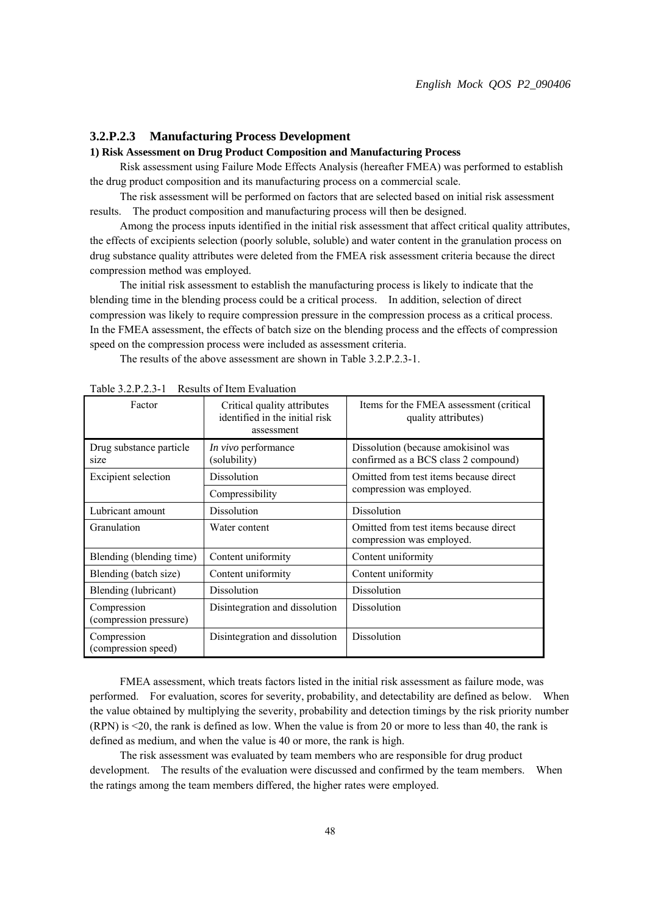### 3.2.P.2.3 Manufacturing Process Development

#### 1) Risk Assessment on Drug Product Composition and Manufacturing Process

Risk assessment using Failure Mode Effects Analysis (hereafter FMEA) was performed to establish the drug product composition and its manufacturing process on a commercial scale.

The risk assessment will be performed on factors that are selected based on initial risk assessment results. The product composition and manufacturing process will then be designed.

Among the process inputs identified in the initial risk assessment that affect critical quality attributes, the effects of excipients selection (poorly soluble, soluble) and water content in the granulation process on drug substance quality attributes were deleted from the FMEA risk assessment criteria because the direct compression method was employed.

The initial risk assessment to establish the manufacturing process is likely to indicate that the blending time in the blending process could be a critical process. In addition, selection of direct compression was likely to require compression pressure in the compression process as a critical process. In the FMEA assessment, the effects of batch size on the blending process and the effects of compression speed on the compression process were included as assessment criteria.

The results of the above assessment are shown in Table 3.2.P.2.3-1.

Table 3.2.P.2.3-1 Results of Item Evaluation

| Factor | Critical quality attributes identified in the initial risk assessment | Items for the FMEA assessment (critical quality attributes) |
|---|---|---|
| Drug substance particle size | *In vivo* performance (solubility) | Dissolution (because amokisinol was confirmed as a BCS class 2 compound) |
| Excipient selection | Dissolution | Omitted from test items because direct compression was employed. |
| | Compressibility | |
| Lubricant amount | Dissolution | Dissolution |
| Granulation | Water content | Omitted from test items because direct compression was employed. |
| Blending (blending time) | Content uniformity | Content uniformity |
| Blending (batch size) | Content uniformity | Content uniformity |
| Blending (lubricant) | Dissolution | Dissolution |
| Compression (compression pressure) | Disintegration and dissolution | Dissolution |
| Compression (compression speed) | Disintegration and dissolution | Dissolution |

FMEA assessment, which treats factors listed in the initial risk assessment as failure mode, was performed. For evaluation, scores for severity, probability, and detectability are defined as below. When the value obtained by multiplying the severity, probability and detection timings by the risk priority number (RPN) is <20, the rank is defined as low. When the value is from 20 or more to less than 40, the rank is defined as medium, and when the value is 40 or more, the rank is high.

The risk assessment was evaluated by team members who are responsible for drug product development. The results of the evaluation were discussed and confirmed by the team members. When the ratings among the team members differed, the higher rates were employed.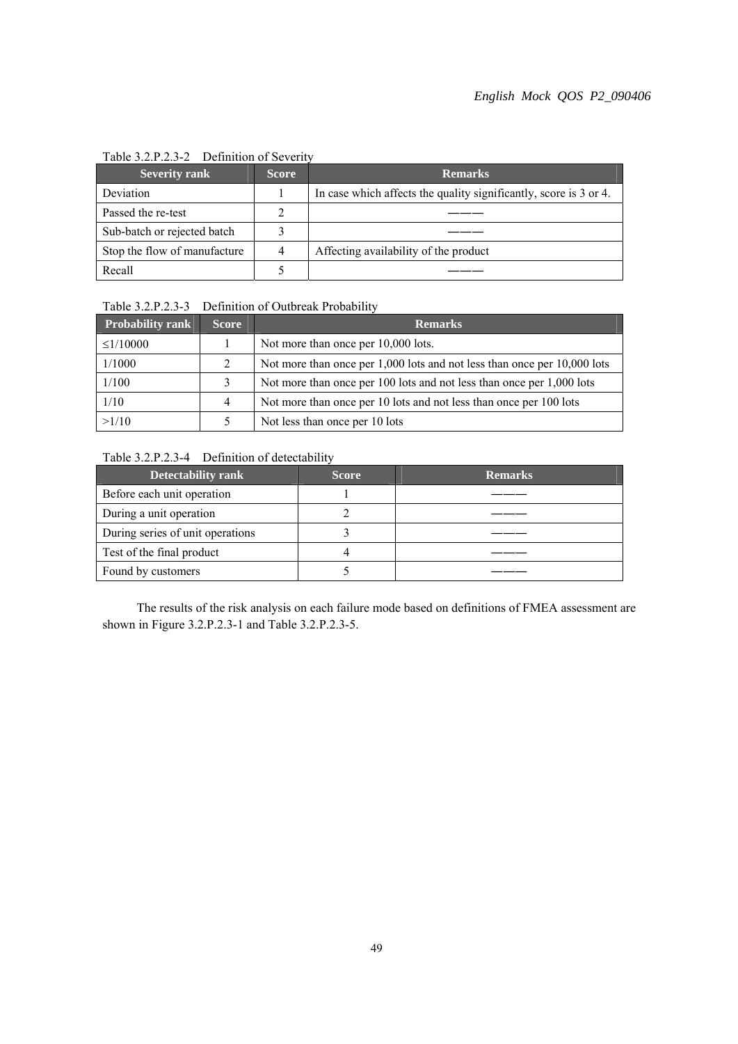Table 3.2.P.2.3-2　Definition of Severity

| Severity rank | Score | Remarks |
|---|---|---|
| Deviation | 1 | In case which affects the quality significantly, score is 3 or 4. |
| Passed the re-test | 2 | ——— |
| Sub-batch or rejected batch | 3 | ——— |
| Stop the flow of manufacture | 4 | Affecting availability of the product |
| Recall | 5 | ——— |

Table 3.2.P.2.3-3　Definition of Outbreak Probability

| Probability rank | Score | Remarks |
|---|---|---|
| ≤1/10000 | 1 | Not more than once per 10,000 lots. |
| 1/1000 | 2 | Not more than once per 1,000 lots and not less than once per 10,000 lots |
| 1/100 | 3 | Not more than once per 100 lots and not less than once per 1,000 lots |
| 1/10 | 4 | Not more than once per 10 lots and not less than once per 100 lots |
| >1/10 | 5 | Not less than once per 10 lots |

Table 3.2.P.2.3-4　Definition of detectability

| Detectability rank | Score | Remarks |
|---|---|---|
| Before each unit operation | 1 | ——— |
| During a unit operation | 2 | ——— |
| During series of unit operations | 3 | ——— |
| Test of the final product | 4 | ——— |
| Found by customers | 5 | ——— |

The results of the risk analysis on each failure mode based on definitions of FMEA assessment are shown in Figure 3.2.P.2.3-1 and Table 3.2.P.2.3-5.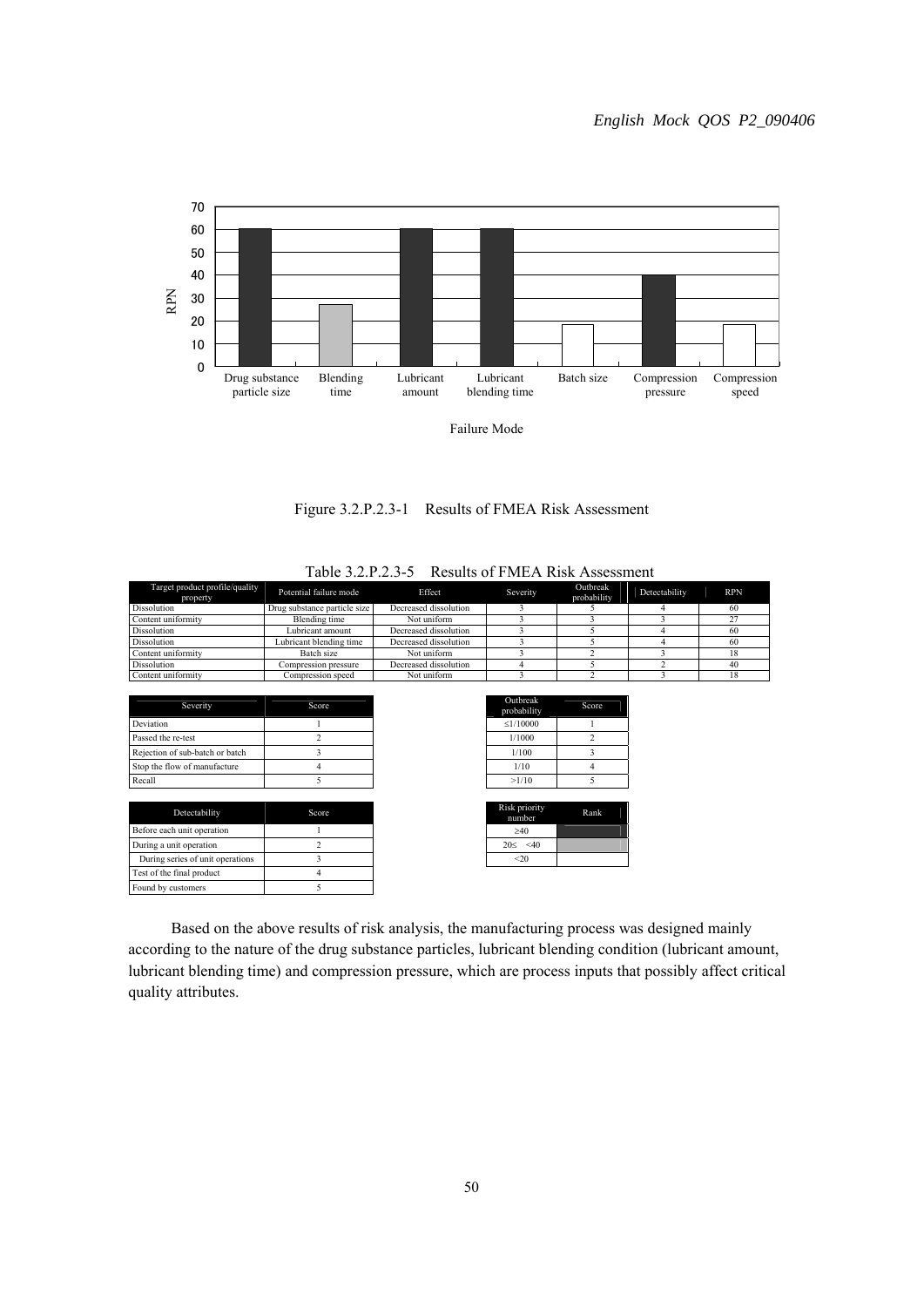Figure 3.2.P.2.3-1 Results of FMEA Risk Assessment

Table 3.2.P.2.3-5 Results of FMEA Risk Assessment

| Target product profile/quality property | Potential failure mode | Effect | Severity | Outbreak probability | Detectability | RPN |
|---|---|---|---|---|---|---|
| Dissolution | Drug substance particle size | Decreased dissolution | 3 | 5 | 4 | 60 |
| Content uniformity | Blending time | Not uniform | 3 | 3 | 3 | 27 |
| Dissolution | Lubricant amount | Decreased dissolution | 3 | 5 | 4 | 60 |
| Dissolution | Lubricant blending time | Decreased dissolution | 3 | 5 | 4 | 60 |
| Content uniformity | Batch size | Not uniform | 3 | 2 | 3 | 18 |
| Dissolution | Compression pressure | Decreased dissolution | 4 | 5 | 2 | 40 |
| Content uniformity | Compression speed | Not uniform | 3 | 2 | 3 | 18 |

| Severity | Score |
|---|---|
| Deviation | 1 |
| Passed the re-test | 2 |
| Rejection of sub-batch or batch | 3 |
| Stop the flow of manufacture | 4 |
| Recall | 5 |

| Outbreak probability | Score |
|---|---|
| ≤1/10000 | 1 |
| 1/1000 | 2 |
| 1/100 | 3 |
| 1/10 | 4 |
| >1/10 | 5 |

| Detectability | Score |
|---|---|
| Before each unit operation | 1 |
| During a unit operation | 2 |
| During series of unit operations | 3 |
| Test of the final product | 4 |
| Found by customers | 5 |

| Risk priority number | Rank |
|---|---|
| ≥40 | |
| 20≤ <40 | |
| <20 | |

Based on the above results of risk analysis, the manufacturing process was designed mainly according to the nature of the drug substance particles, lubricant blending condition (lubricant amount, lubricant blending time) and compression pressure, which are process inputs that possibly affect critical quality attributes.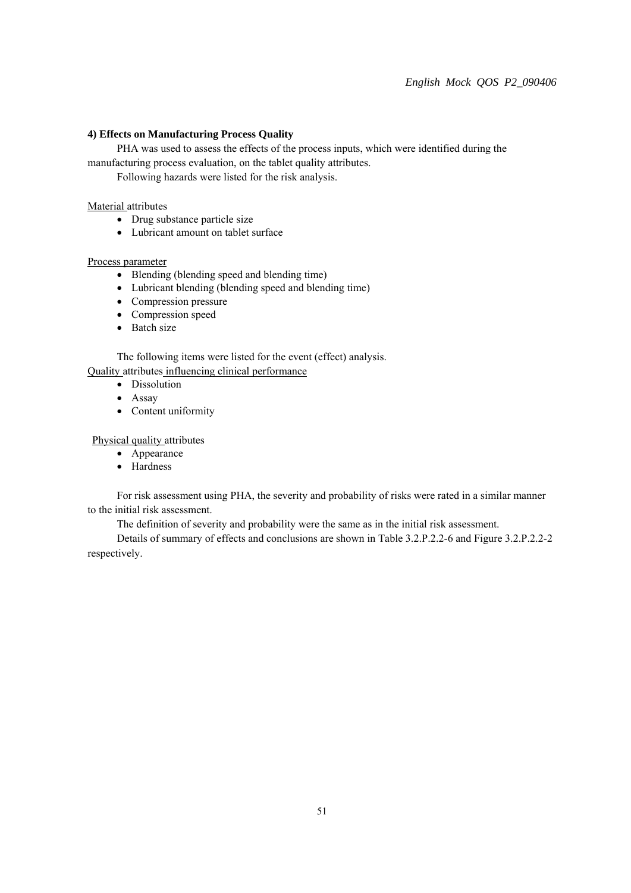#### 4) Effects on Manufacturing Process Quality

PHA was used to assess the effects of the process inputs, which were identified during the manufacturing process evaluation, on the tablet quality attributes.

Following hazards were listed for the risk analysis.

Material attributes

- Drug substance particle size
- Lubricant amount on tablet surface

Process parameter

- Blending (blending speed and blending time)
- Lubricant blending (blending speed and blending time)
- Compression pressure
- Compression speed
- Batch size

The following items were listed for the event (effect) analysis.

Quality attributes influencing clinical performance

- Dissolution
- Assay
- Content uniformity

Physical quality attributes

- Appearance
- Hardness

For risk assessment using PHA, the severity and probability of risks were rated in a similar manner to the initial risk assessment.

The definition of severity and probability were the same as in the initial risk assessment.

Details of summary of effects and conclusions are shown in Table 3.2.P.2.2-6 and Figure 3.2.P.2.2-2 respectively.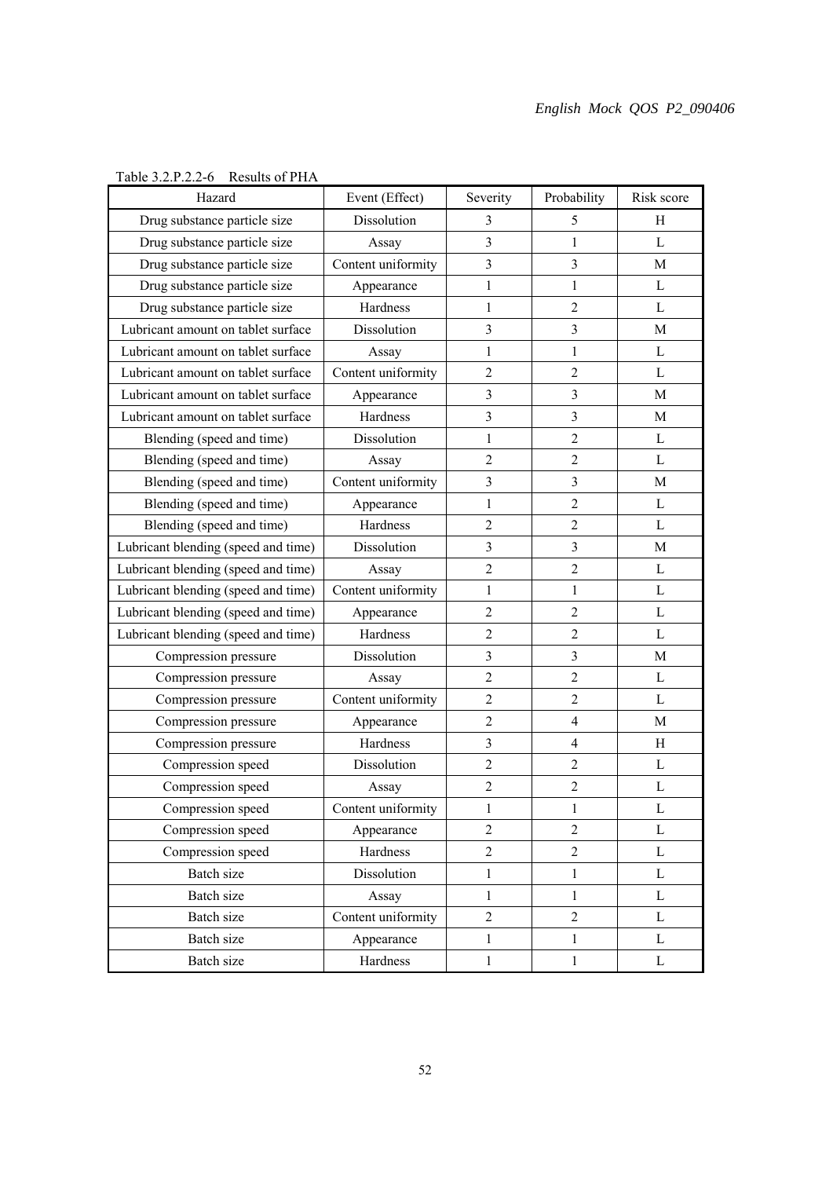Table 3.2.P.2.2-6 Results of PHA

| Hazard | Event (Effect) | Severity | Probability | Risk score |
|---|---|---|---|---|
| Drug substance particle size | Dissolution | 3 | 5 | H |
| Drug substance particle size | Assay | 3 | 1 | L |
| Drug substance particle size | Content uniformity | 3 | 3 | M |
| Drug substance particle size | Appearance | 1 | 1 | L |
| Drug substance particle size | Hardness | 1 | 2 | L |
| Lubricant amount on tablet surface | Dissolution | 3 | 3 | M |
| Lubricant amount on tablet surface | Assay | 1 | 1 | L |
| Lubricant amount on tablet surface | Content uniformity | 2 | 2 | L |
| Lubricant amount on tablet surface | Appearance | 3 | 3 | M |
| Lubricant amount on tablet surface | Hardness | 3 | 3 | M |
| Blending (speed and time) | Dissolution | 1 | 2 | L |
| Blending (speed and time) | Assay | 2 | 2 | L |
| Blending (speed and time) | Content uniformity | 3 | 3 | M |
| Blending (speed and time) | Appearance | 1 | 2 | L |
| Blending (speed and time) | Hardness | 2 | 2 | L |
| Lubricant blending (speed and time) | Dissolution | 3 | 3 | M |
| Lubricant blending (speed and time) | Assay | 2 | 2 | L |
| Lubricant blending (speed and time) | Content uniformity | 1 | 1 | L |
| Lubricant blending (speed and time) | Appearance | 2 | 2 | L |
| Lubricant blending (speed and time) | Hardness | 2 | 2 | L |
| Compression pressure | Dissolution | 3 | 3 | M |
| Compression pressure | Assay | 2 | 2 | L |
| Compression pressure | Content uniformity | 2 | 2 | L |
| Compression pressure | Appearance | 2 | 4 | M |
| Compression pressure | Hardness | 3 | 4 | H |
| Compression speed | Dissolution | 2 | 2 | L |
| Compression speed | Assay | 2 | 2 | L |
| Compression speed | Content uniformity | 1 | 1 | L |
| Compression speed | Appearance | 2 | 2 | L |
| Compression speed | Hardness | 2 | 2 | L |
| Batch size | Dissolution | 1 | 1 | L |
| Batch size | Assay | 1 | 1 | L |
| Batch size | Content uniformity | 2 | 2 | L |
| Batch size | Appearance | 1 | 1 | L |
| Batch size | Hardness | 1 | 1 | L |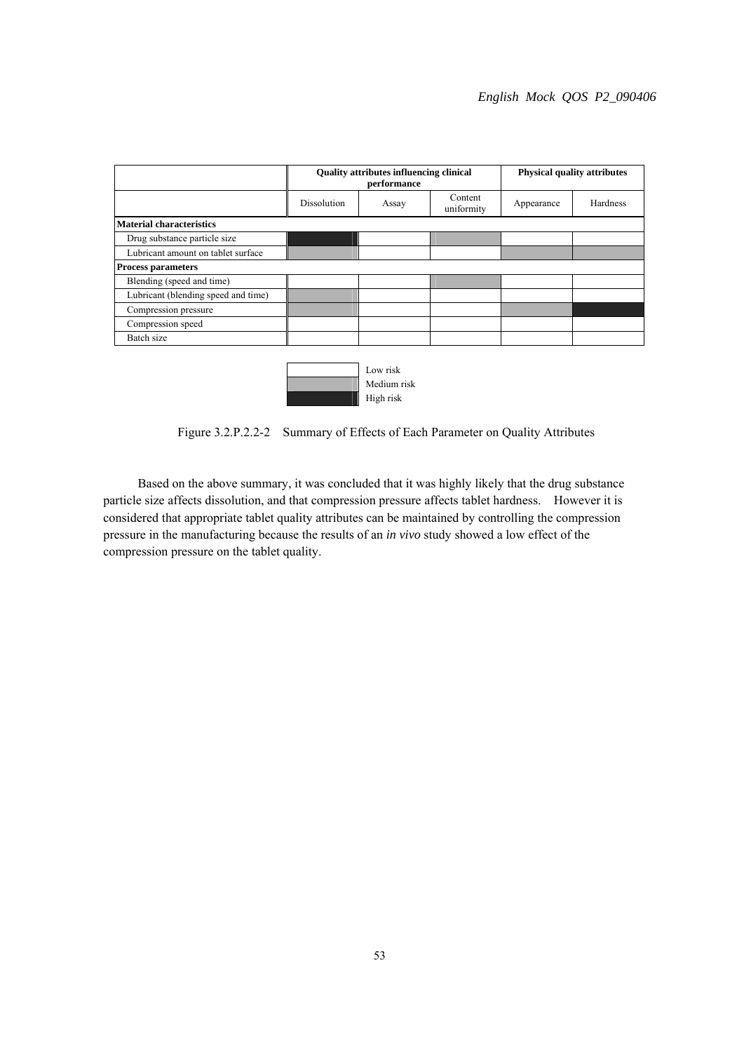|  | Quality attributes influencing clinical performance | | | Physical quality attributes | |
|---|---|---|---|---|---|
|  | Dissolution | Assay | Content uniformity | Appearance | Hardness |
| **Material characteristics** | | | | | |
| Drug substance particle size | High risk | Low risk | Medium risk | Low risk | Low risk |
| Lubricant amount on tablet surface | Medium risk | Low risk | Low risk | Medium risk | Medium risk |
| **Process parameters** | | | | | |
| Blending (speed and time) | Low risk | Low risk | Medium risk | Low risk | Low risk |
| Lubricant (blending speed and time) | Medium risk | Low risk | Low risk | Low risk | Low risk |
| Compression pressure | Medium risk | Low risk | Low risk | Medium risk | High risk |
| Compression speed | Low risk | Low risk | Low risk | Low risk | Low risk |
| Batch size | Low risk | Low risk | Low risk | Low risk | Low risk |

Legend: Low risk (white); Medium risk (grey); High risk (black)

Figure 3.2.P.2.2-2 Summary of Effects of Each Parameter on Quality Attributes

Based on the above summary, it was concluded that it was highly likely that the drug substance particle size affects dissolution, and that compression pressure affects tablet hardness. However it is considered that appropriate tablet quality attributes can be maintained by controlling the compression pressure in the manufacturing because the results of an *in vivo* study showed a low effect of the compression pressure on the tablet quality.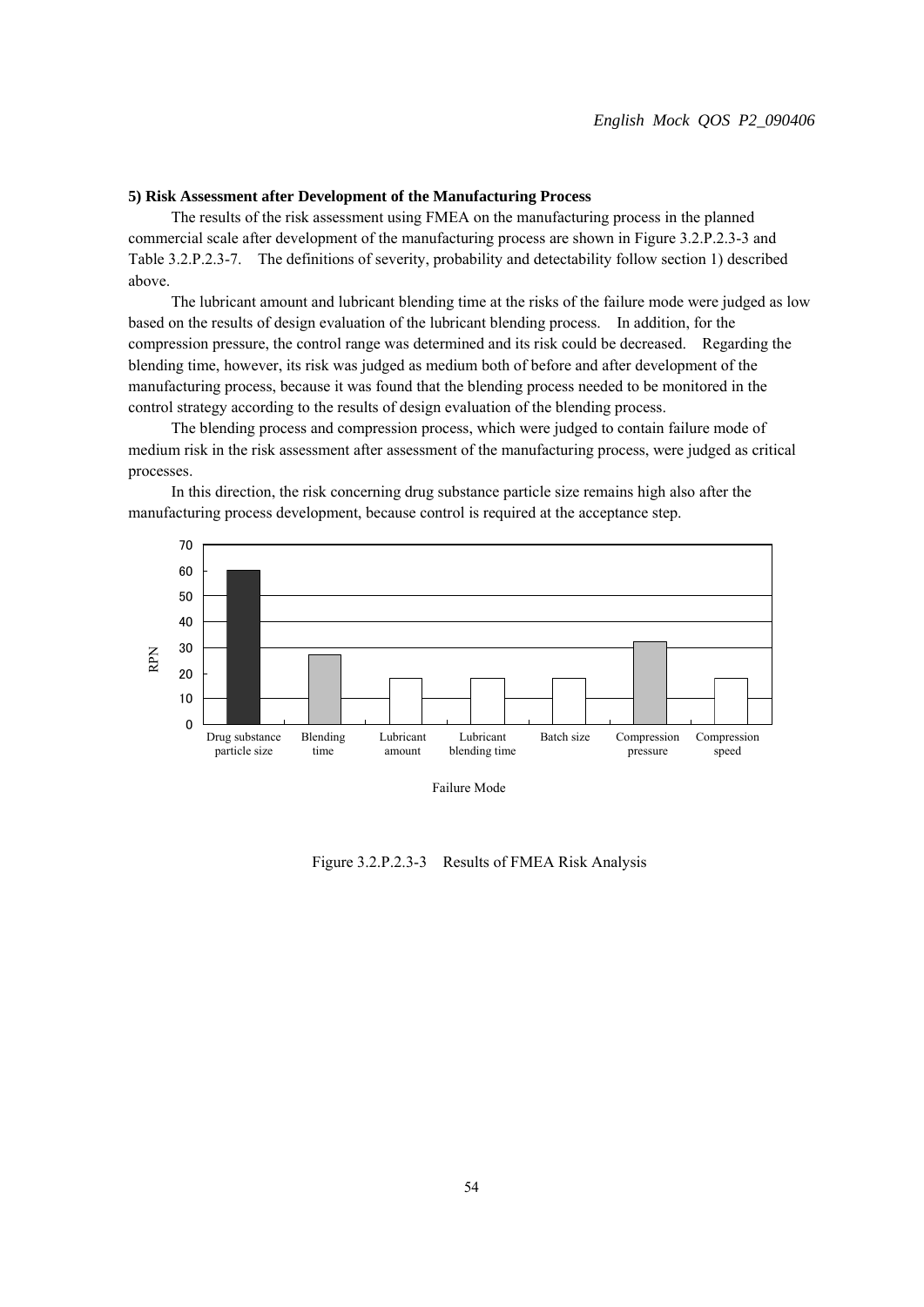**5) Risk Assessment after Development of the Manufacturing Process**

The results of the risk assessment using FMEA on the manufacturing process in the planned commercial scale after development of the manufacturing process are shown in Figure 3.2.P.2.3-3 and Table 3.2.P.2.3-7. The definitions of severity, probability and detectability follow section 1) described above.

The lubricant amount and lubricant blending time at the risks of the failure mode were judged as low based on the results of design evaluation of the lubricant blending process. In addition, for the compression pressure, the control range was determined and its risk could be decreased. Regarding the blending time, however, its risk was judged as medium both of before and after development of the manufacturing process, because it was found that the blending process needed to be monitored in the control strategy according to the results of design evaluation of the blending process.

The blending process and compression process, which were judged to contain failure mode of medium risk in the risk assessment after assessment of the manufacturing process, were judged as critical processes.

In this direction, the risk concerning drug substance particle size remains high also after the manufacturing process development, because control is required at the acceptance step.

| Failure Mode | RPN |
|---|---|
| Drug substance particle size | 60 |
| Blending time | 27 |
| Lubricant amount | 18 |
| Lubricant blending time | 18 |
| Batch size | 18 |
| Compression pressure | 32 |
| Compression speed | 18 |

Figure 3.2.P.2.3-3 Results of FMEA Risk Analysis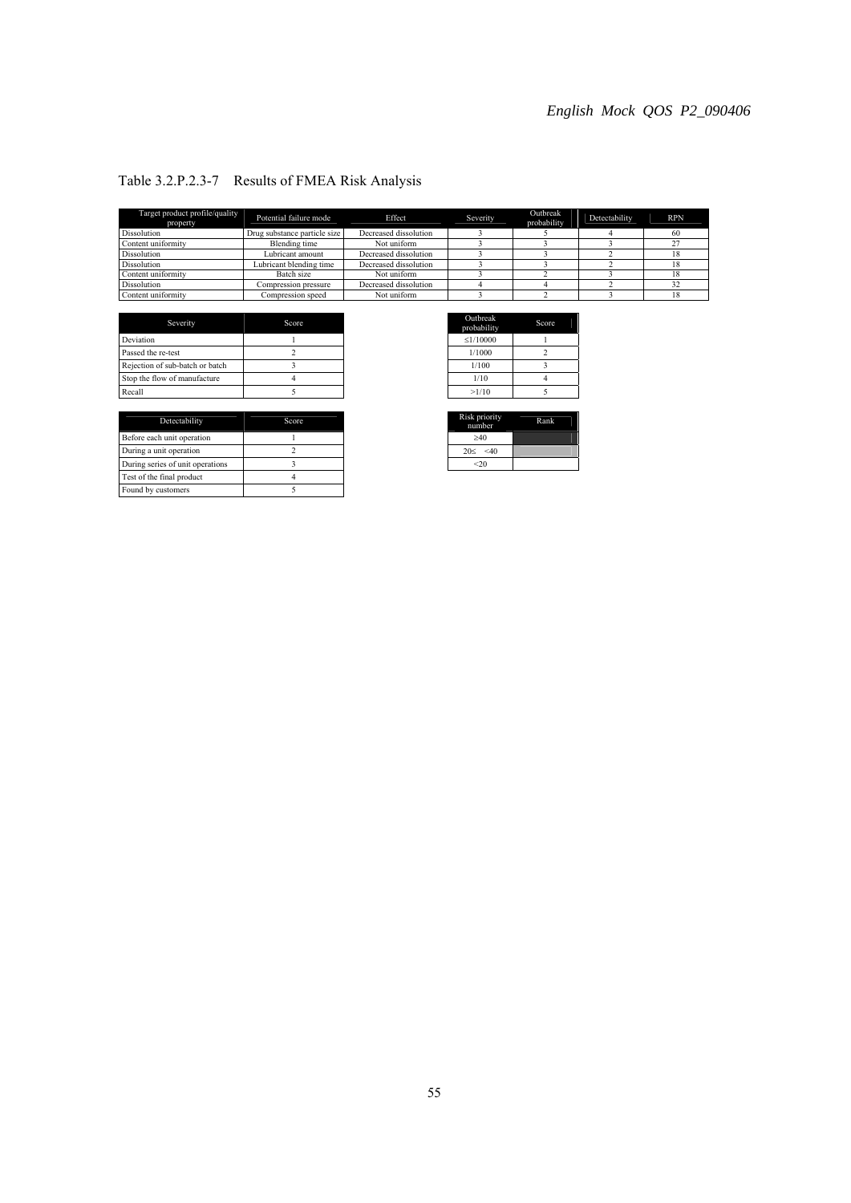Table 3.2.P.2.3-7 Results of FMEA Risk Analysis

| Target product profile/quality property | Potential failure mode | Effect | Severity | Outbreak probability | Detectability | RPN |
|---|---|---|---|---|---|---|
| Dissolution | Drug substance particle size | Decreased dissolution | 3 | 5 | 4 | 60 |
| Content uniformity | Blending time | Not uniform | 3 | 3 | 3 | 27 |
| Dissolution | Lubricant amount | Decreased dissolution | 3 | 3 | 2 | 18 |
| Dissolution | Lubricant blending time | Decreased dissolution | 3 | 3 | 2 | 18 |
| Content uniformity | Batch size | Not uniform | 3 | 2 | 3 | 18 |
| Dissolution | Compression pressure | Decreased dissolution | 4 | 4 | 2 | 32 |
| Content uniformity | Compression speed | Not uniform | 3 | 2 | 3 | 18 |

| Severity | Score |
|---|---|
| Deviation | 1 |
| Passed the re-test | 2 |
| Rejection of sub-batch or batch | 3 |
| Stop the flow of manufacture | 4 |
| Recall | 5 |

| Outbreak probability | Score |
|---|---|
| ≤1/10000 | 1 |
| 1/1000 | 2 |
| 1/100 | 3 |
| 1/10 | 4 |
| >1/10 | 5 |

| Detectability | Score |
|---|---|
| Before each unit operation | 1 |
| During a unit operation | 2 |
| During series of unit operations | 3 |
| Test of the final product | 4 |
| Found by customers | 5 |

| Risk priority number | Rank |
|---|---|
| ≥40 | |
| 20≤ <40 | |
| <20 | |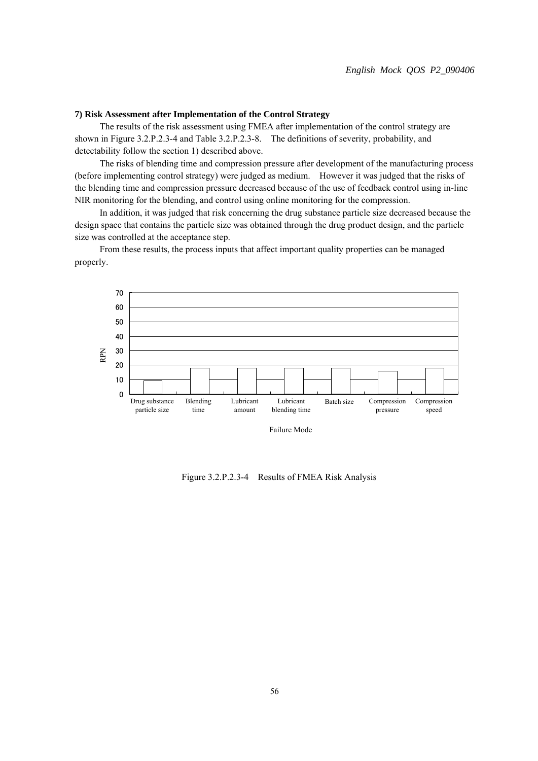**7) Risk Assessment after Implementation of the Control Strategy**

The results of the risk assessment using FMEA after implementation of the control strategy are shown in Figure 3.2.P.2.3-4 and Table 3.2.P.2.3-8. The definitions of severity, probability, and detectability follow the section 1) described above.

The risks of blending time and compression pressure after development of the manufacturing process (before implementing control strategy) were judged as medium. However it was judged that the risks of the blending time and compression pressure decreased because of the use of feedback control using in-line NIR monitoring for the blending, and control using online monitoring for the compression.

In addition, it was judged that risk concerning the drug substance particle size decreased because the design space that contains the particle size was obtained through the drug product design, and the particle size was controlled at the acceptance step.

From these results, the process inputs that affect important quality properties can be managed properly.

Figure 3.2.P.2.3-4 Results of FMEA Risk Analysis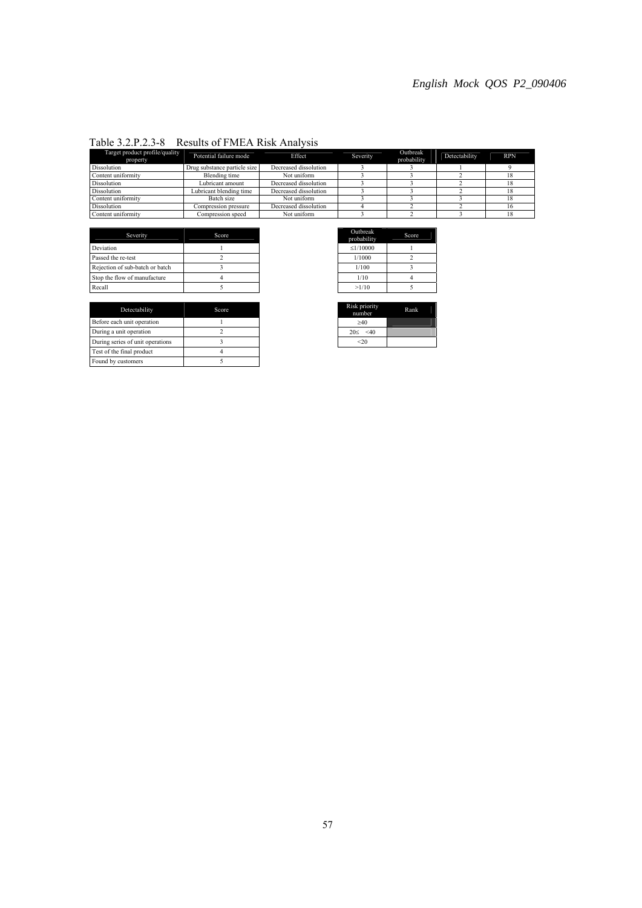Table 3.2.P.2.3-8 Results of FMEA Risk Analysis

| Target product profile/quality property | Potential failure mode | Effect | Severity | Outbreak probability | Detectability | RPN |
|---|---|---|---|---|---|---|
| Dissolution | Drug substance particle size | Decreased dissolution | 3 | 3 | 1 | 9 |
| Content uniformity | Blending time | Not uniform | 3 | 3 | 2 | 18 |
| Dissolution | Lubricant amount | Decreased dissolution | 3 | 3 | 2 | 18 |
| Dissolution | Lubricant blending time | Decreased dissolution | 3 | 3 | 2 | 18 |
| Content uniformity | Batch size | Not uniform | 3 | 3 | 3 | 18 |
| Dissolution | Compression pressure | Decreased dissolution | 4 | 2 | 2 | 16 |
| Content uniformity | Compression speed | Not uniform | 3 | 2 | 3 | 18 |

| Severity | Score |
|---|---|
| Deviation | 1 |
| Passed the re-test | 2 |
| Rejection of sub-batch or batch | 3 |
| Stop the flow of manufacture | 4 |
| Recall | 5 |

| Outbreak probability | Score |
|---|---|
| ≤1/10000 | 1 |
| 1/1000 | 2 |
| 1/100 | 3 |
| 1/10 | 4 |
| >1/10 | 5 |

| Detectability | Score |
|---|---|
| Before each unit operation | 1 |
| During a unit operation | 2 |
| During series of unit operations | 3 |
| Test of the final product | 4 |
| Found by customers | 5 |

| Risk priority number | Rank |
|---|---|
| ≥40 | |
| 20≤ <40 | |
| <20 | |